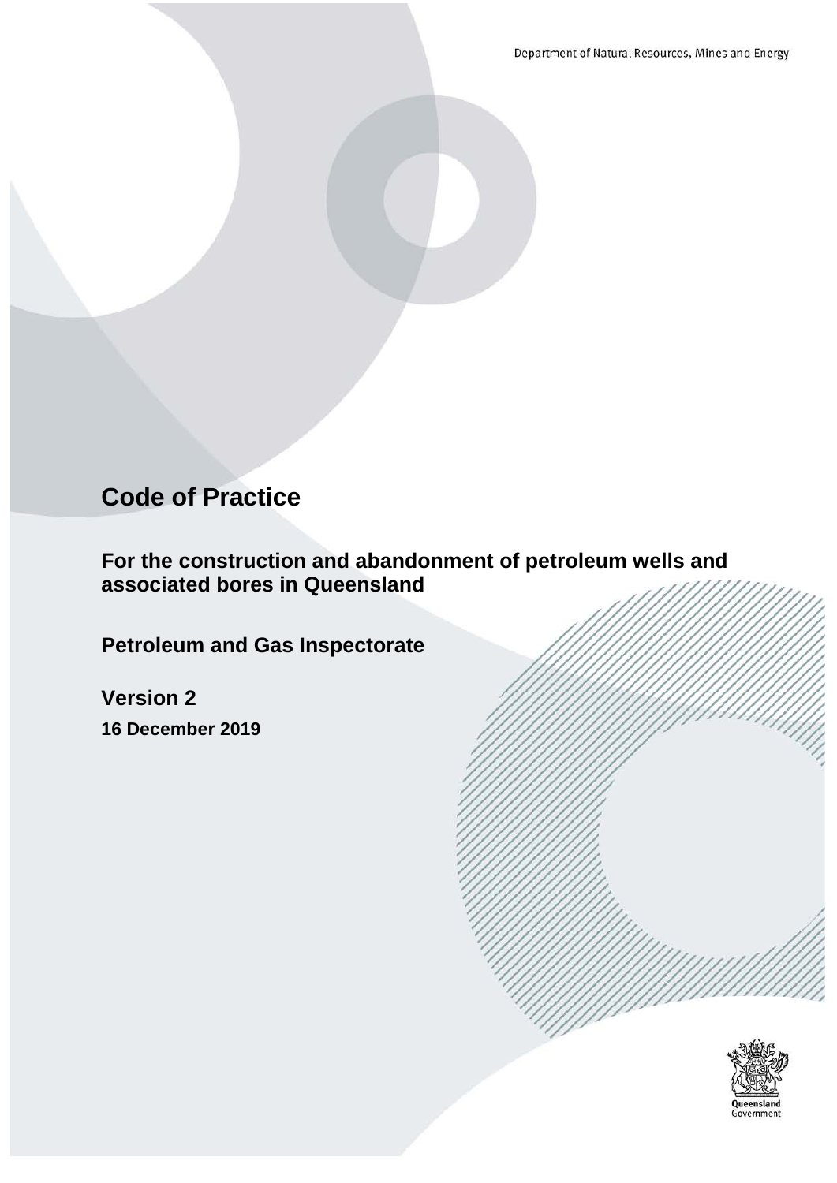Department of Natural Resources, Mines and Energy

# Code of Practice

## For the construction and abandonment of petroleum wells and associated bores in Queensland

## Petroleum and Gas Inspectorate

## Version 2

**16 December 2019**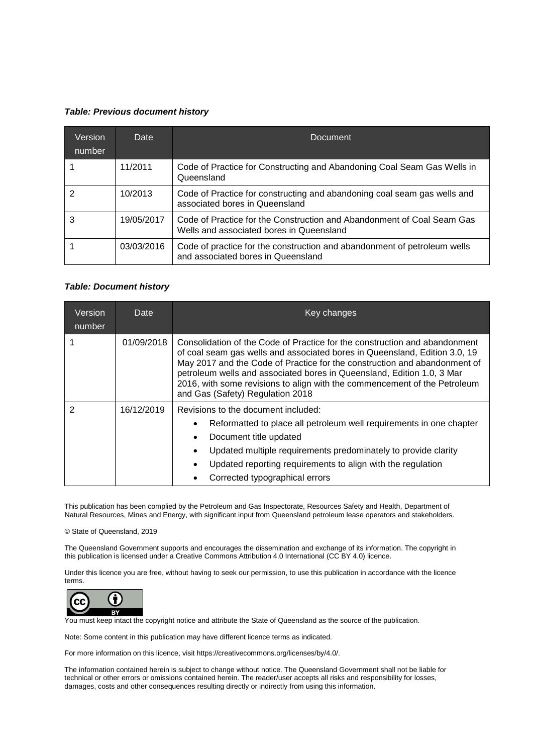***Table: Previous document history***

| Version number | Date | Document |
|---|---|---|
| 1 | 11/2011 | Code of Practice for Constructing and Abandoning Coal Seam Gas Wells in Queensland |
| 2 | 10/2013 | Code of Practice for constructing and abandoning coal seam gas wells and associated bores in Queensland |
| 3 | 19/05/2017 | Code of Practice for the Construction and Abandonment of Coal Seam Gas Wells and associated bores in Queensland |
| 1 | 03/03/2016 | Code of practice for the construction and abandonment of petroleum wells and associated bores in Queensland |

***Table: Document history***

| Version number | Date | Key changes |
|---|---|---|
| 1 | 01/09/2018 | Consolidation of the Code of Practice for the construction and abandonment of coal seam gas wells and associated bores in Queensland, Edition 3.0, 19 May 2017 and the Code of Practice for the construction and abandonment of petroleum wells and associated bores in Queensland, Edition 1.0, 3 Mar 2016, with some revisions to align with the commencement of the Petroleum and Gas (Safety) Regulation 2018 |
| 2 | 16/12/2019 | Revisions to the document included: • Reformatted to place all petroleum well requirements in one chapter • Document title updated • Updated multiple requirements predominately to provide clarity • Updated reporting requirements to align with the regulation • Corrected typographical errors |

This publication has been complied by the Petroleum and Gas Inspectorate, Resources Safety and Health, Department of Natural Resources, Mines and Energy, with significant input from Queensland petroleum lease operators and stakeholders.

© State of Queensland, 2019

The Queensland Government supports and encourages the dissemination and exchange of its information. The copyright in this publication is licensed under a Creative Commons Attribution 4.0 International (CC BY 4.0) licence.

Under this licence you are free, without having to seek our permission, to use this publication in accordance with the licence terms.

You must keep intact the copyright notice and attribute the State of Queensland as the source of the publication.

Note: Some content in this publication may have different licence terms as indicated.

For more information on this licence, visit https://creativecommons.org/licenses/by/4.0/.

The information contained herein is subject to change without notice. The Queensland Government shall not be liable for technical or other errors or omissions contained herein. The reader/user accepts all risks and responsibility for losses, damages, costs and other consequences resulting directly or indirectly from using this information.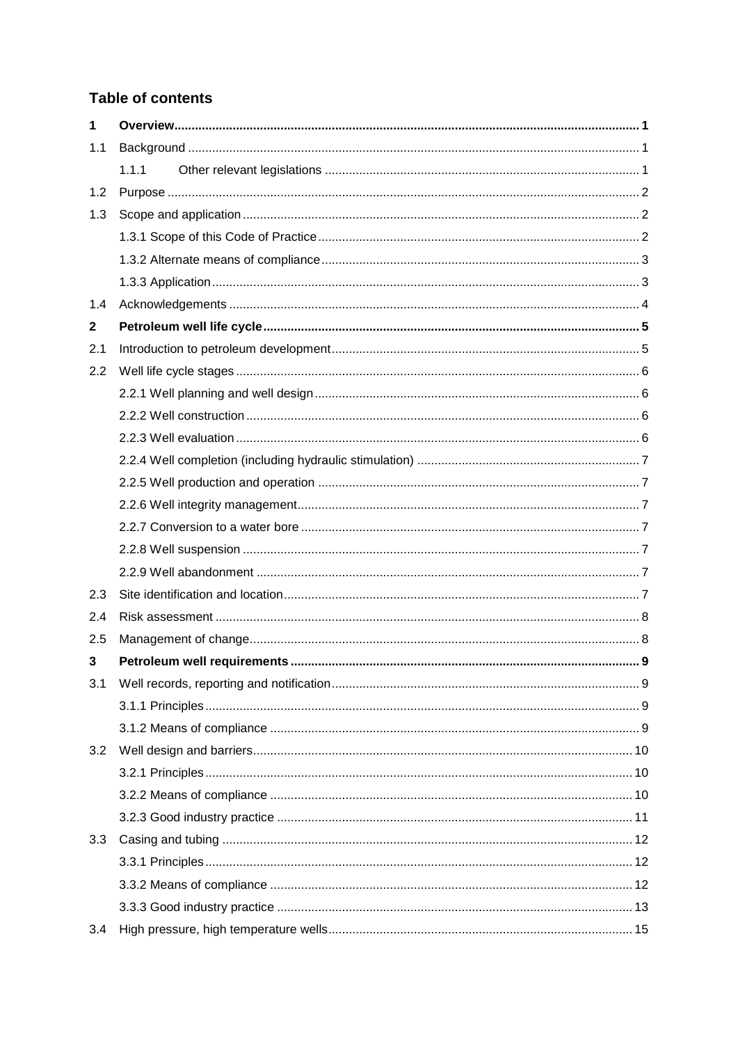## Table of contents

| | | |
|---|---|---|
| **1** | **Overview** | **1** |
| 1.1 | Background | 1 |
| | 1.1.1 Other relevant legislations | 1 |
| 1.2 | Purpose | 2 |
| 1.3 | Scope and application | 2 |
| | 1.3.1 Scope of this Code of Practice | 2 |
| | 1.3.2 Alternate means of compliance | 3 |
| | 1.3.3 Application | 3 |
| 1.4 | Acknowledgements | 4 |
| **2** | **Petroleum well life cycle** | **5** |
| 2.1 | Introduction to petroleum development | 5 |
| 2.2 | Well life cycle stages | 6 |
| | 2.2.1 Well planning and well design | 6 |
| | 2.2.2 Well construction | 6 |
| | 2.2.3 Well evaluation | 6 |
| | 2.2.4 Well completion (including hydraulic stimulation) | 7 |
| | 2.2.5 Well production and operation | 7 |
| | 2.2.6 Well integrity management | 7 |
| | 2.2.7 Conversion to a water bore | 7 |
| | 2.2.8 Well suspension | 7 |
| | 2.2.9 Well abandonment | 7 |
| 2.3 | Site identification and location | 7 |
| 2.4 | Risk assessment | 8 |
| 2.5 | Management of change | 8 |
| **3** | **Petroleum well requirements** | **9** |
| 3.1 | Well records, reporting and notification | 9 |
| | 3.1.1 Principles | 9 |
| | 3.1.2 Means of compliance | 9 |
| 3.2 | Well design and barriers | 10 |
| | 3.2.1 Principles | 10 |
| | 3.2.2 Means of compliance | 10 |
| | 3.2.3 Good industry practice | 11 |
| 3.3 | Casing and tubing | 12 |
| | 3.3.1 Principles | 12 |
| | 3.3.2 Means of compliance | 12 |
| | 3.3.3 Good industry practice | 13 |
| 3.4 | High pressure, high temperature wells | 15 |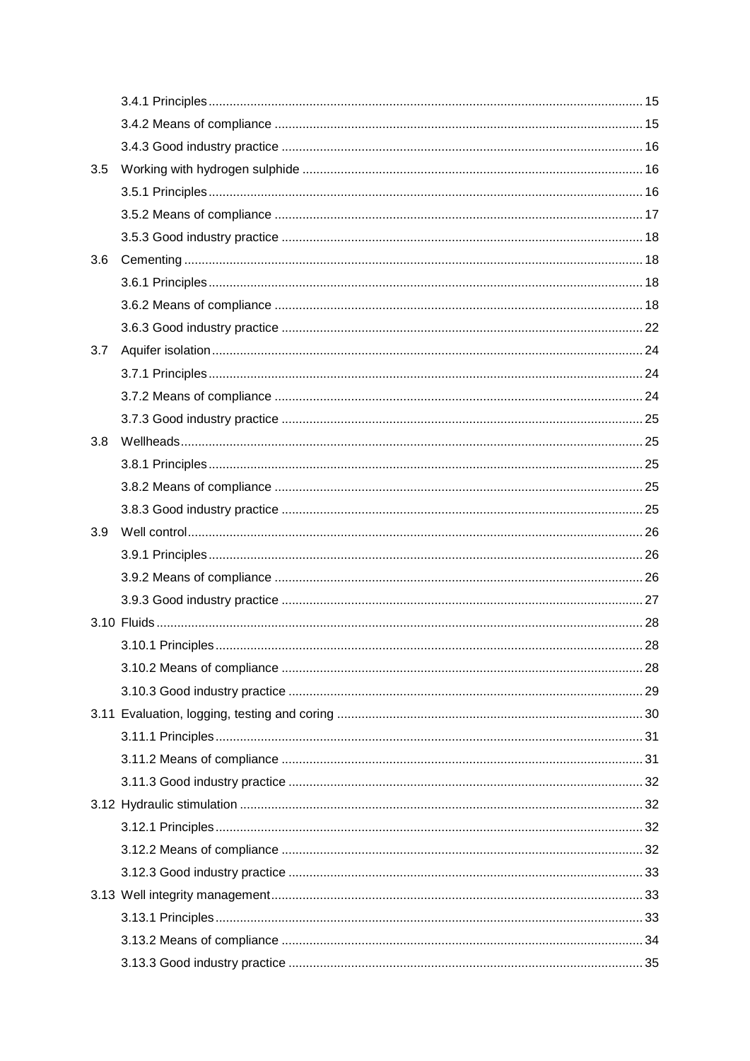3.4.1 Principles ..... 15

3.4.2 Means of compliance ..... 15

3.4.3 Good industry practice ..... 16

3.5 Working with hydrogen sulphide ..... 16

3.5.1 Principles ..... 16

3.5.2 Means of compliance ..... 17

3.5.3 Good industry practice ..... 18

3.6 Cementing ..... 18

3.6.1 Principles ..... 18

3.6.2 Means of compliance ..... 18

3.6.3 Good industry practice ..... 22

3.7 Aquifer isolation ..... 24

3.7.1 Principles ..... 24

3.7.2 Means of compliance ..... 24

3.7.3 Good industry practice ..... 25

3.8 Wellheads ..... 25

3.8.1 Principles ..... 25

3.8.2 Means of compliance ..... 25

3.8.3 Good industry practice ..... 25

3.9 Well control ..... 26

3.9.1 Principles ..... 26

3.9.2 Means of compliance ..... 26

3.9.3 Good industry practice ..... 27

3.10 Fluids ..... 28

3.10.1 Principles ..... 28

3.10.2 Means of compliance ..... 28

3.10.3 Good industry practice ..... 29

3.11 Evaluation, logging, testing and coring ..... 30

3.11.1 Principles ..... 31

3.11.2 Means of compliance ..... 31

3.11.3 Good industry practice ..... 32

3.12 Hydraulic stimulation ..... 32

3.12.1 Principles ..... 32

3.12.2 Means of compliance ..... 32

3.12.3 Good industry practice ..... 33

3.13 Well integrity management ..... 33

3.13.1 Principles ..... 33

3.13.2 Means of compliance ..... 34

3.13.3 Good industry practice ..... 35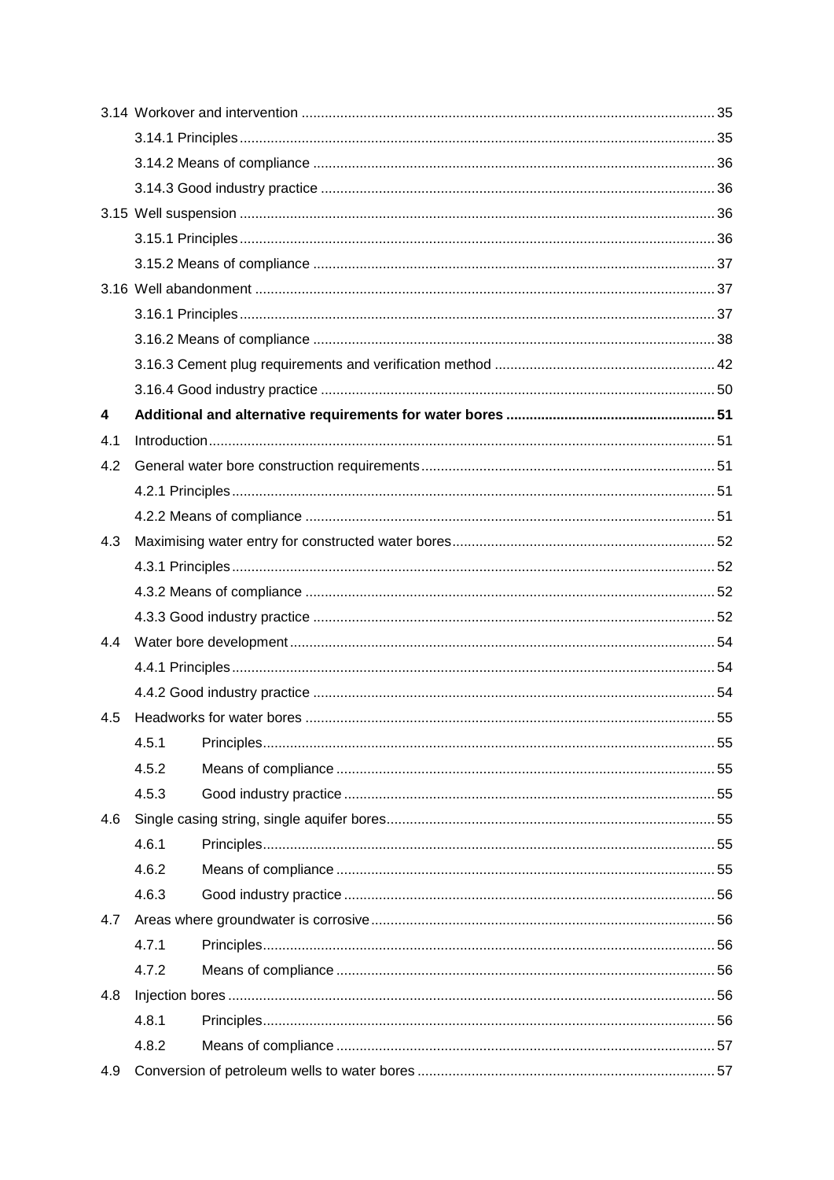3.14 Workover and intervention ........................................................................................................ 35

3.14.1 Principles ........................................................................................................ 35

3.14.2 Means of compliance ........................................................................................................ 36

3.14.3 Good industry practice ........................................................................................................ 36

3.15 Well suspension ........................................................................................................ 36

3.15.1 Principles ........................................................................................................ 36

3.15.2 Means of compliance ........................................................................................................ 37

3.16 Well abandonment ........................................................................................................ 37

3.16.1 Principles ........................................................................................................ 37

3.16.2 Means of compliance ........................................................................................................ 38

3.16.3 Cement plug requirements and verification method ........................................................................................................ 42

3.16.4 Good industry practice ........................................................................................................ 50

**4 Additional and alternative requirements for water bores ........................................................................................................ 51**

4.1 Introduction ........................................................................................................ 51

4.2 General water bore construction requirements ........................................................................................................ 51

4.2.1 Principles ........................................................................................................ 51

4.2.2 Means of compliance ........................................................................................................ 51

4.3 Maximising water entry for constructed water bores ........................................................................................................ 52

4.3.1 Principles ........................................................................................................ 52

4.3.2 Means of compliance ........................................................................................................ 52

4.3.3 Good industry practice ........................................................................................................ 52

4.4 Water bore development ........................................................................................................ 54

4.4.1 Principles ........................................................................................................ 54

4.4.2 Good industry practice ........................................................................................................ 54

4.5 Headworks for water bores ........................................................................................................ 55

4.5.1 Principles ........................................................................................................ 55

4.5.2 Means of compliance ........................................................................................................ 55

4.5.3 Good industry practice ........................................................................................................ 55

4.6 Single casing string, single aquifer bores ........................................................................................................ 55

4.6.1 Principles ........................................................................................................ 55

4.6.2 Means of compliance ........................................................................................................ 55

4.6.3 Good industry practice ........................................................................................................ 56

4.7 Areas where groundwater is corrosive ........................................................................................................ 56

4.7.1 Principles ........................................................................................................ 56

4.7.2 Means of compliance ........................................................................................................ 56

4.8 Injection bores ........................................................................................................ 56

4.8.1 Principles ........................................................................................................ 56

4.8.2 Means of compliance ........................................................................................................ 57

4.9 Conversion of petroleum wells to water bores ........................................................................................................ 57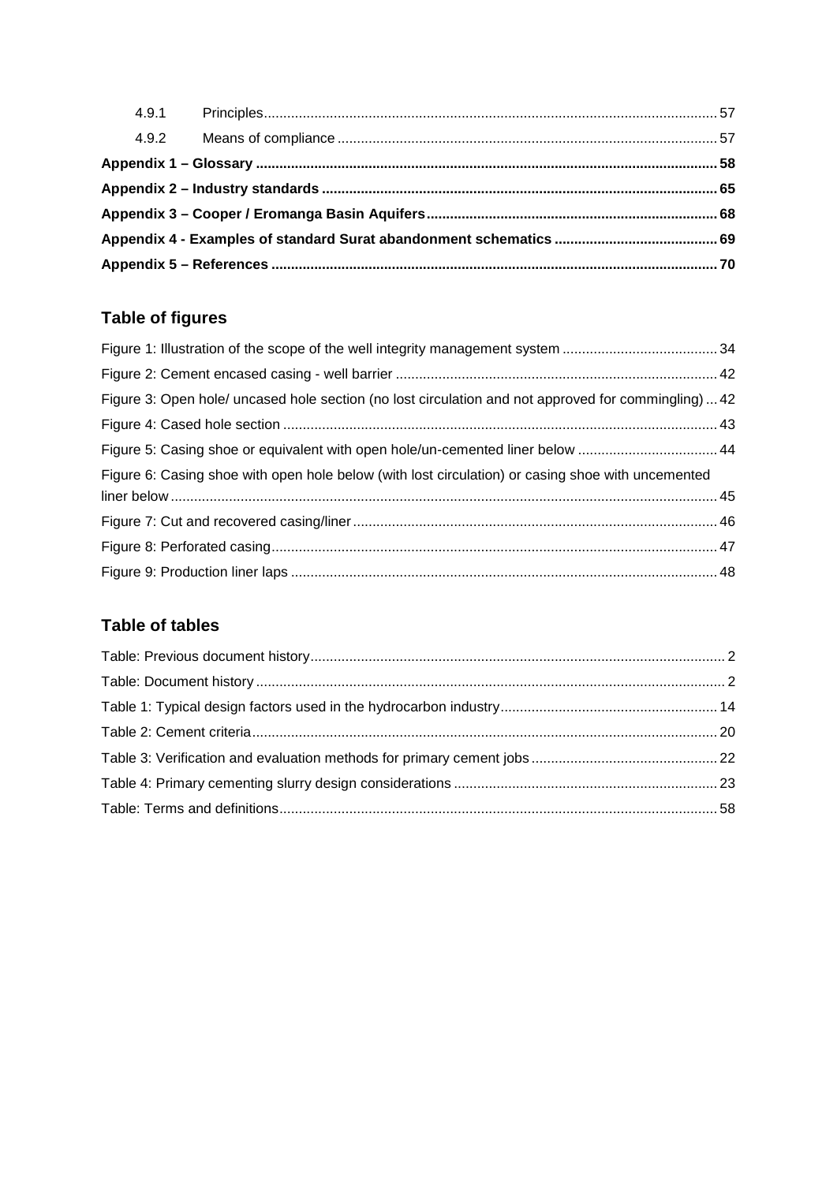4.9.1 Principles .......... 57

4.9.2 Means of compliance .......... 57

**Appendix 1 – Glossary .......... 58**

**Appendix 2 – Industry standards .......... 65**

**Appendix 3 – Cooper / Eromanga Basin Aquifers .......... 68**

**Appendix 4 - Examples of standard Surat abandonment schematics .......... 69**

**Appendix 5 – References .......... 70**

## Table of figures

Figure 1: Illustration of the scope of the well integrity management system .......... 34

Figure 2: Cement encased casing - well barrier .......... 42

Figure 3: Open hole/ uncased hole section (no lost circulation and not approved for commingling) ... 42

Figure 4: Cased hole section .......... 43

Figure 5: Casing shoe or equivalent with open hole/un-cemented liner below .......... 44

Figure 6: Casing shoe with open hole below (with lost circulation) or casing shoe with uncemented liner below .......... 45

Figure 7: Cut and recovered casing/liner .......... 46

Figure 8: Perforated casing .......... 47

Figure 9: Production liner laps .......... 48

## Table of tables

Table: Previous document history .......... 2

Table: Document history .......... 2

Table 1: Typical design factors used in the hydrocarbon industry .......... 14

Table 2: Cement criteria .......... 20

Table 3: Verification and evaluation methods for primary cement jobs .......... 22

Table 4: Primary cementing slurry design considerations .......... 23

Table: Terms and definitions .......... 58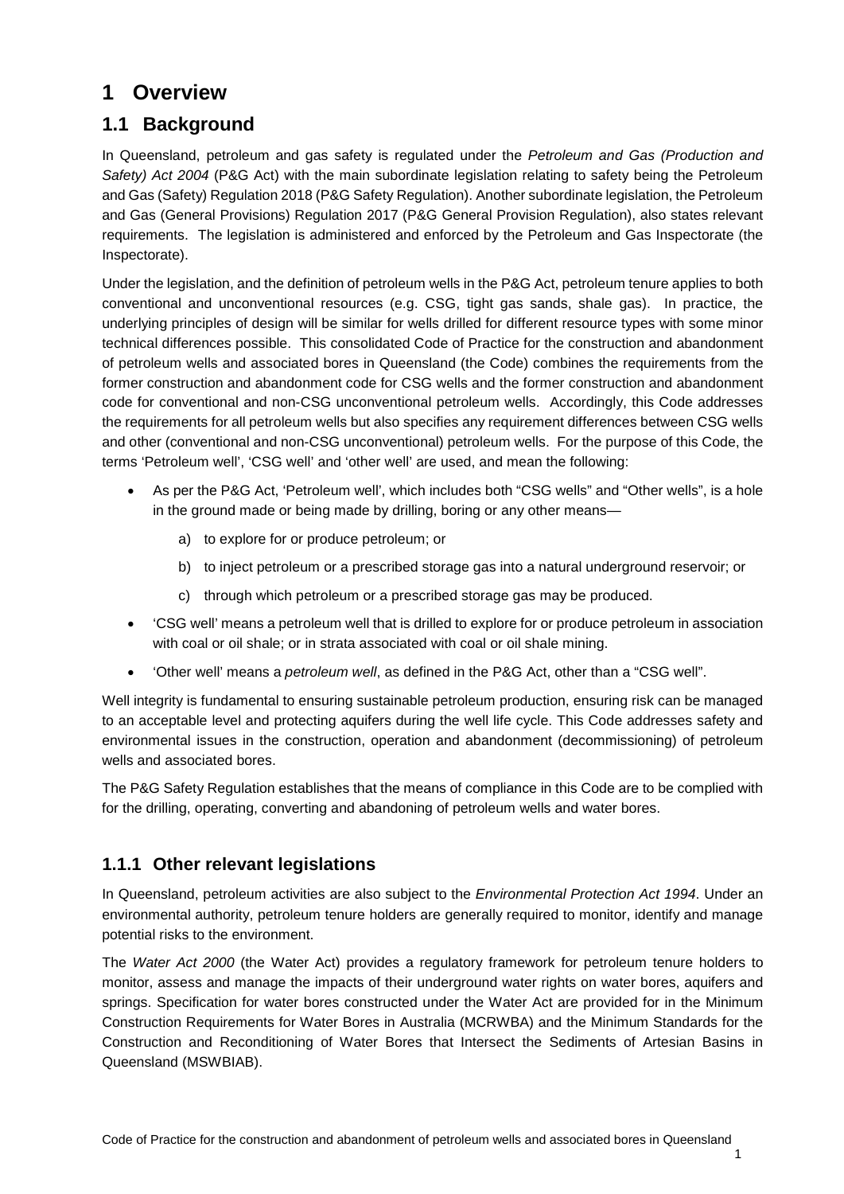# 1 Overview

## 1.1 Background

In Queensland, petroleum and gas safety is regulated under the *Petroleum and Gas (Production and Safety) Act 2004* (P&G Act) with the main subordinate legislation relating to safety being the Petroleum and Gas (Safety) Regulation 2018 (P&G Safety Regulation). Another subordinate legislation, the Petroleum and Gas (General Provisions) Regulation 2017 (P&G General Provision Regulation), also states relevant requirements. The legislation is administered and enforced by the Petroleum and Gas Inspectorate (the Inspectorate).

Under the legislation, and the definition of petroleum wells in the P&G Act, petroleum tenure applies to both conventional and unconventional resources (e.g. CSG, tight gas sands, shale gas). In practice, the underlying principles of design will be similar for wells drilled for different resource types with some minor technical differences possible. This consolidated Code of Practice for the construction and abandonment of petroleum wells and associated bores in Queensland (the Code) combines the requirements from the former construction and abandonment code for CSG wells and the former construction and abandonment code for conventional and non-CSG unconventional petroleum wells. Accordingly, this Code addresses the requirements for all petroleum wells but also specifies any requirement differences between CSG wells and other (conventional and non-CSG unconventional) petroleum wells. For the purpose of this Code, the terms 'Petroleum well', 'CSG well' and 'other well' are used, and mean the following:

- As per the P&G Act, 'Petroleum well', which includes both "CSG wells" and "Other wells", is a hole in the ground made or being made by drilling, boring or any other means—
  - a) to explore for or produce petroleum; or
  - b) to inject petroleum or a prescribed storage gas into a natural underground reservoir; or
  - c) through which petroleum or a prescribed storage gas may be produced.
- 'CSG well' means a petroleum well that is drilled to explore for or produce petroleum in association with coal or oil shale; or in strata associated with coal or oil shale mining.
- 'Other well' means a *petroleum well*, as defined in the P&G Act, other than a "CSG well".

Well integrity is fundamental to ensuring sustainable petroleum production, ensuring risk can be managed to an acceptable level and protecting aquifers during the well life cycle. This Code addresses safety and environmental issues in the construction, operation and abandonment (decommissioning) of petroleum wells and associated bores.

The P&G Safety Regulation establishes that the means of compliance in this Code are to be complied with for the drilling, operating, converting and abandoning of petroleum wells and water bores.

### 1.1.1 Other relevant legislations

In Queensland, petroleum activities are also subject to the *Environmental Protection Act 1994*. Under an environmental authority, petroleum tenure holders are generally required to monitor, identify and manage potential risks to the environment.

The *Water Act 2000* (the Water Act) provides a regulatory framework for petroleum tenure holders to monitor, assess and manage the impacts of their underground water rights on water bores, aquifers and springs. Specification for water bores constructed under the Water Act are provided for in the Minimum Construction Requirements for Water Bores in Australia (MCRWBA) and the Minimum Standards for the Construction and Reconditioning of Water Bores that Intersect the Sediments of Artesian Basins in Queensland (MSWBIAB).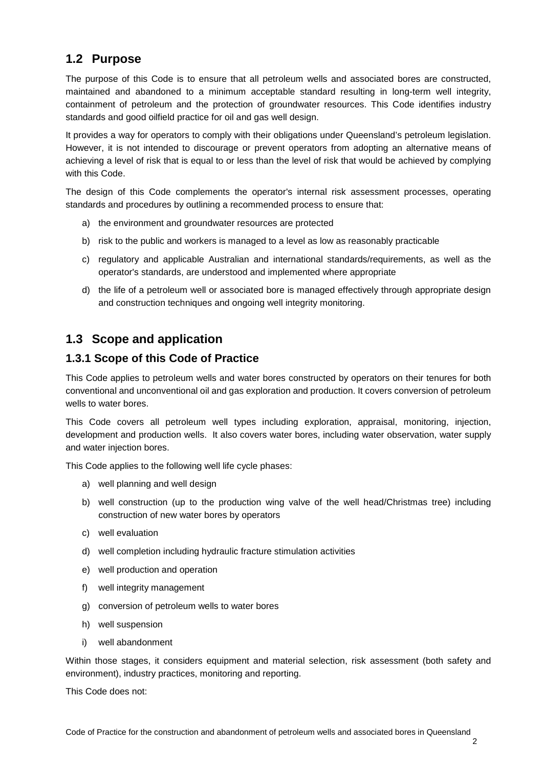## 1.2 Purpose

The purpose of this Code is to ensure that all petroleum wells and associated bores are constructed, maintained and abandoned to a minimum acceptable standard resulting in long-term well integrity, containment of petroleum and the protection of groundwater resources. This Code identifies industry standards and good oilfield practice for oil and gas well design.

It provides a way for operators to comply with their obligations under Queensland's petroleum legislation. However, it is not intended to discourage or prevent operators from adopting an alternative means of achieving a level of risk that is equal to or less than the level of risk that would be achieved by complying with this Code.

The design of this Code complements the operator's internal risk assessment processes, operating standards and procedures by outlining a recommended process to ensure that:

a) the environment and groundwater resources are protected

b) risk to the public and workers is managed to a level as low as reasonably practicable

c) regulatory and applicable Australian and international standards/requirements, as well as the operator's standards, are understood and implemented where appropriate

d) the life of a petroleum well or associated bore is managed effectively through appropriate design and construction techniques and ongoing well integrity monitoring.

## 1.3 Scope and application

### 1.3.1 Scope of this Code of Practice

This Code applies to petroleum wells and water bores constructed by operators on their tenures for both conventional and unconventional oil and gas exploration and production. It covers conversion of petroleum wells to water bores.

This Code covers all petroleum well types including exploration, appraisal, monitoring, injection, development and production wells. It also covers water bores, including water observation, water supply and water injection bores.

This Code applies to the following well life cycle phases:

a) well planning and well design

b) well construction (up to the production wing valve of the well head/Christmas tree) including construction of new water bores by operators

c) well evaluation

d) well completion including hydraulic fracture stimulation activities

e) well production and operation

f) well integrity management

g) conversion of petroleum wells to water bores

h) well suspension

i) well abandonment

Within those stages, it considers equipment and material selection, risk assessment (both safety and environment), industry practices, monitoring and reporting.

This Code does not: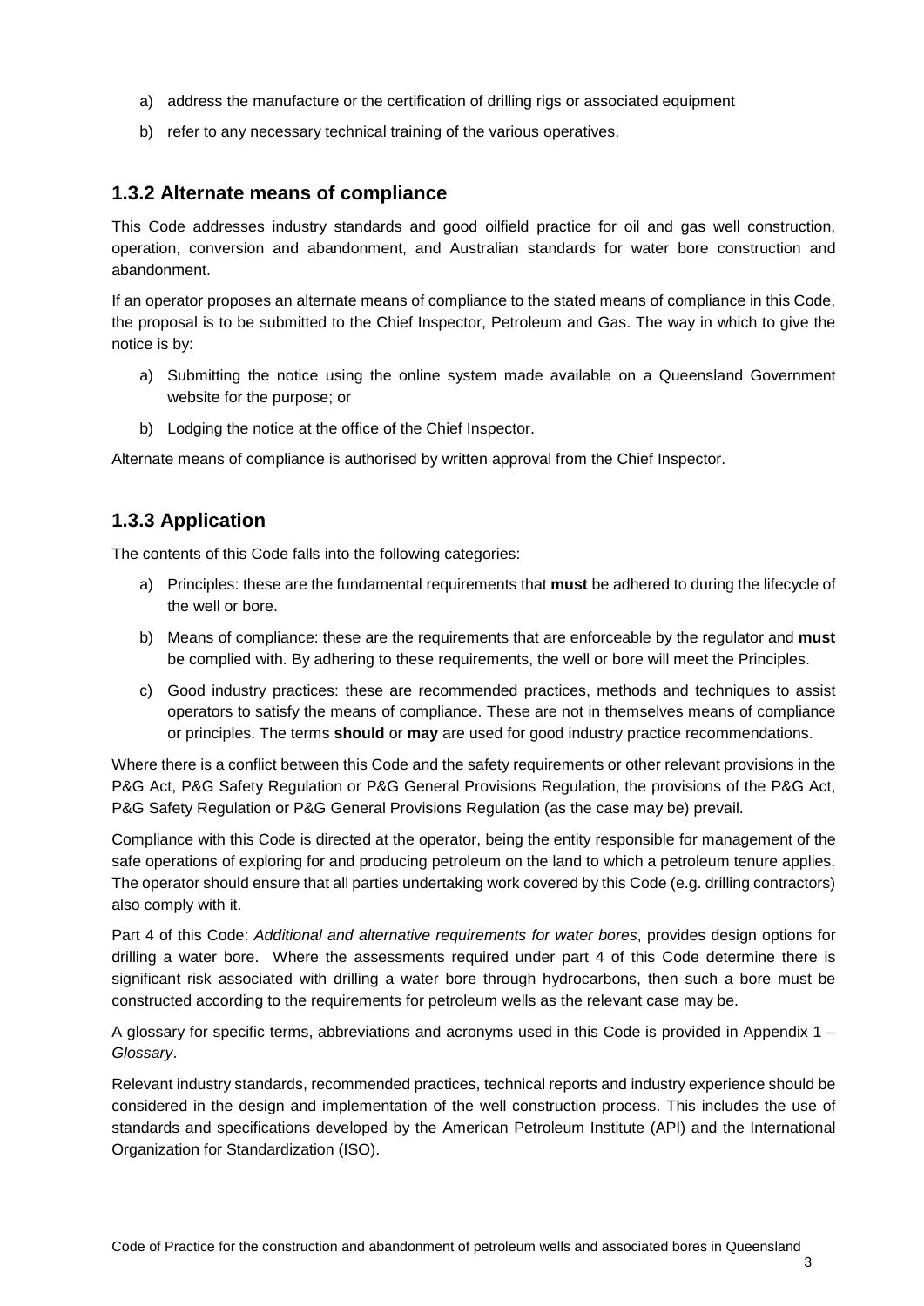a) address the manufacture or the certification of drilling rigs or associated equipment

b) refer to any necessary technical training of the various operatives.

### 1.3.2 Alternate means of compliance

This Code addresses industry standards and good oilfield practice for oil and gas well construction, operation, conversion and abandonment, and Australian standards for water bore construction and abandonment.

If an operator proposes an alternate means of compliance to the stated means of compliance in this Code, the proposal is to be submitted to the Chief Inspector, Petroleum and Gas. The way in which to give the notice is by:

a) Submitting the notice using the online system made available on a Queensland Government website for the purpose; or

b) Lodging the notice at the office of the Chief Inspector.

Alternate means of compliance is authorised by written approval from the Chief Inspector.

### 1.3.3 Application

The contents of this Code falls into the following categories:

a) Principles: these are the fundamental requirements that **must** be adhered to during the lifecycle of the well or bore.

b) Means of compliance: these are the requirements that are enforceable by the regulator and **must** be complied with. By adhering to these requirements, the well or bore will meet the Principles.

c) Good industry practices: these are recommended practices, methods and techniques to assist operators to satisfy the means of compliance. These are not in themselves means of compliance or principles. The terms **should** or **may** are used for good industry practice recommendations.

Where there is a conflict between this Code and the safety requirements or other relevant provisions in the P&G Act, P&G Safety Regulation or P&G General Provisions Regulation, the provisions of the P&G Act, P&G Safety Regulation or P&G General Provisions Regulation (as the case may be) prevail.

Compliance with this Code is directed at the operator, being the entity responsible for management of the safe operations of exploring for and producing petroleum on the land to which a petroleum tenure applies. The operator should ensure that all parties undertaking work covered by this Code (e.g. drilling contractors) also comply with it.

Part 4 of this Code: *Additional and alternative requirements for water bores*, provides design options for drilling a water bore. Where the assessments required under part 4 of this Code determine there is significant risk associated with drilling a water bore through hydrocarbons, then such a bore must be constructed according to the requirements for petroleum wells as the relevant case may be.

A glossary for specific terms, abbreviations and acronyms used in this Code is provided in Appendix 1 – *Glossary*.

Relevant industry standards, recommended practices, technical reports and industry experience should be considered in the design and implementation of the well construction process. This includes the use of standards and specifications developed by the American Petroleum Institute (API) and the International Organization for Standardization (ISO).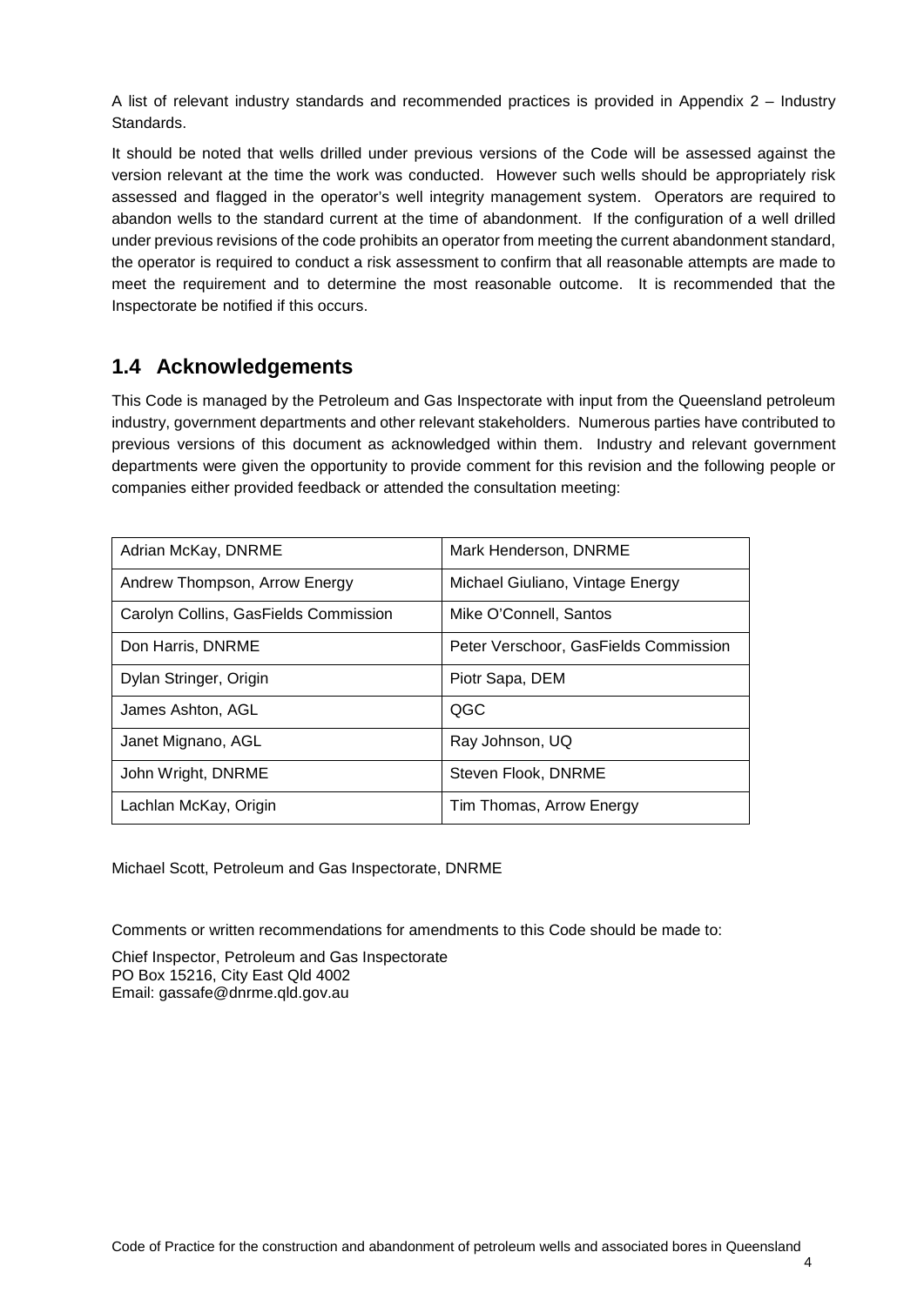A list of relevant industry standards and recommended practices is provided in Appendix 2 – Industry Standards.

It should be noted that wells drilled under previous versions of the Code will be assessed against the version relevant at the time the work was conducted. However such wells should be appropriately risk assessed and flagged in the operator's well integrity management system. Operators are required to abandon wells to the standard current at the time of abandonment. If the configuration of a well drilled under previous revisions of the code prohibits an operator from meeting the current abandonment standard, the operator is required to conduct a risk assessment to confirm that all reasonable attempts are made to meet the requirement and to determine the most reasonable outcome. It is recommended that the Inspectorate be notified if this occurs.

## 1.4 Acknowledgements

This Code is managed by the Petroleum and Gas Inspectorate with input from the Queensland petroleum industry, government departments and other relevant stakeholders. Numerous parties have contributed to previous versions of this document as acknowledged within them. Industry and relevant government departments were given the opportunity to provide comment for this revision and the following people or companies either provided feedback or attended the consultation meeting:

| | |
|---|---|
| Adrian McKay, DNRME | Mark Henderson, DNRME |
| Andrew Thompson, Arrow Energy | Michael Giuliano, Vintage Energy |
| Carolyn Collins, GasFields Commission | Mike O'Connell, Santos |
| Don Harris, DNRME | Peter Verschoor, GasFields Commission |
| Dylan Stringer, Origin | Piotr Sapa, DEM |
| James Ashton, AGL | QGC |
| Janet Mignano, AGL | Ray Johnson, UQ |
| John Wright, DNRME | Steven Flook, DNRME |
| Lachlan McKay, Origin | Tim Thomas, Arrow Energy |

Michael Scott, Petroleum and Gas Inspectorate, DNRME

Comments or written recommendations for amendments to this Code should be made to:

Chief Inspector, Petroleum and Gas Inspectorate
PO Box 15216, City East Qld 4002
Email: gassafe@dnrme.qld.gov.au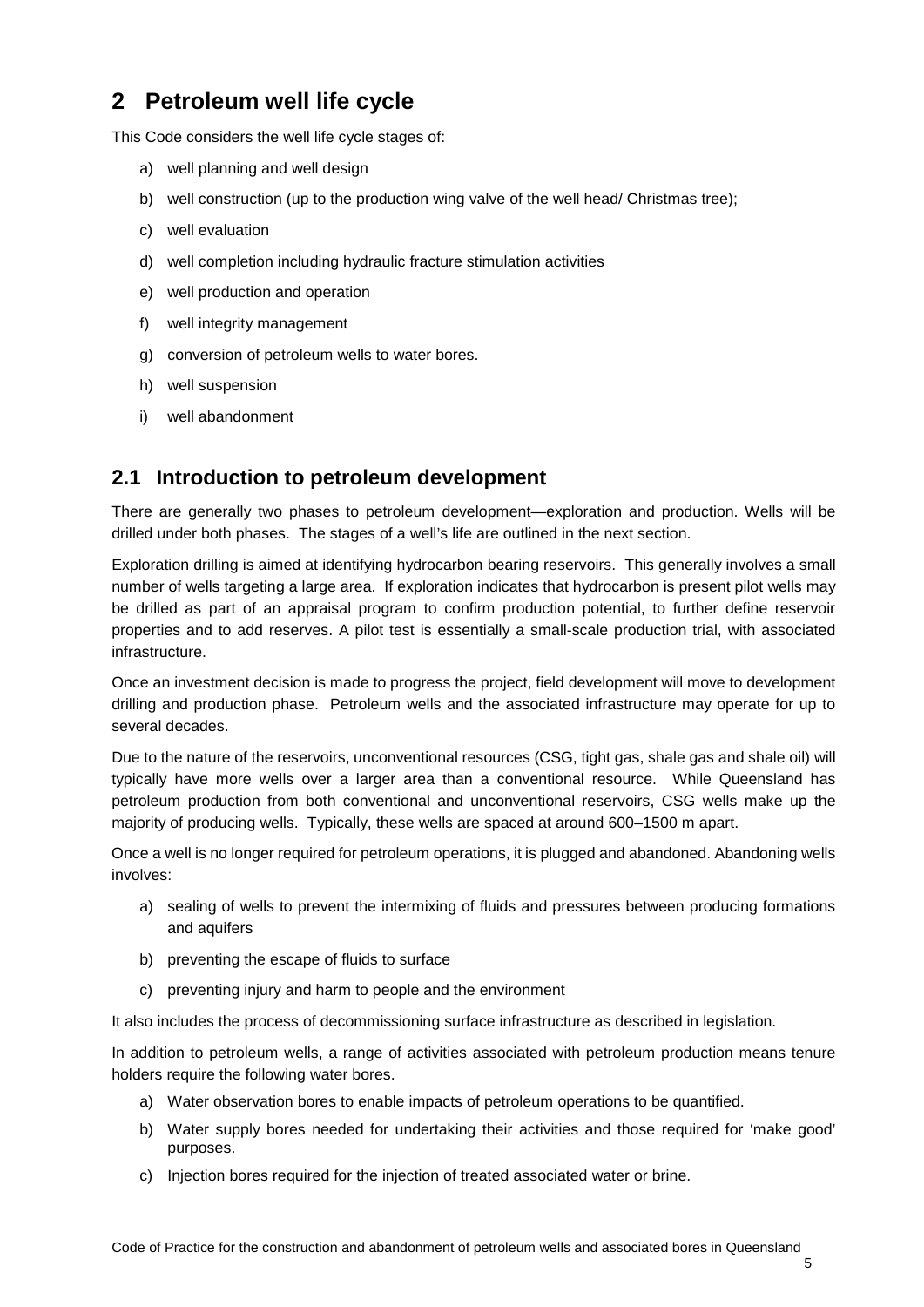# 2 Petroleum well life cycle

This Code considers the well life cycle stages of:

a) well planning and well design

b) well construction (up to the production wing valve of the well head/ Christmas tree);

c) well evaluation

d) well completion including hydraulic fracture stimulation activities

e) well production and operation

f) well integrity management

g) conversion of petroleum wells to water bores.

h) well suspension

i) well abandonment

## 2.1 Introduction to petroleum development

There are generally two phases to petroleum development—exploration and production. Wells will be drilled under both phases. The stages of a well's life are outlined in the next section.

Exploration drilling is aimed at identifying hydrocarbon bearing reservoirs. This generally involves a small number of wells targeting a large area. If exploration indicates that hydrocarbon is present pilot wells may be drilled as part of an appraisal program to confirm production potential, to further define reservoir properties and to add reserves. A pilot test is essentially a small-scale production trial, with associated infrastructure.

Once an investment decision is made to progress the project, field development will move to development drilling and production phase. Petroleum wells and the associated infrastructure may operate for up to several decades.

Due to the nature of the reservoirs, unconventional resources (CSG, tight gas, shale gas and shale oil) will typically have more wells over a larger area than a conventional resource. While Queensland has petroleum production from both conventional and unconventional reservoirs, CSG wells make up the majority of producing wells. Typically, these wells are spaced at around 600–1500 m apart.

Once a well is no longer required for petroleum operations, it is plugged and abandoned. Abandoning wells involves:

a) sealing of wells to prevent the intermixing of fluids and pressures between producing formations and aquifers

b) preventing the escape of fluids to surface

c) preventing injury and harm to people and the environment

It also includes the process of decommissioning surface infrastructure as described in legislation.

In addition to petroleum wells, a range of activities associated with petroleum production means tenure holders require the following water bores.

a) Water observation bores to enable impacts of petroleum operations to be quantified.

b) Water supply bores needed for undertaking their activities and those required for 'make good' purposes.

c) Injection bores required for the injection of treated associated water or brine.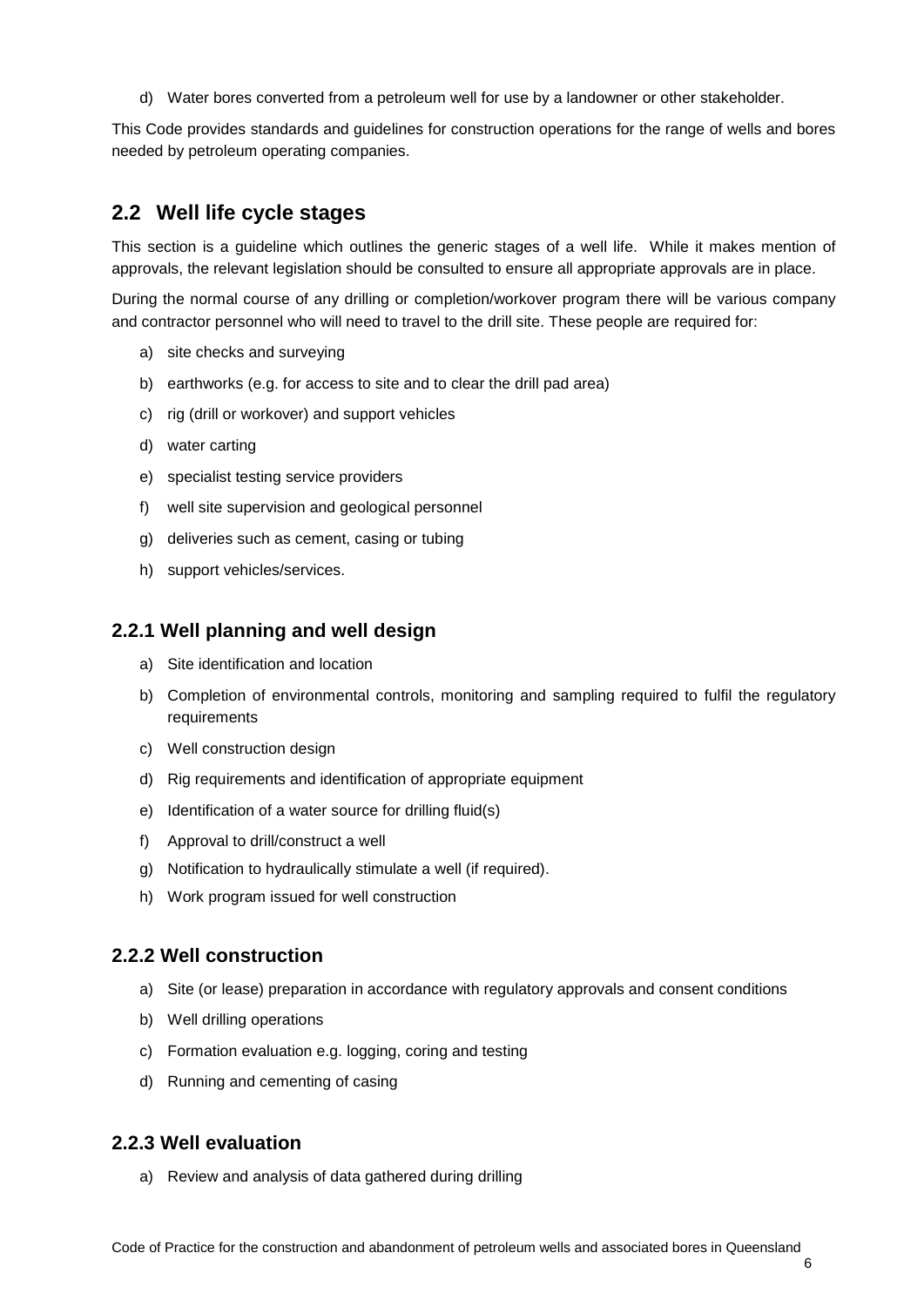d) Water bores converted from a petroleum well for use by a landowner or other stakeholder.

This Code provides standards and guidelines for construction operations for the range of wells and bores needed by petroleum operating companies.

## 2.2 Well life cycle stages

This section is a guideline which outlines the generic stages of a well life. While it makes mention of approvals, the relevant legislation should be consulted to ensure all appropriate approvals are in place.

During the normal course of any drilling or completion/workover program there will be various company and contractor personnel who will need to travel to the drill site. These people are required for:

a) site checks and surveying
b) earthworks (e.g. for access to site and to clear the drill pad area)
c) rig (drill or workover) and support vehicles
d) water carting
e) specialist testing service providers
f) well site supervision and geological personnel
g) deliveries such as cement, casing or tubing
h) support vehicles/services.

### 2.2.1 Well planning and well design

a) Site identification and location
b) Completion of environmental controls, monitoring and sampling required to fulfil the regulatory requirements
c) Well construction design
d) Rig requirements and identification of appropriate equipment
e) Identification of a water source for drilling fluid(s)
f) Approval to drill/construct a well
g) Notification to hydraulically stimulate a well (if required).
h) Work program issued for well construction

### 2.2.2 Well construction

a) Site (or lease) preparation in accordance with regulatory approvals and consent conditions
b) Well drilling operations
c) Formation evaluation e.g. logging, coring and testing
d) Running and cementing of casing

### 2.2.3 Well evaluation

a) Review and analysis of data gathered during drilling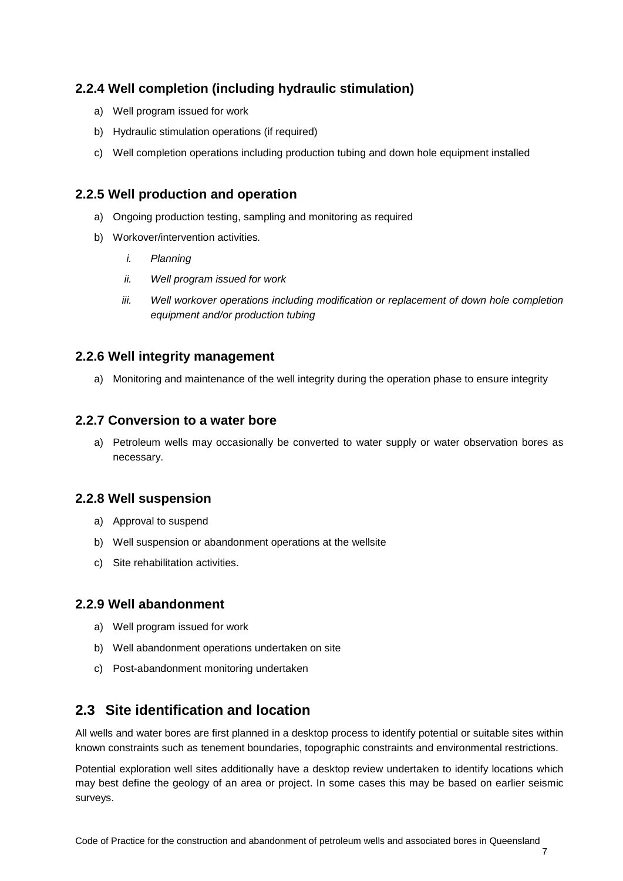### 2.2.4 Well completion (including hydraulic stimulation)

a) Well program issued for work

b) Hydraulic stimulation operations (if required)

c) Well completion operations including production tubing and down hole equipment installed

### 2.2.5 Well production and operation

a) Ongoing production testing, sampling and monitoring as required

b) Workover/intervention activities.

   i. *Planning*

   ii. *Well program issued for work*

   iii. *Well workover operations including modification or replacement of down hole completion equipment and/or production tubing*

### 2.2.6 Well integrity management

a) Monitoring and maintenance of the well integrity during the operation phase to ensure integrity

### 2.2.7 Conversion to a water bore

a) Petroleum wells may occasionally be converted to water supply or water observation bores as necessary.

### 2.2.8 Well suspension

a) Approval to suspend

b) Well suspension or abandonment operations at the wellsite

c) Site rehabilitation activities.

### 2.2.9 Well abandonment

a) Well program issued for work

b) Well abandonment operations undertaken on site

c) Post-abandonment monitoring undertaken

## 2.3 Site identification and location

All wells and water bores are first planned in a desktop process to identify potential or suitable sites within known constraints such as tenement boundaries, topographic constraints and environmental restrictions.

Potential exploration well sites additionally have a desktop review undertaken to identify locations which may best define the geology of an area or project. In some cases this may be based on earlier seismic surveys.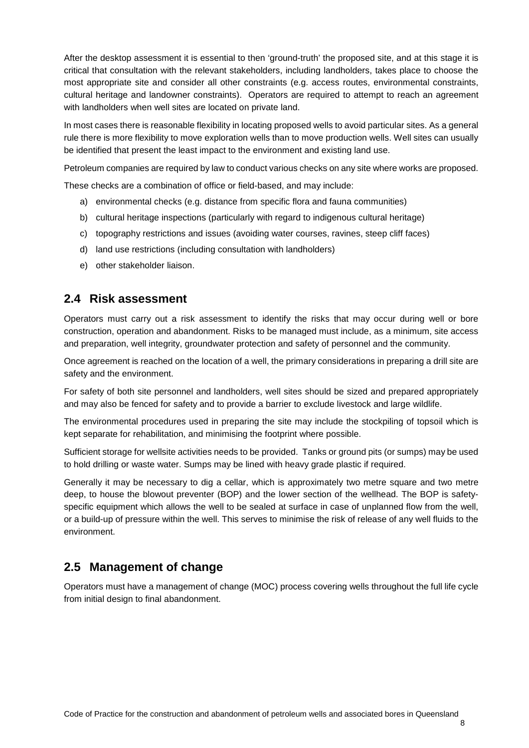After the desktop assessment it is essential to then 'ground-truth' the proposed site, and at this stage it is critical that consultation with the relevant stakeholders, including landholders, takes place to choose the most appropriate site and consider all other constraints (e.g. access routes, environmental constraints, cultural heritage and landowner constraints). Operators are required to attempt to reach an agreement with landholders when well sites are located on private land.

In most cases there is reasonable flexibility in locating proposed wells to avoid particular sites. As a general rule there is more flexibility to move exploration wells than to move production wells. Well sites can usually be identified that present the least impact to the environment and existing land use.

Petroleum companies are required by law to conduct various checks on any site where works are proposed.

These checks are a combination of office or field-based, and may include:

a) environmental checks (e.g. distance from specific flora and fauna communities)
b) cultural heritage inspections (particularly with regard to indigenous cultural heritage)
c) topography restrictions and issues (avoiding water courses, ravines, steep cliff faces)
d) land use restrictions (including consultation with landholders)
e) other stakeholder liaison.

## 2.4 Risk assessment

Operators must carry out a risk assessment to identify the risks that may occur during well or bore construction, operation and abandonment. Risks to be managed must include, as a minimum, site access and preparation, well integrity, groundwater protection and safety of personnel and the community.

Once agreement is reached on the location of a well, the primary considerations in preparing a drill site are safety and the environment.

For safety of both site personnel and landholders, well sites should be sized and prepared appropriately and may also be fenced for safety and to provide a barrier to exclude livestock and large wildlife.

The environmental procedures used in preparing the site may include the stockpiling of topsoil which is kept separate for rehabilitation, and minimising the footprint where possible.

Sufficient storage for wellsite activities needs to be provided. Tanks or ground pits (or sumps) may be used to hold drilling or waste water. Sumps may be lined with heavy grade plastic if required.

Generally it may be necessary to dig a cellar, which is approximately two metre square and two metre deep, to house the blowout preventer (BOP) and the lower section of the wellhead. The BOP is safety-specific equipment which allows the well to be sealed at surface in case of unplanned flow from the well, or a build-up of pressure within the well. This serves to minimise the risk of release of any well fluids to the environment.

## 2.5 Management of change

Operators must have a management of change (MOC) process covering wells throughout the full life cycle from initial design to final abandonment.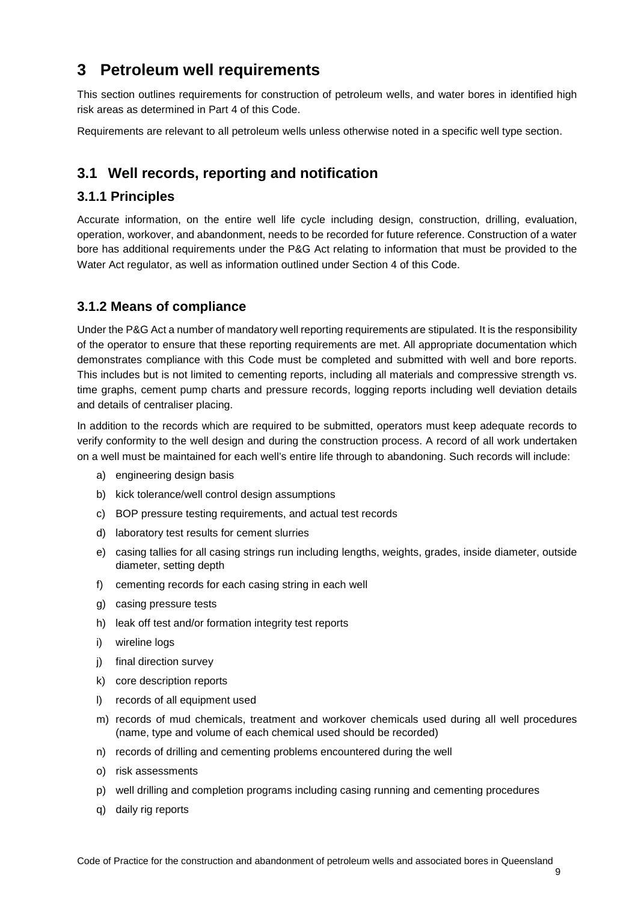# 3 Petroleum well requirements

This section outlines requirements for construction of petroleum wells, and water bores in identified high risk areas as determined in Part 4 of this Code.

Requirements are relevant to all petroleum wells unless otherwise noted in a specific well type section.

## 3.1 Well records, reporting and notification

### 3.1.1 Principles

Accurate information, on the entire well life cycle including design, construction, drilling, evaluation, operation, workover, and abandonment, needs to be recorded for future reference. Construction of a water bore has additional requirements under the P&G Act relating to information that must be provided to the Water Act regulator, as well as information outlined under Section 4 of this Code.

### 3.1.2 Means of compliance

Under the P&G Act a number of mandatory well reporting requirements are stipulated. It is the responsibility of the operator to ensure that these reporting requirements are met. All appropriate documentation which demonstrates compliance with this Code must be completed and submitted with well and bore reports. This includes but is not limited to cementing reports, including all materials and compressive strength vs. time graphs, cement pump charts and pressure records, logging reports including well deviation details and details of centraliser placing.

In addition to the records which are required to be submitted, operators must keep adequate records to verify conformity to the well design and during the construction process. A record of all work undertaken on a well must be maintained for each well's entire life through to abandoning. Such records will include:

a) engineering design basis
b) kick tolerance/well control design assumptions
c) BOP pressure testing requirements, and actual test records
d) laboratory test results for cement slurries
e) casing tallies for all casing strings run including lengths, weights, grades, inside diameter, outside diameter, setting depth
f) cementing records for each casing string in each well
g) casing pressure tests
h) leak off test and/or formation integrity test reports
i) wireline logs
j) final direction survey
k) core description reports
l) records of all equipment used
m) records of mud chemicals, treatment and workover chemicals used during all well procedures (name, type and volume of each chemical used should be recorded)
n) records of drilling and cementing problems encountered during the well
o) risk assessments
p) well drilling and completion programs including casing running and cementing procedures
q) daily rig reports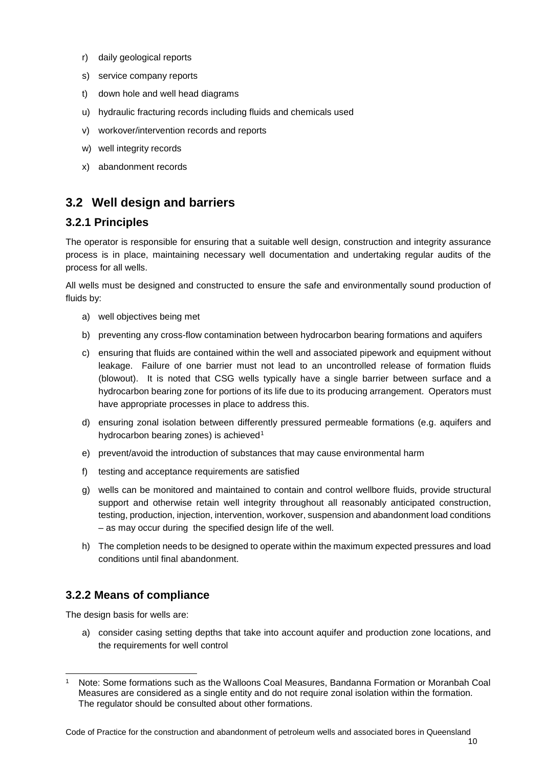r) daily geological reports

s) service company reports

t) down hole and well head diagrams

u) hydraulic fracturing records including fluids and chemicals used

v) workover/intervention records and reports

w) well integrity records

x) abandonment records

## 3.2 Well design and barriers

### 3.2.1 Principles

The operator is responsible for ensuring that a suitable well design, construction and integrity assurance process is in place, maintaining necessary well documentation and undertaking regular audits of the process for all wells.

All wells must be designed and constructed to ensure the safe and environmentally sound production of fluids by:

a) well objectives being met

b) preventing any cross-flow contamination between hydrocarbon bearing formations and aquifers

c) ensuring that fluids are contained within the well and associated pipework and equipment without leakage. Failure of one barrier must not lead to an uncontrolled release of formation fluids (blowout). It is noted that CSG wells typically have a single barrier between surface and a hydrocarbon bearing zone for portions of its life due to its producing arrangement. Operators must have appropriate processes in place to address this.

d) ensuring zonal isolation between differently pressured permeable formations (e.g. aquifers and hydrocarbon bearing zones) is achieved[1]

e) prevent/avoid the introduction of substances that may cause environmental harm

f) testing and acceptance requirements are satisfied

g) wells can be monitored and maintained to contain and control wellbore fluids, provide structural support and otherwise retain well integrity throughout all reasonably anticipated construction, testing, production, injection, intervention, workover, suspension and abandonment load conditions – as may occur during the specified design life of the well.

h) The completion needs to be designed to operate within the maximum expected pressures and load conditions until final abandonment.

### 3.2.2 Means of compliance

The design basis for wells are:

a) consider casing setting depths that take into account aquifer and production zone locations, and the requirements for well control

[1] Note: Some formations such as the Walloons Coal Measures, Bandanna Formation or Moranbah Coal Measures are considered as a single entity and do not require zonal isolation within the formation. The regulator should be consulted about other formations.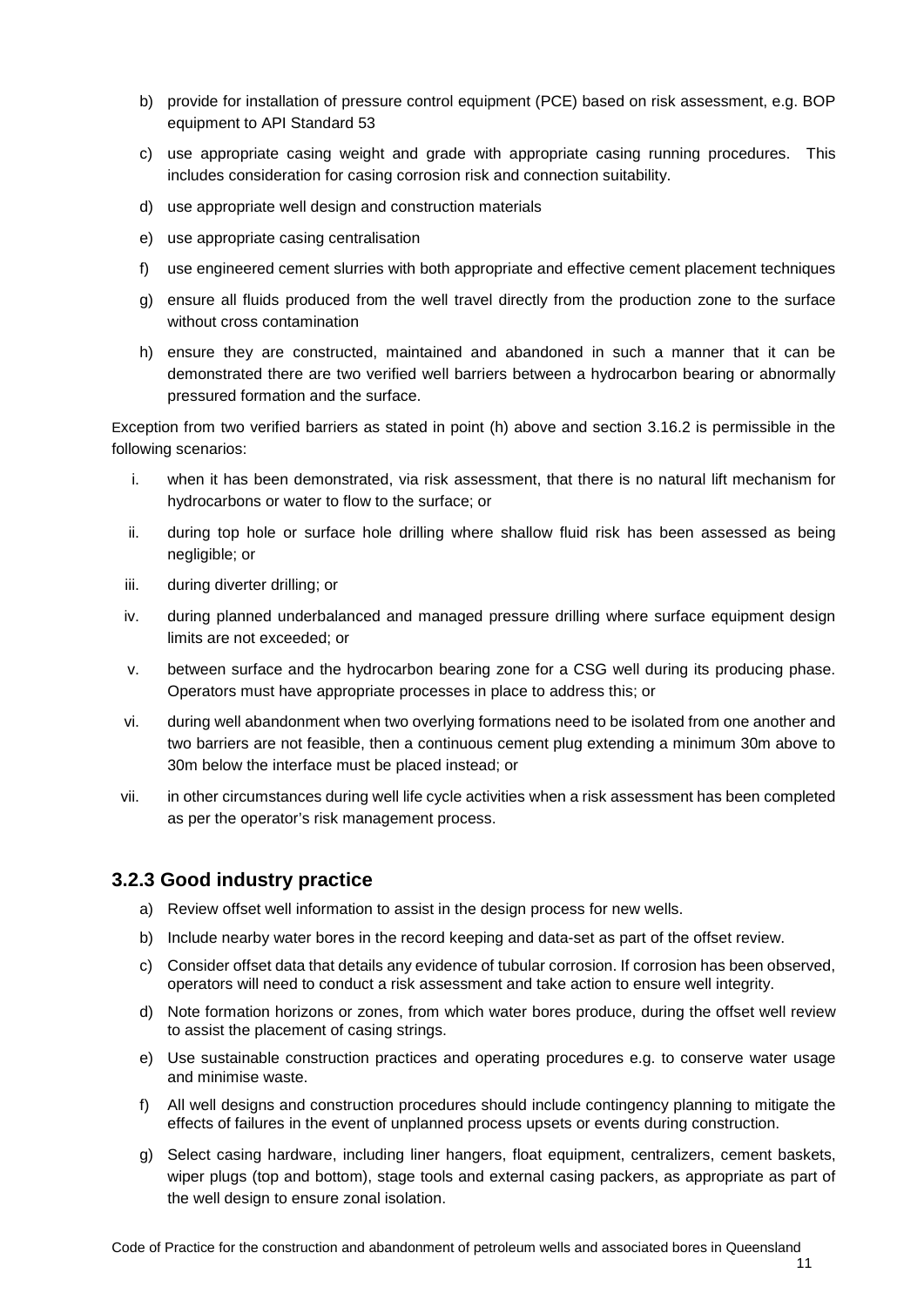b) provide for installation of pressure control equipment (PCE) based on risk assessment, e.g. BOP equipment to API Standard 53

c) use appropriate casing weight and grade with appropriate casing running procedures. This includes consideration for casing corrosion risk and connection suitability.

d) use appropriate well design and construction materials

e) use appropriate casing centralisation

f) use engineered cement slurries with both appropriate and effective cement placement techniques

g) ensure all fluids produced from the well travel directly from the production zone to the surface without cross contamination

h) ensure they are constructed, maintained and abandoned in such a manner that it can be demonstrated there are two verified well barriers between a hydrocarbon bearing or abnormally pressured formation and the surface.

Exception from two verified barriers as stated in point (h) above and section 3.16.2 is permissible in the following scenarios:

i. when it has been demonstrated, via risk assessment, that there is no natural lift mechanism for hydrocarbons or water to flow to the surface; or

ii. during top hole or surface hole drilling where shallow fluid risk has been assessed as being negligible; or

iii. during diverter drilling; or

iv. during planned underbalanced and managed pressure drilling where surface equipment design limits are not exceeded; or

v. between surface and the hydrocarbon bearing zone for a CSG well during its producing phase. Operators must have appropriate processes in place to address this; or

vi. during well abandonment when two overlying formations need to be isolated from one another and two barriers are not feasible, then a continuous cement plug extending a minimum 30m above to 30m below the interface must be placed instead; or

vii. in other circumstances during well life cycle activities when a risk assessment has been completed as per the operator's risk management process.

### 3.2.3 Good industry practice

a) Review offset well information to assist in the design process for new wells.

b) Include nearby water bores in the record keeping and data-set as part of the offset review.

c) Consider offset data that details any evidence of tubular corrosion. If corrosion has been observed, operators will need to conduct a risk assessment and take action to ensure well integrity.

d) Note formation horizons or zones, from which water bores produce, during the offset well review to assist the placement of casing strings.

e) Use sustainable construction practices and operating procedures e.g. to conserve water usage and minimise waste.

f) All well designs and construction procedures should include contingency planning to mitigate the effects of failures in the event of unplanned process upsets or events during construction.

g) Select casing hardware, including liner hangers, float equipment, centralizers, cement baskets, wiper plugs (top and bottom), stage tools and external casing packers, as appropriate as part of the well design to ensure zonal isolation.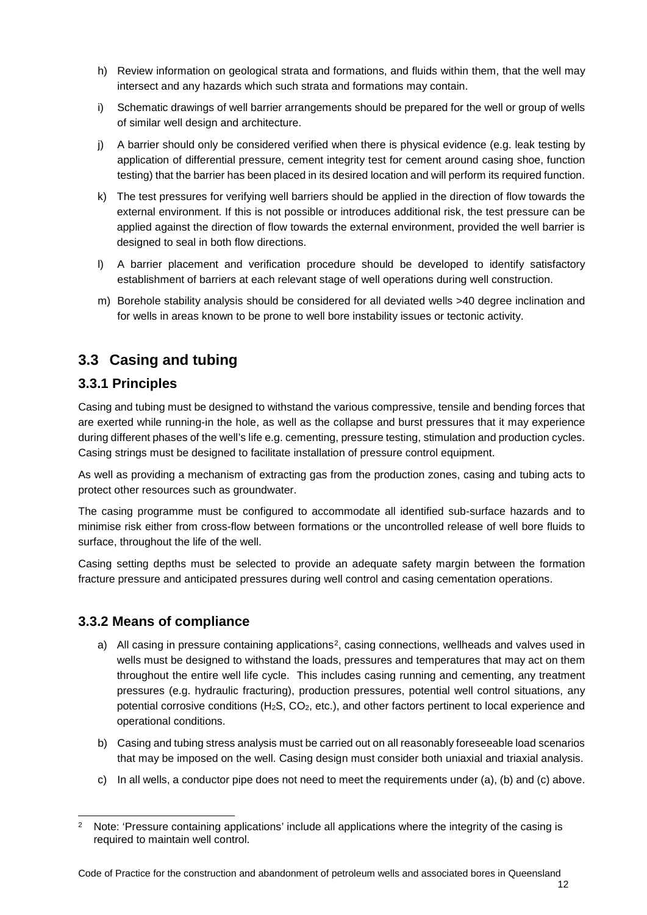h) Review information on geological strata and formations, and fluids within them, that the well may intersect and any hazards which such strata and formations may contain.

i) Schematic drawings of well barrier arrangements should be prepared for the well or group of wells of similar well design and architecture.

j) A barrier should only be considered verified when there is physical evidence (e.g. leak testing by application of differential pressure, cement integrity test for cement around casing shoe, function testing) that the barrier has been placed in its desired location and will perform its required function.

k) The test pressures for verifying well barriers should be applied in the direction of flow towards the external environment. If this is not possible or introduces additional risk, the test pressure can be applied against the direction of flow towards the external environment, provided the well barrier is designed to seal in both flow directions.

l) A barrier placement and verification procedure should be developed to identify satisfactory establishment of barriers at each relevant stage of well operations during well construction.

m) Borehole stability analysis should be considered for all deviated wells >40 degree inclination and for wells in areas known to be prone to well bore instability issues or tectonic activity.

## 3.3 Casing and tubing

### 3.3.1 Principles

Casing and tubing must be designed to withstand the various compressive, tensile and bending forces that are exerted while running-in the hole, as well as the collapse and burst pressures that it may experience during different phases of the well's life e.g. cementing, pressure testing, stimulation and production cycles. Casing strings must be designed to facilitate installation of pressure control equipment.

As well as providing a mechanism of extracting gas from the production zones, casing and tubing acts to protect other resources such as groundwater.

The casing programme must be configured to accommodate all identified sub-surface hazards and to minimise risk either from cross-flow between formations or the uncontrolled release of well bore fluids to surface, throughout the life of the well.

Casing setting depths must be selected to provide an adequate safety margin between the formation fracture pressure and anticipated pressures during well control and casing cementation operations.

### 3.3.2 Means of compliance

a) All casing in pressure containing applications[2], casing connections, wellheads and valves used in wells must be designed to withstand the loads, pressures and temperatures that may act on them throughout the entire well life cycle. This includes casing running and cementing, any treatment pressures (e.g. hydraulic fracturing), production pressures, potential well control situations, any potential corrosive conditions ($H_2S$, $CO_2$, etc.), and other factors pertinent to local experience and operational conditions.

b) Casing and tubing stress analysis must be carried out on all reasonably foreseeable load scenarios that may be imposed on the well. Casing design must consider both uniaxial and triaxial analysis.

c) In all wells, a conductor pipe does not need to meet the requirements under (a), (b) and (c) above.

[2] Note: 'Pressure containing applications' include all applications where the integrity of the casing is required to maintain well control.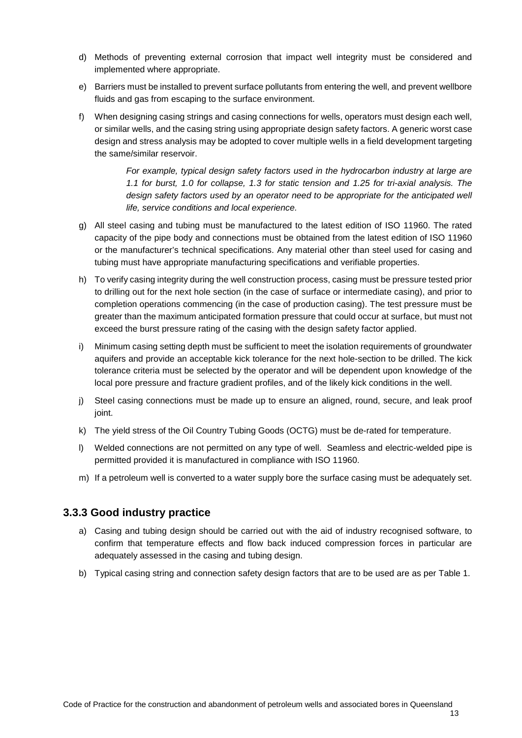d) Methods of preventing external corrosion that impact well integrity must be considered and implemented where appropriate.

e) Barriers must be installed to prevent surface pollutants from entering the well, and prevent wellbore fluids and gas from escaping to the surface environment.

f) When designing casing strings and casing connections for wells, operators must design each well, or similar wells, and the casing string using appropriate design safety factors. A generic worst case design and stress analysis may be adopted to cover multiple wells in a field development targeting the same/similar reservoir.

   *For example, typical design safety factors used in the hydrocarbon industry at large are 1.1 for burst, 1.0 for collapse, 1.3 for static tension and 1.25 for tri-axial analysis. The design safety factors used by an operator need to be appropriate for the anticipated well life, service conditions and local experience.*

g) All steel casing and tubing must be manufactured to the latest edition of ISO 11960. The rated capacity of the pipe body and connections must be obtained from the latest edition of ISO 11960 or the manufacturer's technical specifications. Any material other than steel used for casing and tubing must have appropriate manufacturing specifications and verifiable properties.

h) To verify casing integrity during the well construction process, casing must be pressure tested prior to drilling out for the next hole section (in the case of surface or intermediate casing), and prior to completion operations commencing (in the case of production casing). The test pressure must be greater than the maximum anticipated formation pressure that could occur at surface, but must not exceed the burst pressure rating of the casing with the design safety factor applied.

i) Minimum casing setting depth must be sufficient to meet the isolation requirements of groundwater aquifers and provide an acceptable kick tolerance for the next hole-section to be drilled. The kick tolerance criteria must be selected by the operator and will be dependent upon knowledge of the local pore pressure and fracture gradient profiles, and of the likely kick conditions in the well.

j) Steel casing connections must be made up to ensure an aligned, round, secure, and leak proof joint.

k) The yield stress of the Oil Country Tubing Goods (OCTG) must be de-rated for temperature.

l) Welded connections are not permitted on any type of well. Seamless and electric-welded pipe is permitted provided it is manufactured in compliance with ISO 11960.

m) If a petroleum well is converted to a water supply bore the surface casing must be adequately set.

### 3.3.3 Good industry practice

a) Casing and tubing design should be carried out with the aid of industry recognised software, to confirm that temperature effects and flow back induced compression forces in particular are adequately assessed in the casing and tubing design.

b) Typical casing string and connection safety design factors that are to be used are as per Table 1.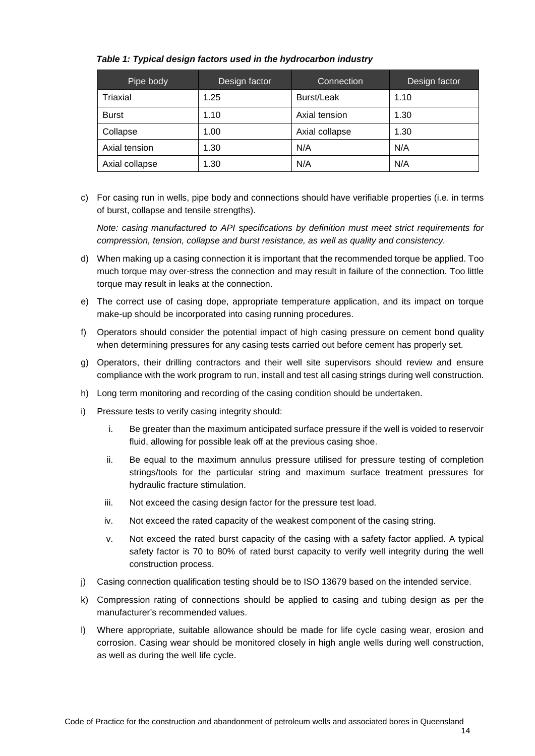***Table 1: Typical design factors used in the hydrocarbon industry***

| Pipe body | Design factor | Connection | Design factor |
|---|---|---|---|
| Triaxial | 1.25 | Burst/Leak | 1.10 |
| Burst | 1.10 | Axial tension | 1.30 |
| Collapse | 1.00 | Axial collapse | 1.30 |
| Axial tension | 1.30 | N/A | N/A |
| Axial collapse | 1.30 | N/A | N/A |

c) For casing run in wells, pipe body and connections should have verifiable properties (i.e. in terms of burst, collapse and tensile strengths).

   *Note: casing manufactured to API specifications by definition must meet strict requirements for compression, tension, collapse and burst resistance, as well as quality and consistency.*

d) When making up a casing connection it is important that the recommended torque be applied. Too much torque may over-stress the connection and may result in failure of the connection. Too little torque may result in leaks at the connection.

e) The correct use of casing dope, appropriate temperature application, and its impact on torque make-up should be incorporated into casing running procedures.

f) Operators should consider the potential impact of high casing pressure on cement bond quality when determining pressures for any casing tests carried out before cement has properly set.

g) Operators, their drilling contractors and their well site supervisors should review and ensure compliance with the work program to run, install and test all casing strings during well construction.

h) Long term monitoring and recording of the casing condition should be undertaken.

i) Pressure tests to verify casing integrity should:

   i. Be greater than the maximum anticipated surface pressure if the well is voided to reservoir fluid, allowing for possible leak off at the previous casing shoe.

   ii. Be equal to the maximum annulus pressure utilised for pressure testing of completion strings/tools for the particular string and maximum surface treatment pressures for hydraulic fracture stimulation.

   iii. Not exceed the casing design factor for the pressure test load.

   iv. Not exceed the rated capacity of the weakest component of the casing string.

   v. Not exceed the rated burst capacity of the casing with a safety factor applied. A typical safety factor is 70 to 80% of rated burst capacity to verify well integrity during the well construction process.

j) Casing connection qualification testing should be to ISO 13679 based on the intended service.

k) Compression rating of connections should be applied to casing and tubing design as per the manufacturer's recommended values.

l) Where appropriate, suitable allowance should be made for life cycle casing wear, erosion and corrosion. Casing wear should be monitored closely in high angle wells during well construction, as well as during the well life cycle.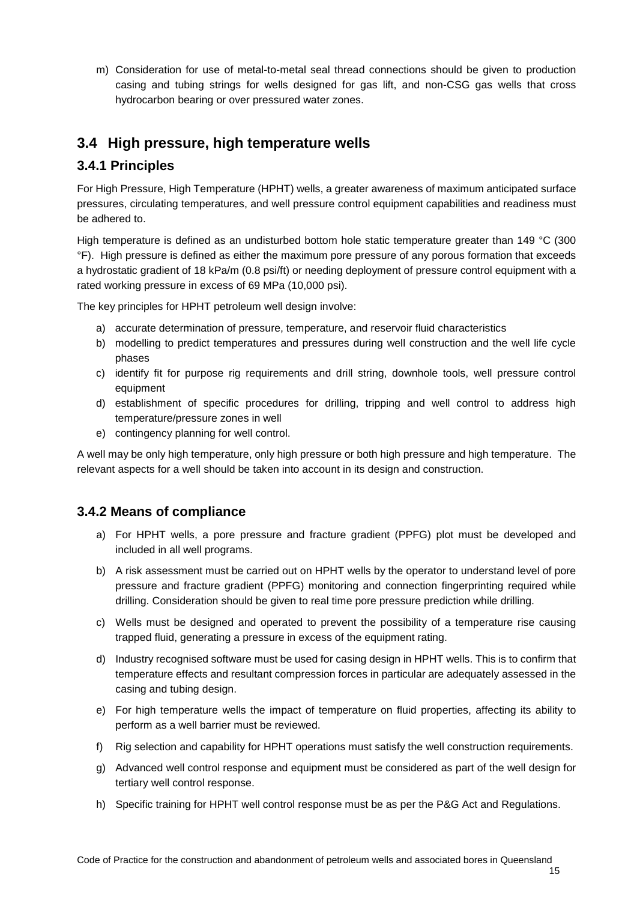m) Consideration for use of metal-to-metal seal thread connections should be given to production casing and tubing strings for wells designed for gas lift, and non-CSG gas wells that cross hydrocarbon bearing or over pressured water zones.

## 3.4 High pressure, high temperature wells

### 3.4.1 Principles

For High Pressure, High Temperature (HPHT) wells, a greater awareness of maximum anticipated surface pressures, circulating temperatures, and well pressure control equipment capabilities and readiness must be adhered to.

High temperature is defined as an undisturbed bottom hole static temperature greater than 149 °C (300 °F). High pressure is defined as either the maximum pore pressure of any porous formation that exceeds a hydrostatic gradient of 18 kPa/m (0.8 psi/ft) or needing deployment of pressure control equipment with a rated working pressure in excess of 69 MPa (10,000 psi).

The key principles for HPHT petroleum well design involve:

a) accurate determination of pressure, temperature, and reservoir fluid characteristics
b) modelling to predict temperatures and pressures during well construction and the well life cycle phases
c) identify fit for purpose rig requirements and drill string, downhole tools, well pressure control equipment
d) establishment of specific procedures for drilling, tripping and well control to address high temperature/pressure zones in well
e) contingency planning for well control.

A well may be only high temperature, only high pressure or both high pressure and high temperature. The relevant aspects for a well should be taken into account in its design and construction.

### 3.4.2 Means of compliance

a) For HPHT wells, a pore pressure and fracture gradient (PPFG) plot must be developed and included in all well programs.

b) A risk assessment must be carried out on HPHT wells by the operator to understand level of pore pressure and fracture gradient (PPFG) monitoring and connection fingerprinting required while drilling. Consideration should be given to real time pore pressure prediction while drilling.

c) Wells must be designed and operated to prevent the possibility of a temperature rise causing trapped fluid, generating a pressure in excess of the equipment rating.

d) Industry recognised software must be used for casing design in HPHT wells. This is to confirm that temperature effects and resultant compression forces in particular are adequately assessed in the casing and tubing design.

e) For high temperature wells the impact of temperature on fluid properties, affecting its ability to perform as a well barrier must be reviewed.

f) Rig selection and capability for HPHT operations must satisfy the well construction requirements.

g) Advanced well control response and equipment must be considered as part of the well design for tertiary well control response.

h) Specific training for HPHT well control response must be as per the P&G Act and Regulations.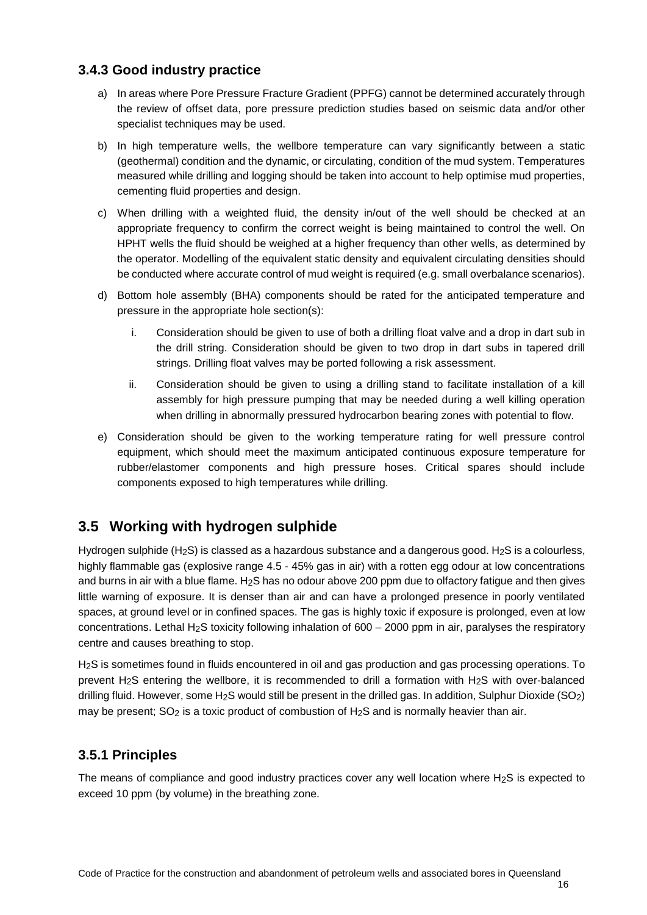### 3.4.3 Good industry practice

a) In areas where Pore Pressure Fracture Gradient (PPFG) cannot be determined accurately through the review of offset data, pore pressure prediction studies based on seismic data and/or other specialist techniques may be used.

b) In high temperature wells, the wellbore temperature can vary significantly between a static (geothermal) condition and the dynamic, or circulating, condition of the mud system. Temperatures measured while drilling and logging should be taken into account to help optimise mud properties, cementing fluid properties and design.

c) When drilling with a weighted fluid, the density in/out of the well should be checked at an appropriate frequency to confirm the correct weight is being maintained to control the well. On HPHT wells the fluid should be weighed at a higher frequency than other wells, as determined by the operator. Modelling of the equivalent static density and equivalent circulating densities should be conducted where accurate control of mud weight is required (e.g. small overbalance scenarios).

d) Bottom hole assembly (BHA) components should be rated for the anticipated temperature and pressure in the appropriate hole section(s):

   i. Consideration should be given to use of both a drilling float valve and a drop in dart sub in the drill string. Consideration should be given to two drop in dart subs in tapered drill strings. Drilling float valves may be ported following a risk assessment.

   ii. Consideration should be given to using a drilling stand to facilitate installation of a kill assembly for high pressure pumping that may be needed during a well killing operation when drilling in abnormally pressured hydrocarbon bearing zones with potential to flow.

e) Consideration should be given to the working temperature rating for well pressure control equipment, which should meet the maximum anticipated continuous exposure temperature for rubber/elastomer components and high pressure hoses. Critical spares should include components exposed to high temperatures while drilling.

## 3.5 Working with hydrogen sulphide

Hydrogen sulphide ($H_2S$) is classed as a hazardous substance and a dangerous good. $H_2S$ is a colourless, highly flammable gas (explosive range 4.5 - 45% gas in air) with a rotten egg odour at low concentrations and burns in air with a blue flame. $H_2S$ has no odour above 200 ppm due to olfactory fatigue and then gives little warning of exposure. It is denser than air and can have a prolonged presence in poorly ventilated spaces, at ground level or in confined spaces. The gas is highly toxic if exposure is prolonged, even at low concentrations. Lethal $H_2S$ toxicity following inhalation of 600 – 2000 ppm in air, paralyses the respiratory centre and causes breathing to stop.

$H_2S$ is sometimes found in fluids encountered in oil and gas production and gas processing operations. To prevent $H_2S$ entering the wellbore, it is recommended to drill a formation with $H_2S$ with over-balanced drilling fluid. However, some $H_2S$ would still be present in the drilled gas. In addition, Sulphur Dioxide ($SO_2$) may be present; $SO_2$ is a toxic product of combustion of $H_2S$ and is normally heavier than air.

### 3.5.1 Principles

The means of compliance and good industry practices cover any well location where $H_2S$ is expected to exceed 10 ppm (by volume) in the breathing zone.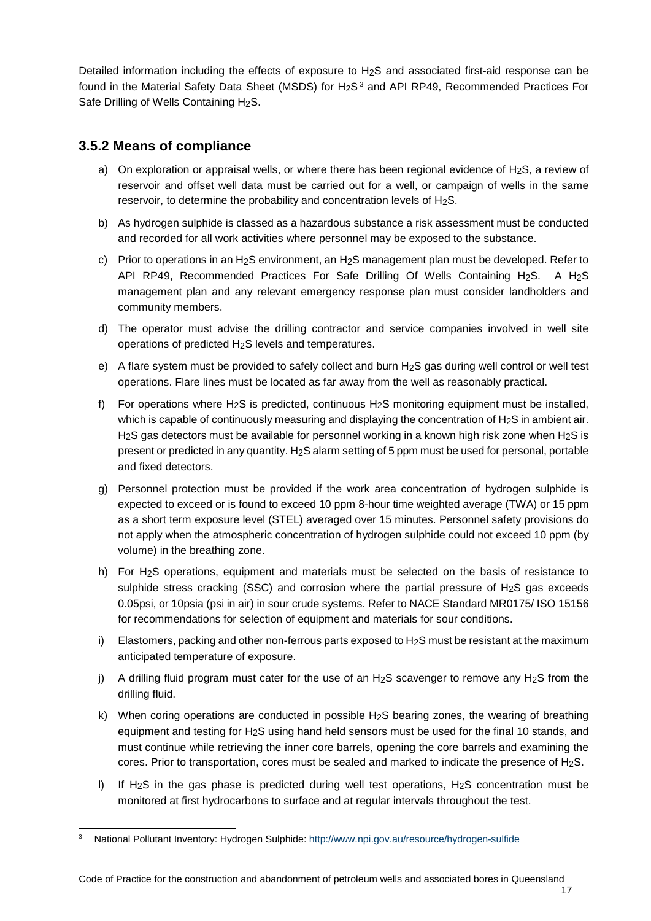Detailed information including the effects of exposure to $H_2S$ and associated first-aid response can be found in the Material Safety Data Sheet (MSDS) for $H_2S$[3] and API RP49, Recommended Practices For Safe Drilling of Wells Containing $H_2S$.

### 3.5.2 Means of compliance

a) On exploration or appraisal wells, or where there has been regional evidence of $H_2S$, a review of reservoir and offset well data must be carried out for a well, or campaign of wells in the same reservoir, to determine the probability and concentration levels of $H_2S$.

b) As hydrogen sulphide is classed as a hazardous substance a risk assessment must be conducted and recorded for all work activities where personnel may be exposed to the substance.

c) Prior to operations in an $H_2S$ environment, an $H_2S$ management plan must be developed. Refer to API RP49, Recommended Practices For Safe Drilling Of Wells Containing $H_2S$. A $H_2S$ management plan and any relevant emergency response plan must consider landholders and community members.

d) The operator must advise the drilling contractor and service companies involved in well site operations of predicted $H_2S$ levels and temperatures.

e) A flare system must be provided to safely collect and burn $H_2S$ gas during well control or well test operations. Flare lines must be located as far away from the well as reasonably practical.

f) For operations where $H_2S$ is predicted, continuous $H_2S$ monitoring equipment must be installed, which is capable of continuously measuring and displaying the concentration of $H_2S$ in ambient air. $H_2S$ gas detectors must be available for personnel working in a known high risk zone when $H_2S$ is present or predicted in any quantity. $H_2S$ alarm setting of 5 ppm must be used for personal, portable and fixed detectors.

g) Personnel protection must be provided if the work area concentration of hydrogen sulphide is expected to exceed or is found to exceed 10 ppm 8-hour time weighted average (TWA) or 15 ppm as a short term exposure level (STEL) averaged over 15 minutes. Personnel safety provisions do not apply when the atmospheric concentration of hydrogen sulphide could not exceed 10 ppm (by volume) in the breathing zone.

h) For $H_2S$ operations, equipment and materials must be selected on the basis of resistance to sulphide stress cracking (SSC) and corrosion where the partial pressure of $H_2S$ gas exceeds 0.05psi, or 10psia (psi in air) in sour crude systems. Refer to NACE Standard MR0175/ ISO 15156 for recommendations for selection of equipment and materials for sour conditions.

i) Elastomers, packing and other non-ferrous parts exposed to $H_2S$ must be resistant at the maximum anticipated temperature of exposure.

j) A drilling fluid program must cater for the use of an $H_2S$ scavenger to remove any $H_2S$ from the drilling fluid.

k) When coring operations are conducted in possible $H_2S$ bearing zones, the wearing of breathing equipment and testing for $H_2S$ using hand held sensors must be used for the final 10 stands, and must continue while retrieving the inner core barrels, opening the core barrels and examining the cores. Prior to transportation, cores must be sealed and marked to indicate the presence of $H_2S$.

l) If $H_2S$ in the gas phase is predicted during well test operations, $H_2S$ concentration must be monitored at first hydrocarbons to surface and at regular intervals throughout the test.

[3] National Pollutant Inventory: Hydrogen Sulphide: http://www.npi.gov.au/resource/hydrogen-sulfide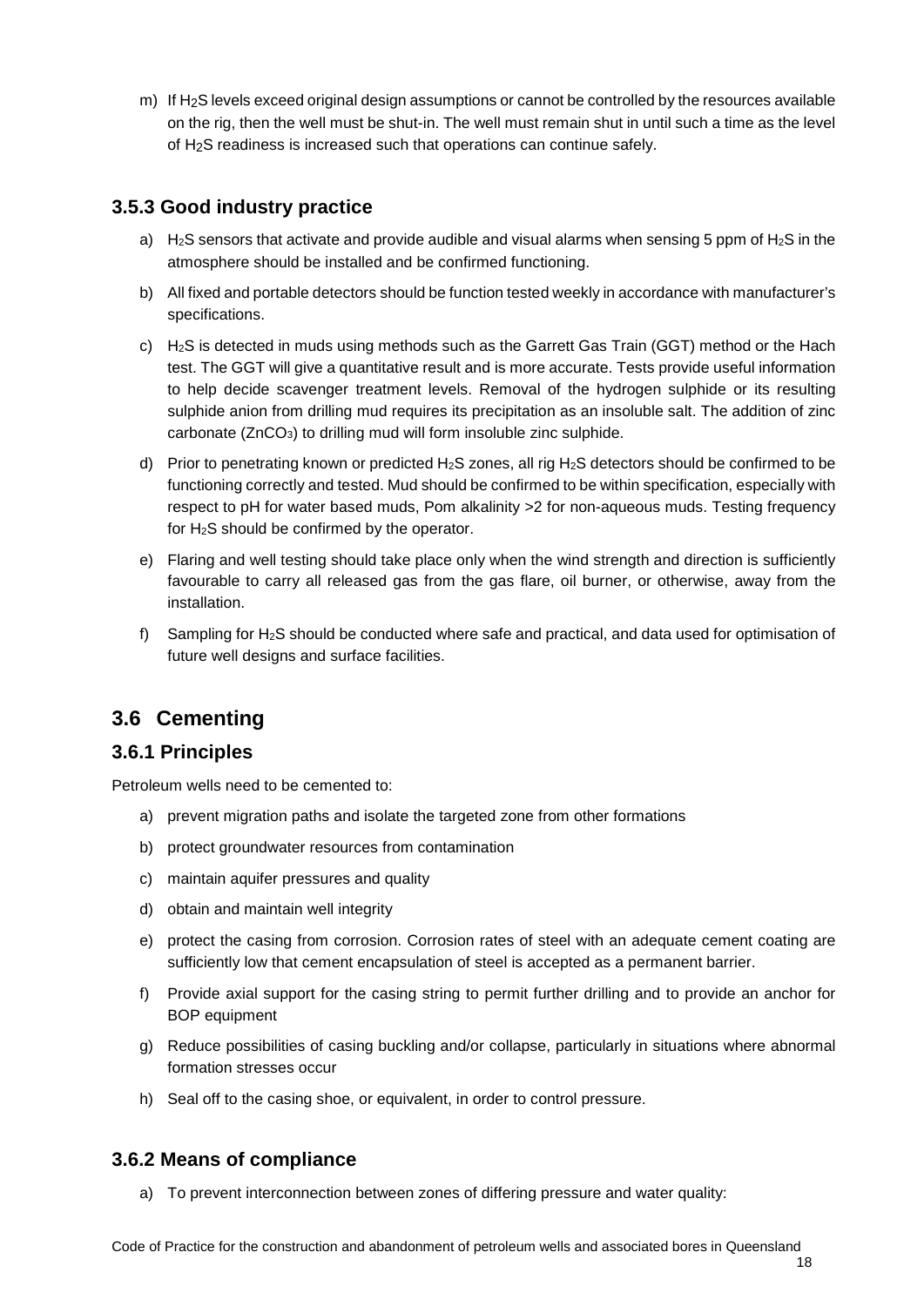m) If $H_2S$ levels exceed original design assumptions or cannot be controlled by the resources available on the rig, then the well must be shut-in. The well must remain shut in until such a time as the level of $H_2S$ readiness is increased such that operations can continue safely.

### 3.5.3 Good industry practice

a) $H_2S$ sensors that activate and provide audible and visual alarms when sensing 5 ppm of $H_2S$ in the atmosphere should be installed and be confirmed functioning.

b) All fixed and portable detectors should be function tested weekly in accordance with manufacturer's specifications.

c) $H_2S$ is detected in muds using methods such as the Garrett Gas Train (GGT) method or the Hach test. The GGT will give a quantitative result and is more accurate. Tests provide useful information to help decide scavenger treatment levels. Removal of the hydrogen sulphide or its resulting sulphide anion from drilling mud requires its precipitation as an insoluble salt. The addition of zinc carbonate ($ZnCO_3$) to drilling mud will form insoluble zinc sulphide.

d) Prior to penetrating known or predicted $H_2S$ zones, all rig $H_2S$ detectors should be confirmed to be functioning correctly and tested. Mud should be confirmed to be within specification, especially with respect to pH for water based muds, Pom alkalinity >2 for non-aqueous muds. Testing frequency for $H_2S$ should be confirmed by the operator.

e) Flaring and well testing should take place only when the wind strength and direction is sufficiently favourable to carry all released gas from the gas flare, oil burner, or otherwise, away from the installation.

f) Sampling for $H_2S$ should be conducted where safe and practical, and data used for optimisation of future well designs and surface facilities.

## 3.6 Cementing

### 3.6.1 Principles

Petroleum wells need to be cemented to:

a) prevent migration paths and isolate the targeted zone from other formations

b) protect groundwater resources from contamination

c) maintain aquifer pressures and quality

d) obtain and maintain well integrity

e) protect the casing from corrosion. Corrosion rates of steel with an adequate cement coating are sufficiently low that cement encapsulation of steel is accepted as a permanent barrier.

f) Provide axial support for the casing string to permit further drilling and to provide an anchor for BOP equipment

g) Reduce possibilities of casing buckling and/or collapse, particularly in situations where abnormal formation stresses occur

h) Seal off to the casing shoe, or equivalent, in order to control pressure.

### 3.6.2 Means of compliance

a) To prevent interconnection between zones of differing pressure and water quality: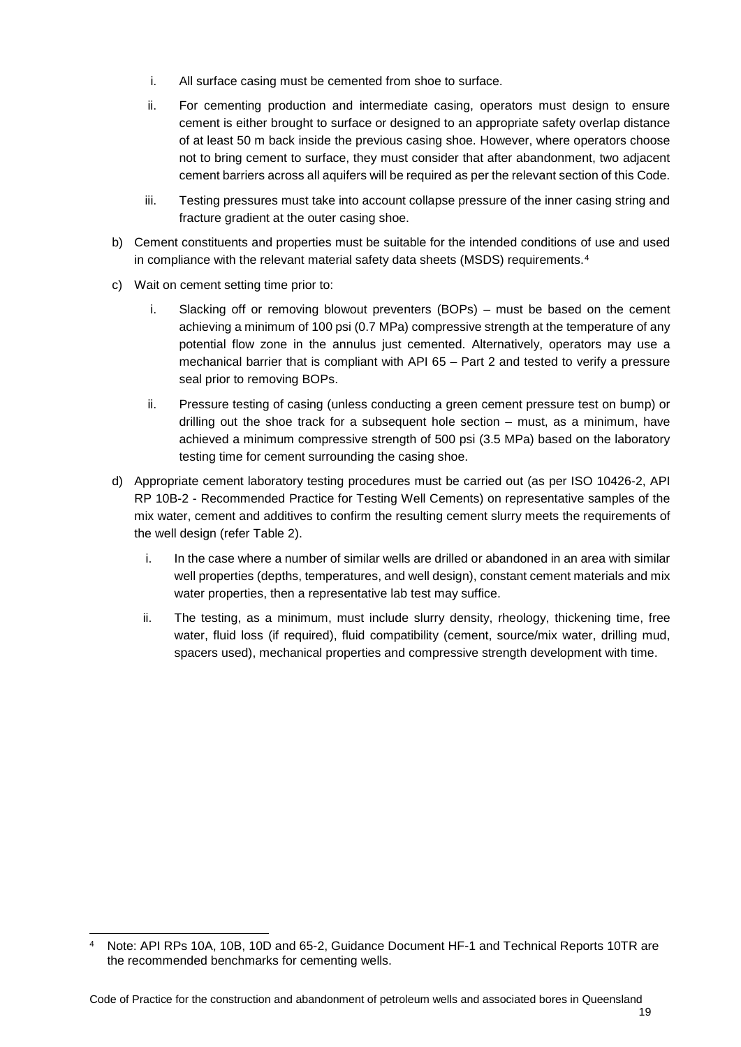i. All surface casing must be cemented from shoe to surface.

ii. For cementing production and intermediate casing, operators must design to ensure cement is either brought to surface or designed to an appropriate safety overlap distance of at least 50 m back inside the previous casing shoe. However, where operators choose not to bring cement to surface, they must consider that after abandonment, two adjacent cement barriers across all aquifers will be required as per the relevant section of this Code.

iii. Testing pressures must take into account collapse pressure of the inner casing string and fracture gradient at the outer casing shoe.

b) Cement constituents and properties must be suitable for the intended conditions of use and used in compliance with the relevant material safety data sheets (MSDS) requirements.[4]

c) Wait on cement setting time prior to:

i. Slacking off or removing blowout preventers (BOPs) – must be based on the cement achieving a minimum of 100 psi (0.7 MPa) compressive strength at the temperature of any potential flow zone in the annulus just cemented. Alternatively, operators may use a mechanical barrier that is compliant with API 65 – Part 2 and tested to verify a pressure seal prior to removing BOPs.

ii. Pressure testing of casing (unless conducting a green cement pressure test on bump) or drilling out the shoe track for a subsequent hole section – must, as a minimum, have achieved a minimum compressive strength of 500 psi (3.5 MPa) based on the laboratory testing time for cement surrounding the casing shoe.

d) Appropriate cement laboratory testing procedures must be carried out (as per ISO 10426-2, API RP 10B-2 - Recommended Practice for Testing Well Cements) on representative samples of the mix water, cement and additives to confirm the resulting cement slurry meets the requirements of the well design (refer Table 2).

i. In the case where a number of similar wells are drilled or abandoned in an area with similar well properties (depths, temperatures, and well design), constant cement materials and mix water properties, then a representative lab test may suffice.

ii. The testing, as a minimum, must include slurry density, rheology, thickening time, free water, fluid loss (if required), fluid compatibility (cement, source/mix water, drilling mud, spacers used), mechanical properties and compressive strength development with time.

[4] Note: API RPs 10A, 10B, 10D and 65-2, Guidance Document HF-1 and Technical Reports 10TR are the recommended benchmarks for cementing wells.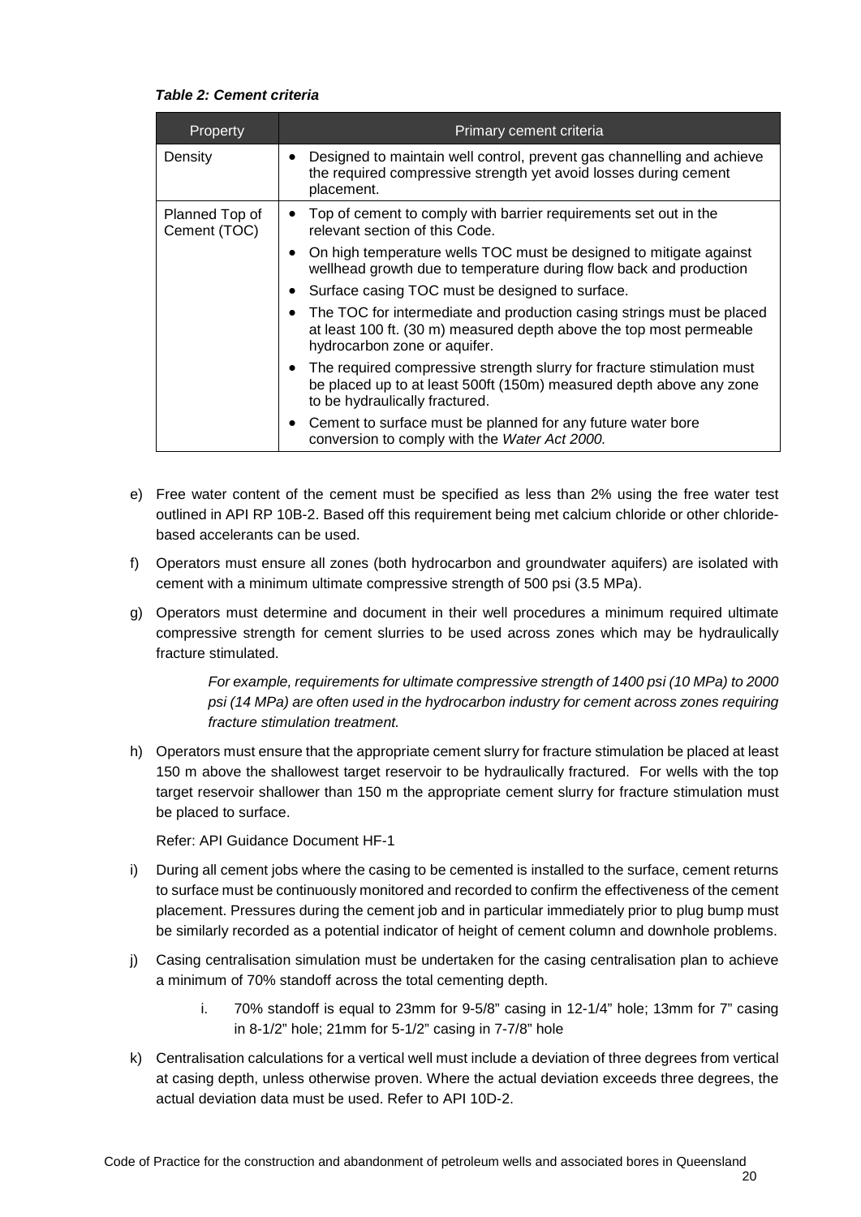***Table 2: Cement criteria***

| Property | Primary cement criteria |
| --- | --- |
| Density | • Designed to maintain well control, prevent gas channelling and achieve the required compressive strength yet avoid losses during cement placement. |
| Planned Top of Cement (TOC) | • Top of cement to comply with barrier requirements set out in the relevant section of this Code.<br>• On high temperature wells TOC must be designed to mitigate against wellhead growth due to temperature during flow back and production<br>• Surface casing TOC must be designed to surface.<br>• The TOC for intermediate and production casing strings must be placed at least 100 ft. (30 m) measured depth above the top most permeable hydrocarbon zone or aquifer.<br>• The required compressive strength slurry for fracture stimulation must be placed up to at least 500ft (150m) measured depth above any zone to be hydraulically fractured.<br>• Cement to surface must be planned for any future water bore conversion to comply with the *Water Act 2000.* |

e) Free water content of the cement must be specified as less than 2% using the free water test outlined in API RP 10B-2. Based off this requirement being met calcium chloride or other chloride-based accelerants can be used.

f) Operators must ensure all zones (both hydrocarbon and groundwater aquifers) are isolated with cement with a minimum ultimate compressive strength of 500 psi (3.5 MPa).

g) Operators must determine and document in their well procedures a minimum required ultimate compressive strength for cement slurries to be used across zones which may be hydraulically fracture stimulated.

   *For example, requirements for ultimate compressive strength of 1400 psi (10 MPa) to 2000 psi (14 MPa) are often used in the hydrocarbon industry for cement across zones requiring fracture stimulation treatment.*

h) Operators must ensure that the appropriate cement slurry for fracture stimulation be placed at least 150 m above the shallowest target reservoir to be hydraulically fractured. For wells with the top target reservoir shallower than 150 m the appropriate cement slurry for fracture stimulation must be placed to surface.

   Refer: API Guidance Document HF-1

i) During all cement jobs where the casing to be cemented is installed to the surface, cement returns to surface must be continuously monitored and recorded to confirm the effectiveness of the cement placement. Pressures during the cement job and in particular immediately prior to plug bump must be similarly recorded as a potential indicator of height of cement column and downhole problems.

j) Casing centralisation simulation must be undertaken for the casing centralisation plan to achieve a minimum of 70% standoff across the total cementing depth.

   i. 70% standoff is equal to 23mm for 9-5/8" casing in 12-1/4" hole; 13mm for 7" casing in 8-1/2" hole; 21mm for 5-1/2" casing in 7-7/8" hole

k) Centralisation calculations for a vertical well must include a deviation of three degrees from vertical at casing depth, unless otherwise proven. Where the actual deviation exceeds three degrees, the actual deviation data must be used. Refer to API 10D-2.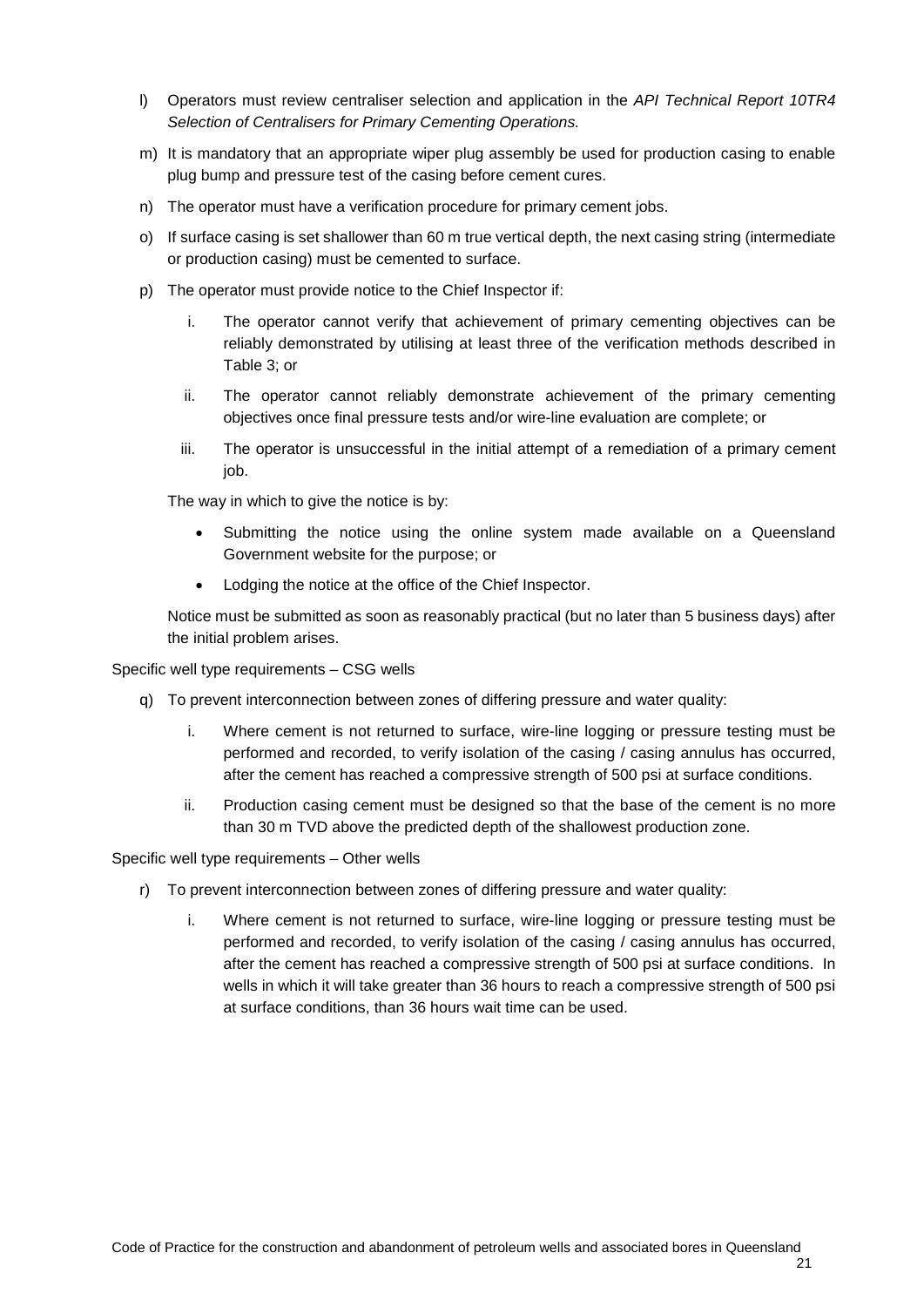l) Operators must review centraliser selection and application in the *API Technical Report 10TR4 Selection of Centralisers for Primary Cementing Operations.*

m) It is mandatory that an appropriate wiper plug assembly be used for production casing to enable plug bump and pressure test of the casing before cement cures.

n) The operator must have a verification procedure for primary cement jobs.

o) If surface casing is set shallower than 60 m true vertical depth, the next casing string (intermediate or production casing) must be cemented to surface.

p) The operator must provide notice to the Chief Inspector if:

   i. The operator cannot verify that achievement of primary cementing objectives can be reliably demonstrated by utilising at least three of the verification methods described in Table 3; or

   ii. The operator cannot reliably demonstrate achievement of the primary cementing objectives once final pressure tests and/or wire-line evaluation are complete; or

   iii. The operator is unsuccessful in the initial attempt of a remediation of a primary cement job.

   The way in which to give the notice is by:

   - Submitting the notice using the online system made available on a Queensland Government website for the purpose; or
   - Lodging the notice at the office of the Chief Inspector.

   Notice must be submitted as soon as reasonably practical (but no later than 5 business days) after the initial problem arises.

Specific well type requirements – CSG wells

q) To prevent interconnection between zones of differing pressure and water quality:

   i. Where cement is not returned to surface, wire-line logging or pressure testing must be performed and recorded, to verify isolation of the casing / casing annulus has occurred, after the cement has reached a compressive strength of 500 psi at surface conditions.

   ii. Production casing cement must be designed so that the base of the cement is no more than 30 m TVD above the predicted depth of the shallowest production zone.

Specific well type requirements – Other wells

r) To prevent interconnection between zones of differing pressure and water quality:

   i. Where cement is not returned to surface, wire-line logging or pressure testing must be performed and recorded, to verify isolation of the casing / casing annulus has occurred, after the cement has reached a compressive strength of 500 psi at surface conditions. In wells in which it will take greater than 36 hours to reach a compressive strength of 500 psi at surface conditions, than 36 hours wait time can be used.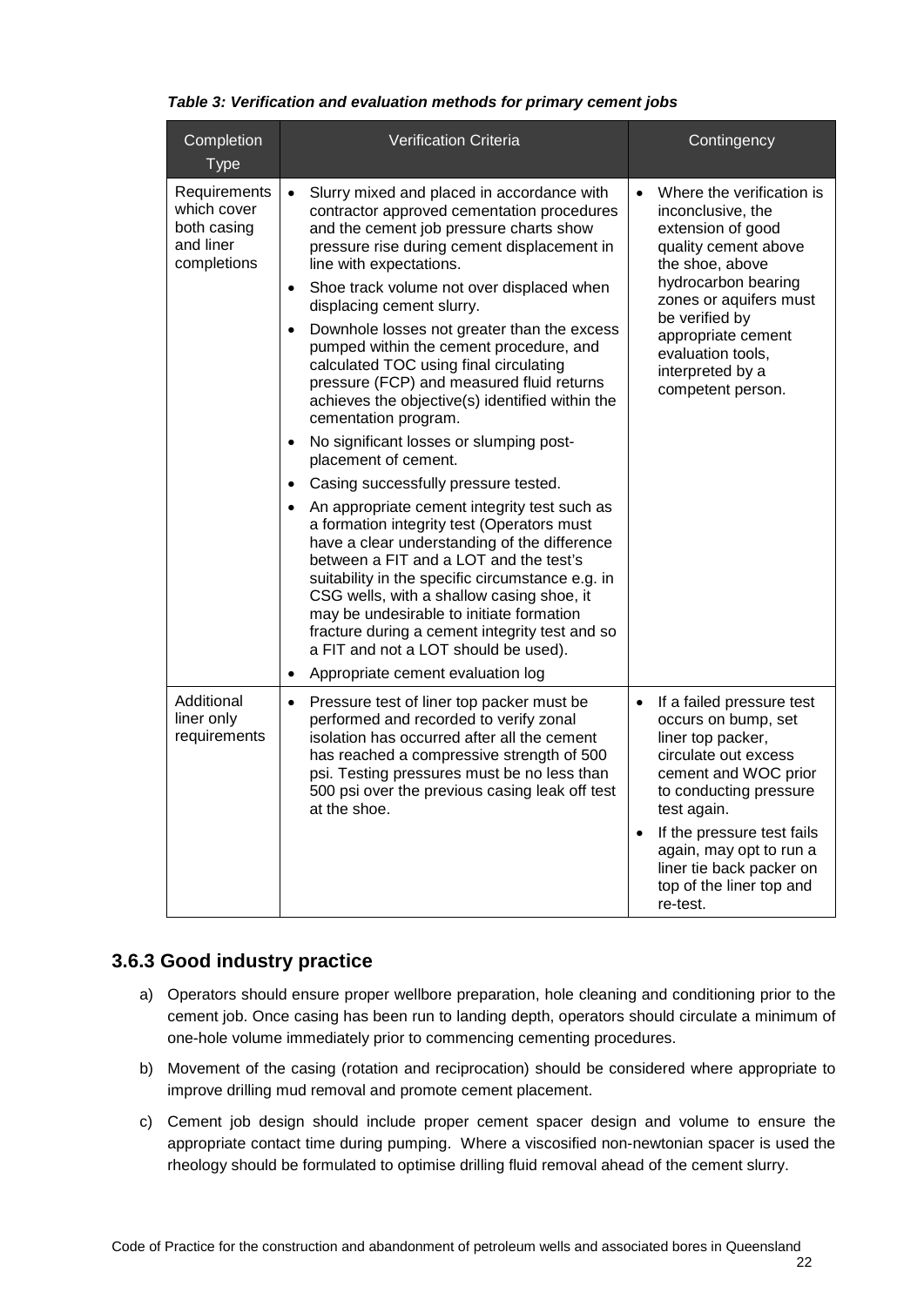***Table 3: Verification and evaluation methods for primary cement jobs***

| Completion Type | Verification Criteria | Contingency |
|---|---|---|
| Requirements which cover both casing and liner completions | • Slurry mixed and placed in accordance with contractor approved cementation procedures and the cement job pressure charts show pressure rise during cement displacement in line with expectations.<br>• Shoe track volume not over displaced when displacing cement slurry.<br>• Downhole losses not greater than the excess pumped within the cement procedure, and calculated TOC using final circulating pressure (FCP) and measured fluid returns achieves the objective(s) identified within the cementation program.<br>• No significant losses or slumping post-placement of cement.<br>• Casing successfully pressure tested.<br>• An appropriate cement integrity test such as a formation integrity test (Operators must have a clear understanding of the difference between a FIT and a LOT and the test's suitability in the specific circumstance e.g. in CSG wells, with a shallow casing shoe, it may be undesirable to initiate formation fracture during a cement integrity test and so a FIT and not a LOT should be used).<br>• Appropriate cement evaluation log | • Where the verification is inconclusive, the extension of good quality cement above the shoe, above hydrocarbon bearing zones or aquifers must be verified by appropriate cement evaluation tools, interpreted by a competent person. |
| Additional liner only requirements | • Pressure test of liner top packer must be performed and recorded to verify zonal isolation has occurred after all the cement has reached a compressive strength of 500 psi. Testing pressures must be no less than 500 psi over the previous casing leak off test at the shoe. | • If a failed pressure test occurs on bump, set liner top packer, circulate out excess cement and WOC prior to conducting pressure test again.<br>• If the pressure test fails again, may opt to run a liner tie back packer on top of the liner top and re-test. |

### 3.6.3 Good industry practice

a) Operators should ensure proper wellbore preparation, hole cleaning and conditioning prior to the cement job. Once casing has been run to landing depth, operators should circulate a minimum of one-hole volume immediately prior to commencing cementing procedures.

b) Movement of the casing (rotation and reciprocation) should be considered where appropriate to improve drilling mud removal and promote cement placement.

c) Cement job design should include proper cement spacer design and volume to ensure the appropriate contact time during pumping. Where a viscosified non-newtonian spacer is used the rheology should be formulated to optimise drilling fluid removal ahead of the cement slurry.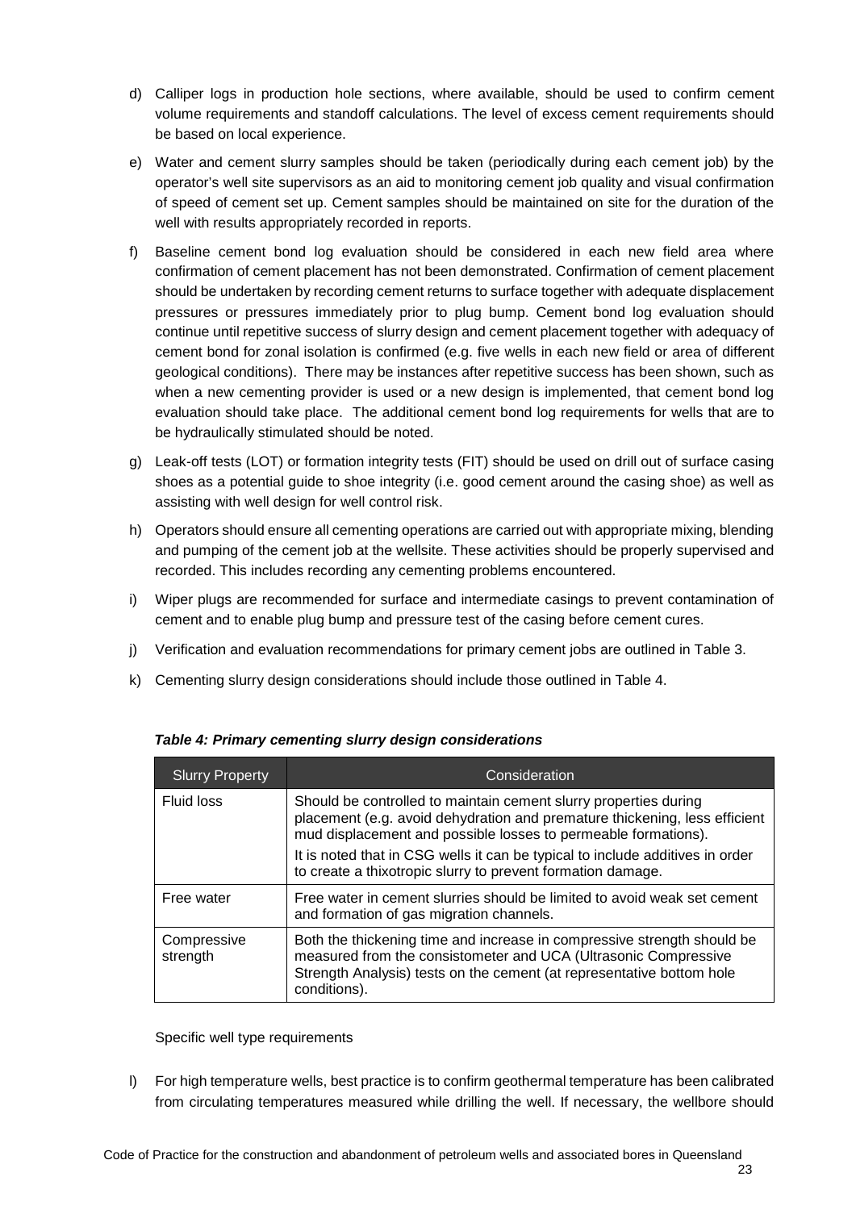d) Calliper logs in production hole sections, where available, should be used to confirm cement volume requirements and standoff calculations. The level of excess cement requirements should be based on local experience.

e) Water and cement slurry samples should be taken (periodically during each cement job) by the operator's well site supervisors as an aid to monitoring cement job quality and visual confirmation of speed of cement set up. Cement samples should be maintained on site for the duration of the well with results appropriately recorded in reports.

f) Baseline cement bond log evaluation should be considered in each new field area where confirmation of cement placement has not been demonstrated. Confirmation of cement placement should be undertaken by recording cement returns to surface together with adequate displacement pressures or pressures immediately prior to plug bump. Cement bond log evaluation should continue until repetitive success of slurry design and cement placement together with adequacy of cement bond for zonal isolation is confirmed (e.g. five wells in each new field or area of different geological conditions). There may be instances after repetitive success has been shown, such as when a new cementing provider is used or a new design is implemented, that cement bond log evaluation should take place. The additional cement bond log requirements for wells that are to be hydraulically stimulated should be noted.

g) Leak-off tests (LOT) or formation integrity tests (FIT) should be used on drill out of surface casing shoes as a potential guide to shoe integrity (i.e. good cement around the casing shoe) as well as assisting with well design for well control risk.

h) Operators should ensure all cementing operations are carried out with appropriate mixing, blending and pumping of the cement job at the wellsite. These activities should be properly supervised and recorded. This includes recording any cementing problems encountered.

i) Wiper plugs are recommended for surface and intermediate casings to prevent contamination of cement and to enable plug bump and pressure test of the casing before cement cures.

j) Verification and evaluation recommendations for primary cement jobs are outlined in Table 3.

k) Cementing slurry design considerations should include those outlined in Table 4.

***Table 4: Primary cementing slurry design considerations***

| Slurry Property | Consideration |
| --- | --- |
| Fluid loss | Should be controlled to maintain cement slurry properties during placement (e.g. avoid dehydration and premature thickening, less efficient mud displacement and possible losses to permeable formations).<br>It is noted that in CSG wells it can be typical to include additives in order to create a thixotropic slurry to prevent formation damage. |
| Free water | Free water in cement slurries should be limited to avoid weak set cement and formation of gas migration channels. |
| Compressive strength | Both the thickening time and increase in compressive strength should be measured from the consistometer and UCA (Ultrasonic Compressive Strength Analysis) tests on the cement (at representative bottom hole conditions). |

Specific well type requirements

l) For high temperature wells, best practice is to confirm geothermal temperature has been calibrated from circulating temperatures measured while drilling the well. If necessary, the wellbore should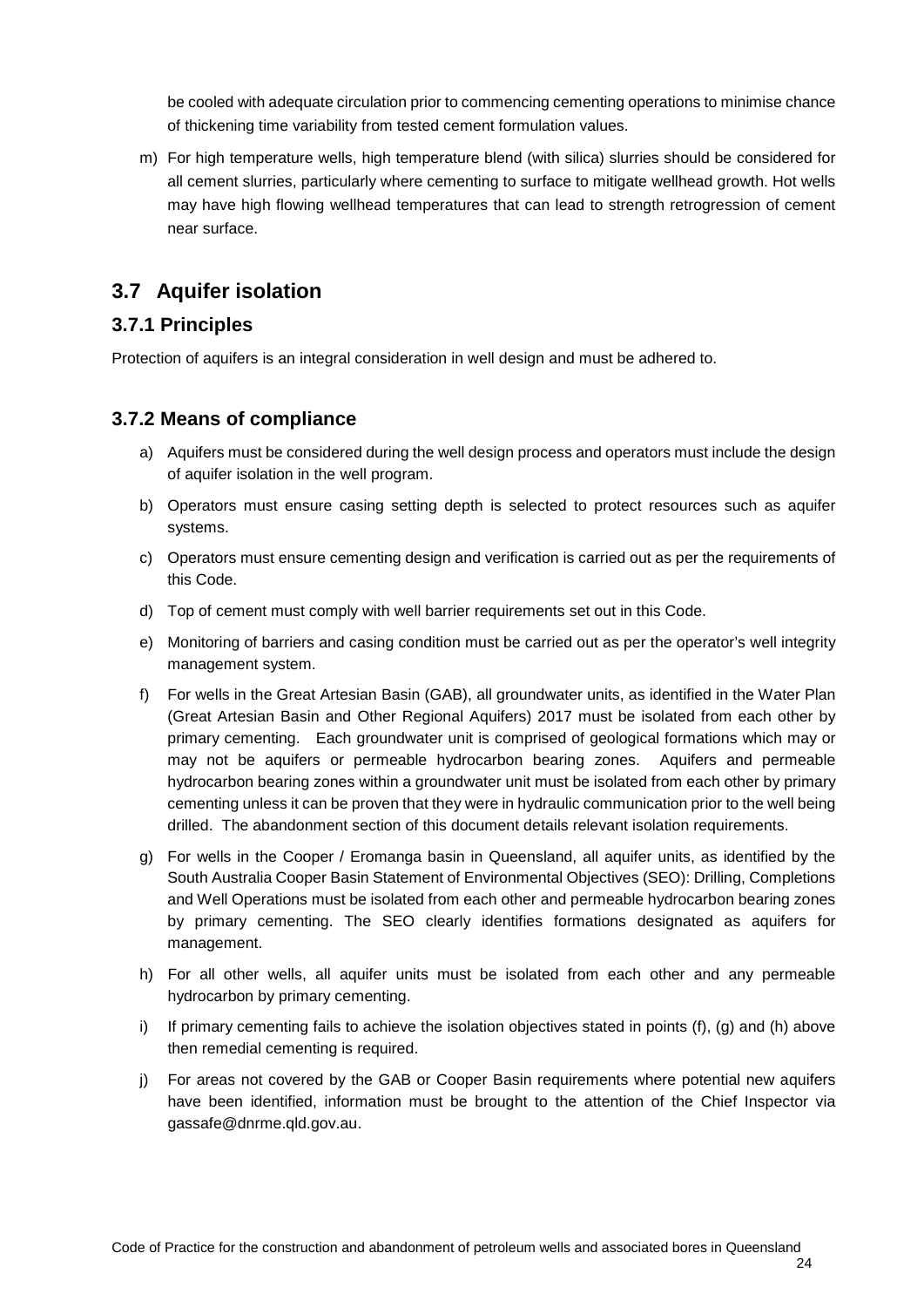be cooled with adequate circulation prior to commencing cementing operations to minimise chance of thickening time variability from tested cement formulation values.

m) For high temperature wells, high temperature blend (with silica) slurries should be considered for all cement slurries, particularly where cementing to surface to mitigate wellhead growth. Hot wells may have high flowing wellhead temperatures that can lead to strength retrogression of cement near surface.

## 3.7 Aquifer isolation

### 3.7.1 Principles

Protection of aquifers is an integral consideration in well design and must be adhered to.

### 3.7.2 Means of compliance

a) Aquifers must be considered during the well design process and operators must include the design of aquifer isolation in the well program.

b) Operators must ensure casing setting depth is selected to protect resources such as aquifer systems.

c) Operators must ensure cementing design and verification is carried out as per the requirements of this Code.

d) Top of cement must comply with well barrier requirements set out in this Code.

e) Monitoring of barriers and casing condition must be carried out as per the operator's well integrity management system.

f) For wells in the Great Artesian Basin (GAB), all groundwater units, as identified in the Water Plan (Great Artesian Basin and Other Regional Aquifers) 2017 must be isolated from each other by primary cementing. Each groundwater unit is comprised of geological formations which may or may not be aquifers or permeable hydrocarbon bearing zones. Aquifers and permeable hydrocarbon bearing zones within a groundwater unit must be isolated from each other by primary cementing unless it can be proven that they were in hydraulic communication prior to the well being drilled. The abandonment section of this document details relevant isolation requirements.

g) For wells in the Cooper / Eromanga basin in Queensland, all aquifer units, as identified by the South Australia Cooper Basin Statement of Environmental Objectives (SEO): Drilling, Completions and Well Operations must be isolated from each other and permeable hydrocarbon bearing zones by primary cementing. The SEO clearly identifies formations designated as aquifers for management.

h) For all other wells, all aquifer units must be isolated from each other and any permeable hydrocarbon by primary cementing.

i) If primary cementing fails to achieve the isolation objectives stated in points (f), (g) and (h) above then remedial cementing is required.

j) For areas not covered by the GAB or Cooper Basin requirements where potential new aquifers have been identified, information must be brought to the attention of the Chief Inspector via gassafe@dnrme.qld.gov.au.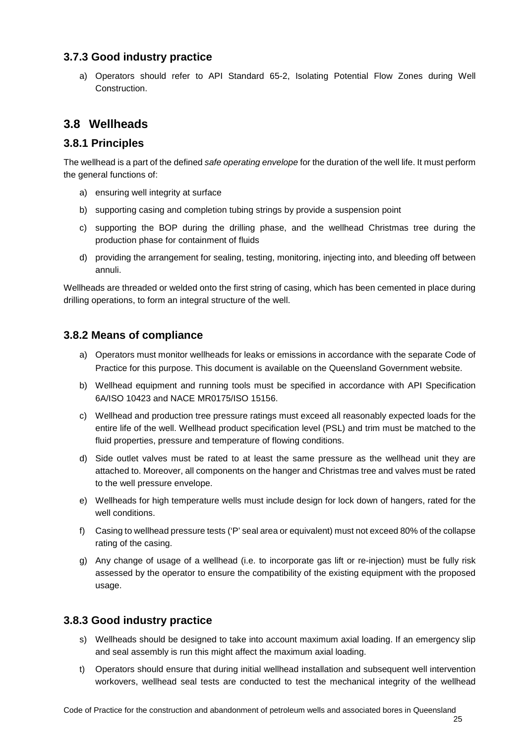### 3.7.3 Good industry practice

a) Operators should refer to API Standard 65-2, Isolating Potential Flow Zones during Well Construction.

## 3.8 Wellheads

### 3.8.1 Principles

The wellhead is a part of the defined *safe operating envelope* for the duration of the well life. It must perform the general functions of:

a) ensuring well integrity at surface

b) supporting casing and completion tubing strings by provide a suspension point

c) supporting the BOP during the drilling phase, and the wellhead Christmas tree during the production phase for containment of fluids

d) providing the arrangement for sealing, testing, monitoring, injecting into, and bleeding off between annuli.

Wellheads are threaded or welded onto the first string of casing, which has been cemented in place during drilling operations, to form an integral structure of the well.

### 3.8.2 Means of compliance

a) Operators must monitor wellheads for leaks or emissions in accordance with the separate Code of Practice for this purpose. This document is available on the Queensland Government website.

b) Wellhead equipment and running tools must be specified in accordance with API Specification 6A/ISO 10423 and NACE MR0175/ISO 15156.

c) Wellhead and production tree pressure ratings must exceed all reasonably expected loads for the entire life of the well. Wellhead product specification level (PSL) and trim must be matched to the fluid properties, pressure and temperature of flowing conditions.

d) Side outlet valves must be rated to at least the same pressure as the wellhead unit they are attached to. Moreover, all components on the hanger and Christmas tree and valves must be rated to the well pressure envelope.

e) Wellheads for high temperature wells must include design for lock down of hangers, rated for the well conditions.

f) Casing to wellhead pressure tests ('P' seal area or equivalent) must not exceed 80% of the collapse rating of the casing.

g) Any change of usage of a wellhead (i.e. to incorporate gas lift or re-injection) must be fully risk assessed by the operator to ensure the compatibility of the existing equipment with the proposed usage.

### 3.8.3 Good industry practice

s) Wellheads should be designed to take into account maximum axial loading. If an emergency slip and seal assembly is run this might affect the maximum axial loading.

t) Operators should ensure that during initial wellhead installation and subsequent well intervention workovers, wellhead seal tests are conducted to test the mechanical integrity of the wellhead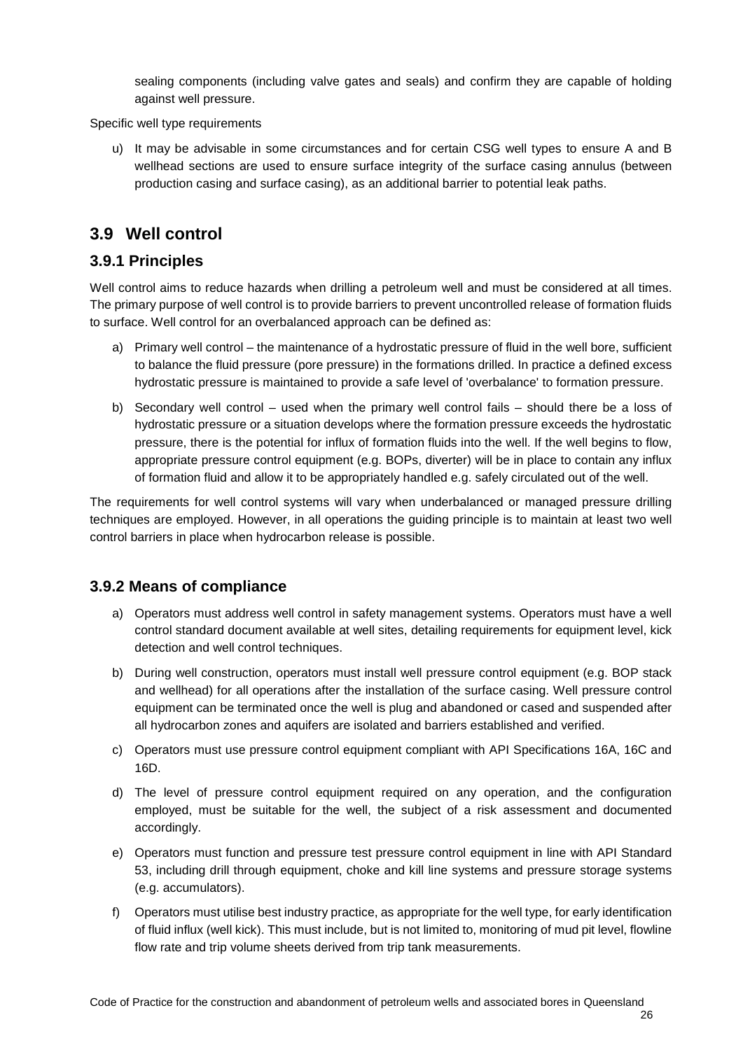sealing components (including valve gates and seals) and confirm they are capable of holding against well pressure.

Specific well type requirements

u) It may be advisable in some circumstances and for certain CSG well types to ensure A and B wellhead sections are used to ensure surface integrity of the surface casing annulus (between production casing and surface casing), as an additional barrier to potential leak paths.

## 3.9 Well control

### 3.9.1 Principles

Well control aims to reduce hazards when drilling a petroleum well and must be considered at all times. The primary purpose of well control is to provide barriers to prevent uncontrolled release of formation fluids to surface. Well control for an overbalanced approach can be defined as:

a) Primary well control – the maintenance of a hydrostatic pressure of fluid in the well bore, sufficient to balance the fluid pressure (pore pressure) in the formations drilled. In practice a defined excess hydrostatic pressure is maintained to provide a safe level of 'overbalance' to formation pressure.

b) Secondary well control – used when the primary well control fails – should there be a loss of hydrostatic pressure or a situation develops where the formation pressure exceeds the hydrostatic pressure, there is the potential for influx of formation fluids into the well. If the well begins to flow, appropriate pressure control equipment (e.g. BOPs, diverter) will be in place to contain any influx of formation fluid and allow it to be appropriately handled e.g. safely circulated out of the well.

The requirements for well control systems will vary when underbalanced or managed pressure drilling techniques are employed. However, in all operations the guiding principle is to maintain at least two well control barriers in place when hydrocarbon release is possible.

### 3.9.2 Means of compliance

a) Operators must address well control in safety management systems. Operators must have a well control standard document available at well sites, detailing requirements for equipment level, kick detection and well control techniques.

b) During well construction, operators must install well pressure control equipment (e.g. BOP stack and wellhead) for all operations after the installation of the surface casing. Well pressure control equipment can be terminated once the well is plug and abandoned or cased and suspended after all hydrocarbon zones and aquifers are isolated and barriers established and verified.

c) Operators must use pressure control equipment compliant with API Specifications 16A, 16C and 16D.

d) The level of pressure control equipment required on any operation, and the configuration employed, must be suitable for the well, the subject of a risk assessment and documented accordingly.

e) Operators must function and pressure test pressure control equipment in line with API Standard 53, including drill through equipment, choke and kill line systems and pressure storage systems (e.g. accumulators).

f) Operators must utilise best industry practice, as appropriate for the well type, for early identification of fluid influx (well kick). This must include, but is not limited to, monitoring of mud pit level, flowline flow rate and trip volume sheets derived from trip tank measurements.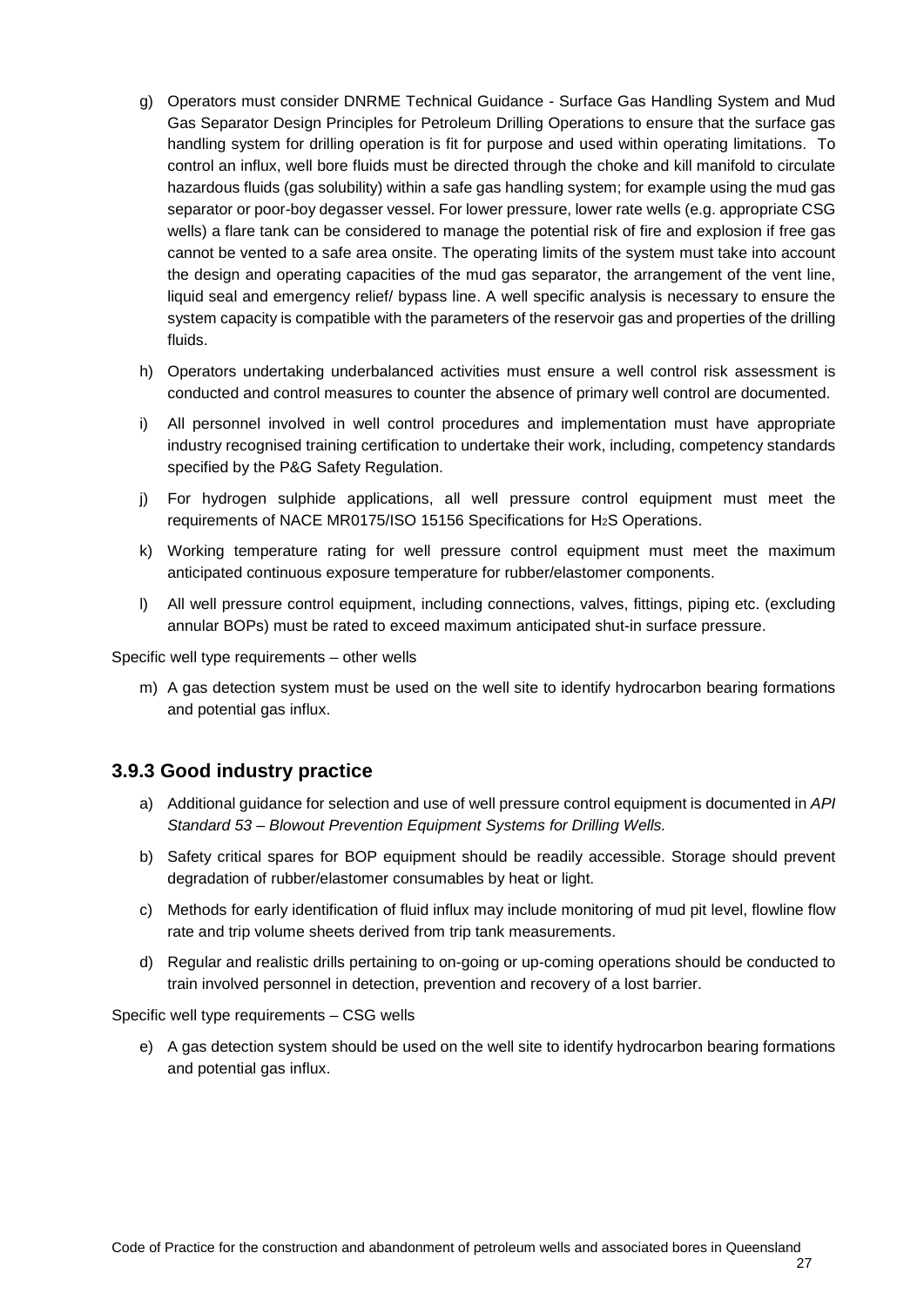g) Operators must consider DNRME Technical Guidance - Surface Gas Handling System and Mud Gas Separator Design Principles for Petroleum Drilling Operations to ensure that the surface gas handling system for drilling operation is fit for purpose and used within operating limitations. To control an influx, well bore fluids must be directed through the choke and kill manifold to circulate hazardous fluids (gas solubility) within a safe gas handling system; for example using the mud gas separator or poor-boy degasser vessel. For lower pressure, lower rate wells (e.g. appropriate CSG wells) a flare tank can be considered to manage the potential risk of fire and explosion if free gas cannot be vented to a safe area onsite. The operating limits of the system must take into account the design and operating capacities of the mud gas separator, the arrangement of the vent line, liquid seal and emergency relief/ bypass line. A well specific analysis is necessary to ensure the system capacity is compatible with the parameters of the reservoir gas and properties of the drilling fluids.

h) Operators undertaking underbalanced activities must ensure a well control risk assessment is conducted and control measures to counter the absence of primary well control are documented.

i) All personnel involved in well control procedures and implementation must have appropriate industry recognised training certification to undertake their work, including, competency standards specified by the P&G Safety Regulation.

j) For hydrogen sulphide applications, all well pressure control equipment must meet the requirements of NACE MR0175/ISO 15156 Specifications for $H_2S$ Operations.

k) Working temperature rating for well pressure control equipment must meet the maximum anticipated continuous exposure temperature for rubber/elastomer components.

l) All well pressure control equipment, including connections, valves, fittings, piping etc. (excluding annular BOPs) must be rated to exceed maximum anticipated shut-in surface pressure.

Specific well type requirements – other wells

m) A gas detection system must be used on the well site to identify hydrocarbon bearing formations and potential gas influx.

### 3.9.3 Good industry practice

a) Additional guidance for selection and use of well pressure control equipment is documented in *API Standard 53 – Blowout Prevention Equipment Systems for Drilling Wells.*

b) Safety critical spares for BOP equipment should be readily accessible. Storage should prevent degradation of rubber/elastomer consumables by heat or light.

c) Methods for early identification of fluid influx may include monitoring of mud pit level, flowline flow rate and trip volume sheets derived from trip tank measurements.

d) Regular and realistic drills pertaining to on-going or up-coming operations should be conducted to train involved personnel in detection, prevention and recovery of a lost barrier.

Specific well type requirements – CSG wells

e) A gas detection system should be used on the well site to identify hydrocarbon bearing formations and potential gas influx.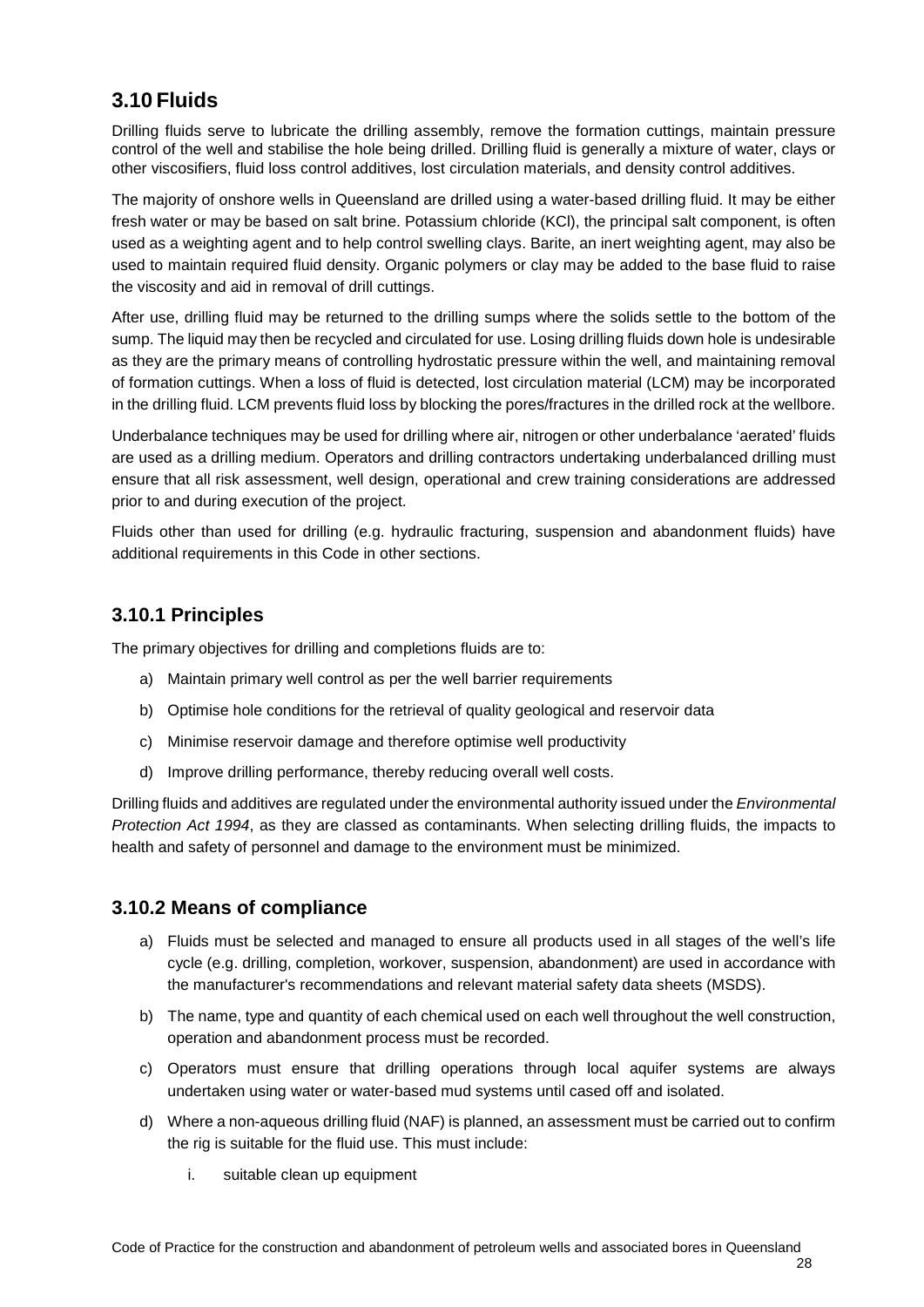## 3.10 Fluids

Drilling fluids serve to lubricate the drilling assembly, remove the formation cuttings, maintain pressure control of the well and stabilise the hole being drilled. Drilling fluid is generally a mixture of water, clays or other viscosifiers, fluid loss control additives, lost circulation materials, and density control additives.

The majority of onshore wells in Queensland are drilled using a water-based drilling fluid. It may be either fresh water or may be based on salt brine. Potassium chloride (KCl), the principal salt component, is often used as a weighting agent and to help control swelling clays. Barite, an inert weighting agent, may also be used to maintain required fluid density. Organic polymers or clay may be added to the base fluid to raise the viscosity and aid in removal of drill cuttings.

After use, drilling fluid may be returned to the drilling sumps where the solids settle to the bottom of the sump. The liquid may then be recycled and circulated for use. Losing drilling fluids down hole is undesirable as they are the primary means of controlling hydrostatic pressure within the well, and maintaining removal of formation cuttings. When a loss of fluid is detected, lost circulation material (LCM) may be incorporated in the drilling fluid. LCM prevents fluid loss by blocking the pores/fractures in the drilled rock at the wellbore.

Underbalance techniques may be used for drilling where air, nitrogen or other underbalance 'aerated' fluids are used as a drilling medium. Operators and drilling contractors undertaking underbalanced drilling must ensure that all risk assessment, well design, operational and crew training considerations are addressed prior to and during execution of the project.

Fluids other than used for drilling (e.g. hydraulic fracturing, suspension and abandonment fluids) have additional requirements in this Code in other sections.

### 3.10.1 Principles

The primary objectives for drilling and completions fluids are to:

a) Maintain primary well control as per the well barrier requirements
b) Optimise hole conditions for the retrieval of quality geological and reservoir data
c) Minimise reservoir damage and therefore optimise well productivity
d) Improve drilling performance, thereby reducing overall well costs.

Drilling fluids and additives are regulated under the environmental authority issued under the *Environmental Protection Act 1994*, as they are classed as contaminants. When selecting drilling fluids, the impacts to health and safety of personnel and damage to the environment must be minimized.

### 3.10.2 Means of compliance

a) Fluids must be selected and managed to ensure all products used in all stages of the well's life cycle (e.g. drilling, completion, workover, suspension, abandonment) are used in accordance with the manufacturer's recommendations and relevant material safety data sheets (MSDS).
b) The name, type and quantity of each chemical used on each well throughout the well construction, operation and abandonment process must be recorded.
c) Operators must ensure that drilling operations through local aquifer systems are always undertaken using water or water-based mud systems until cased off and isolated.
d) Where a non-aqueous drilling fluid (NAF) is planned, an assessment must be carried out to confirm the rig is suitable for the fluid use. This must include:
    i. suitable clean up equipment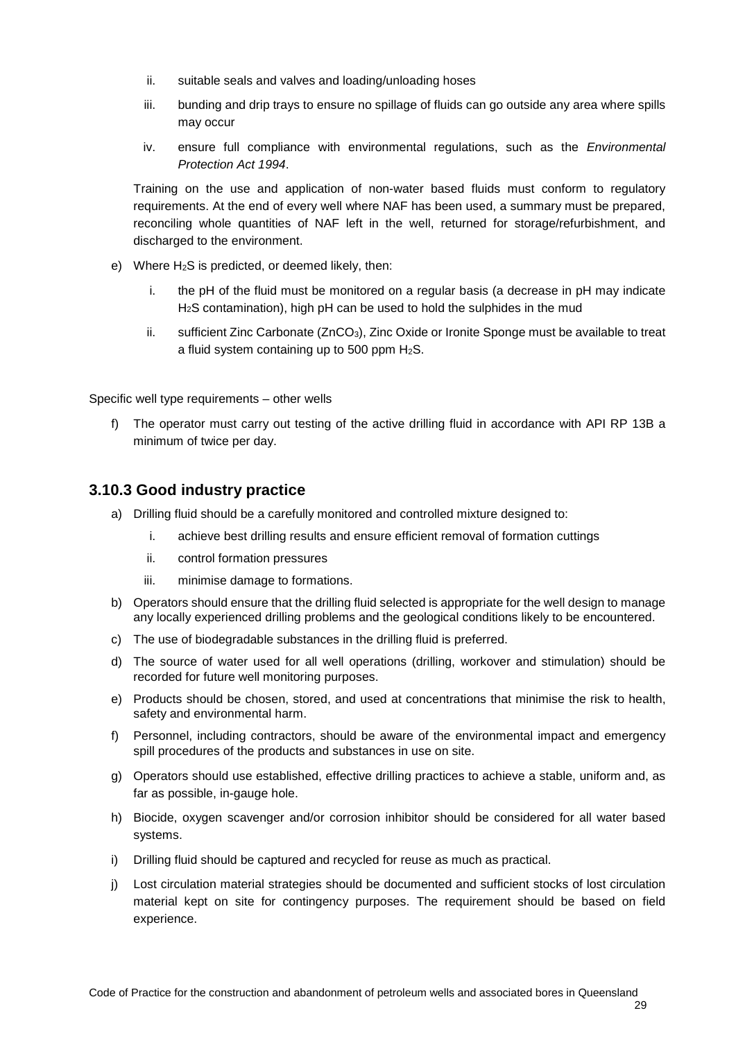ii. suitable seals and valves and loading/unloading hoses

   iii. bunding and drip trays to ensure no spillage of fluids can go outside any area where spills may occur

   iv. ensure full compliance with environmental regulations, such as the *Environmental Protection Act 1994*.

   Training on the use and application of non-water based fluids must conform to regulatory requirements. At the end of every well where NAF has been used, a summary must be prepared, reconciling whole quantities of NAF left in the well, returned for storage/refurbishment, and discharged to the environment.

e) Where $H_2S$ is predicted, or deemed likely, then:

   i. the pH of the fluid must be monitored on a regular basis (a decrease in pH may indicate $H_2S$ contamination), high pH can be used to hold the sulphides in the mud

   ii. sufficient Zinc Carbonate ($ZnCO_3$), Zinc Oxide or Ironite Sponge must be available to treat a fluid system containing up to 500 ppm $H_2S$.

Specific well type requirements – other wells

f) The operator must carry out testing of the active drilling fluid in accordance with API RP 13B a minimum of twice per day.

### 3.10.3 Good industry practice

a) Drilling fluid should be a carefully monitored and controlled mixture designed to:

   i. achieve best drilling results and ensure efficient removal of formation cuttings

   ii. control formation pressures

   iii. minimise damage to formations.

b) Operators should ensure that the drilling fluid selected is appropriate for the well design to manage any locally experienced drilling problems and the geological conditions likely to be encountered.

c) The use of biodegradable substances in the drilling fluid is preferred.

d) The source of water used for all well operations (drilling, workover and stimulation) should be recorded for future well monitoring purposes.

e) Products should be chosen, stored, and used at concentrations that minimise the risk to health, safety and environmental harm.

f) Personnel, including contractors, should be aware of the environmental impact and emergency spill procedures of the products and substances in use on site.

g) Operators should use established, effective drilling practices to achieve a stable, uniform and, as far as possible, in-gauge hole.

h) Biocide, oxygen scavenger and/or corrosion inhibitor should be considered for all water based systems.

i) Drilling fluid should be captured and recycled for reuse as much as practical.

j) Lost circulation material strategies should be documented and sufficient stocks of lost circulation material kept on site for contingency purposes. The requirement should be based on field experience.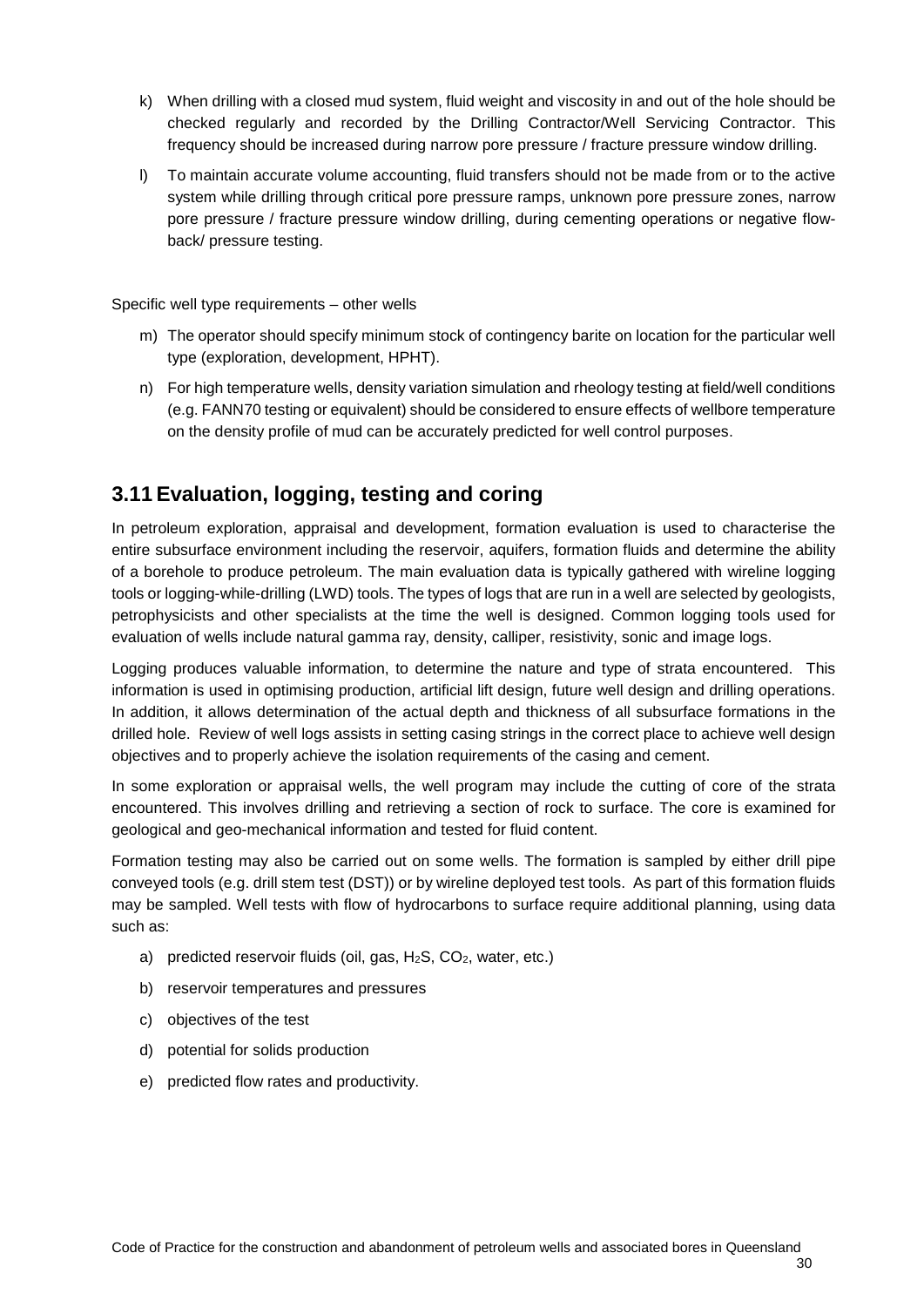k) When drilling with a closed mud system, fluid weight and viscosity in and out of the hole should be checked regularly and recorded by the Drilling Contractor/Well Servicing Contractor. This frequency should be increased during narrow pore pressure / fracture pressure window drilling.

l) To maintain accurate volume accounting, fluid transfers should not be made from or to the active system while drilling through critical pore pressure ramps, unknown pore pressure zones, narrow pore pressure / fracture pressure window drilling, during cementing operations or negative flow-back/ pressure testing.

Specific well type requirements – other wells

m) The operator should specify minimum stock of contingency barite on location for the particular well type (exploration, development, HPHT).

n) For high temperature wells, density variation simulation and rheology testing at field/well conditions (e.g. FANN70 testing or equivalent) should be considered to ensure effects of wellbore temperature on the density profile of mud can be accurately predicted for well control purposes.

## 3.11 Evaluation, logging, testing and coring

In petroleum exploration, appraisal and development, formation evaluation is used to characterise the entire subsurface environment including the reservoir, aquifers, formation fluids and determine the ability of a borehole to produce petroleum. The main evaluation data is typically gathered with wireline logging tools or logging-while-drilling (LWD) tools. The types of logs that are run in a well are selected by geologists, petrophysicists and other specialists at the time the well is designed. Common logging tools used for evaluation of wells include natural gamma ray, density, calliper, resistivity, sonic and image logs.

Logging produces valuable information, to determine the nature and type of strata encountered. This information is used in optimising production, artificial lift design, future well design and drilling operations. In addition, it allows determination of the actual depth and thickness of all subsurface formations in the drilled hole. Review of well logs assists in setting casing strings in the correct place to achieve well design objectives and to properly achieve the isolation requirements of the casing and cement.

In some exploration or appraisal wells, the well program may include the cutting of core of the strata encountered. This involves drilling and retrieving a section of rock to surface. The core is examined for geological and geo-mechanical information and tested for fluid content.

Formation testing may also be carried out on some wells. The formation is sampled by either drill pipe conveyed tools (e.g. drill stem test (DST)) or by wireline deployed test tools. As part of this formation fluids may be sampled. Well tests with flow of hydrocarbons to surface require additional planning, using data such as:

a) predicted reservoir fluids (oil, gas, $H_2S$, $CO_2$, water, etc.)

b) reservoir temperatures and pressures

c) objectives of the test

d) potential for solids production

e) predicted flow rates and productivity.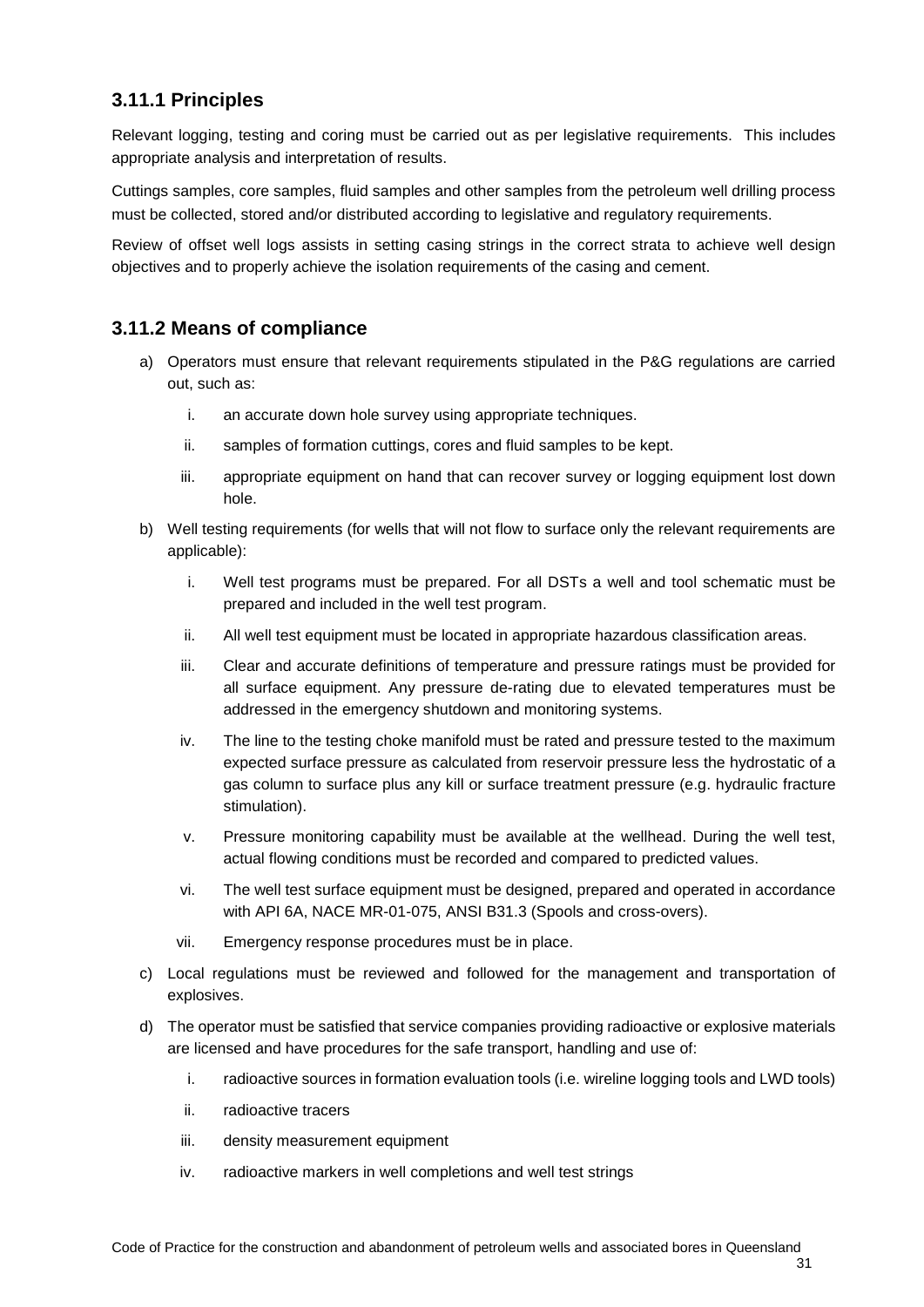### 3.11.1 Principles

Relevant logging, testing and coring must be carried out as per legislative requirements. This includes appropriate analysis and interpretation of results.

Cuttings samples, core samples, fluid samples and other samples from the petroleum well drilling process must be collected, stored and/or distributed according to legislative and regulatory requirements.

Review of offset well logs assists in setting casing strings in the correct strata to achieve well design objectives and to properly achieve the isolation requirements of the casing and cement.

### 3.11.2 Means of compliance

a) Operators must ensure that relevant requirements stipulated in the P&G regulations are carried out, such as:

   i. an accurate down hole survey using appropriate techniques.

   ii. samples of formation cuttings, cores and fluid samples to be kept.

   iii. appropriate equipment on hand that can recover survey or logging equipment lost down hole.

b) Well testing requirements (for wells that will not flow to surface only the relevant requirements are applicable):

   i. Well test programs must be prepared. For all DSTs a well and tool schematic must be prepared and included in the well test program.

   ii. All well test equipment must be located in appropriate hazardous classification areas.

   iii. Clear and accurate definitions of temperature and pressure ratings must be provided for all surface equipment. Any pressure de-rating due to elevated temperatures must be addressed in the emergency shutdown and monitoring systems.

   iv. The line to the testing choke manifold must be rated and pressure tested to the maximum expected surface pressure as calculated from reservoir pressure less the hydrostatic of a gas column to surface plus any kill or surface treatment pressure (e.g. hydraulic fracture stimulation).

   v. Pressure monitoring capability must be available at the wellhead. During the well test, actual flowing conditions must be recorded and compared to predicted values.

   vi. The well test surface equipment must be designed, prepared and operated in accordance with API 6A, NACE MR-01-075, ANSI B31.3 (Spools and cross-overs).

   vii. Emergency response procedures must be in place.

c) Local regulations must be reviewed and followed for the management and transportation of explosives.

d) The operator must be satisfied that service companies providing radioactive or explosive materials are licensed and have procedures for the safe transport, handling and use of:

   i. radioactive sources in formation evaluation tools (i.e. wireline logging tools and LWD tools)

   ii. radioactive tracers

   iii. density measurement equipment

   iv. radioactive markers in well completions and well test strings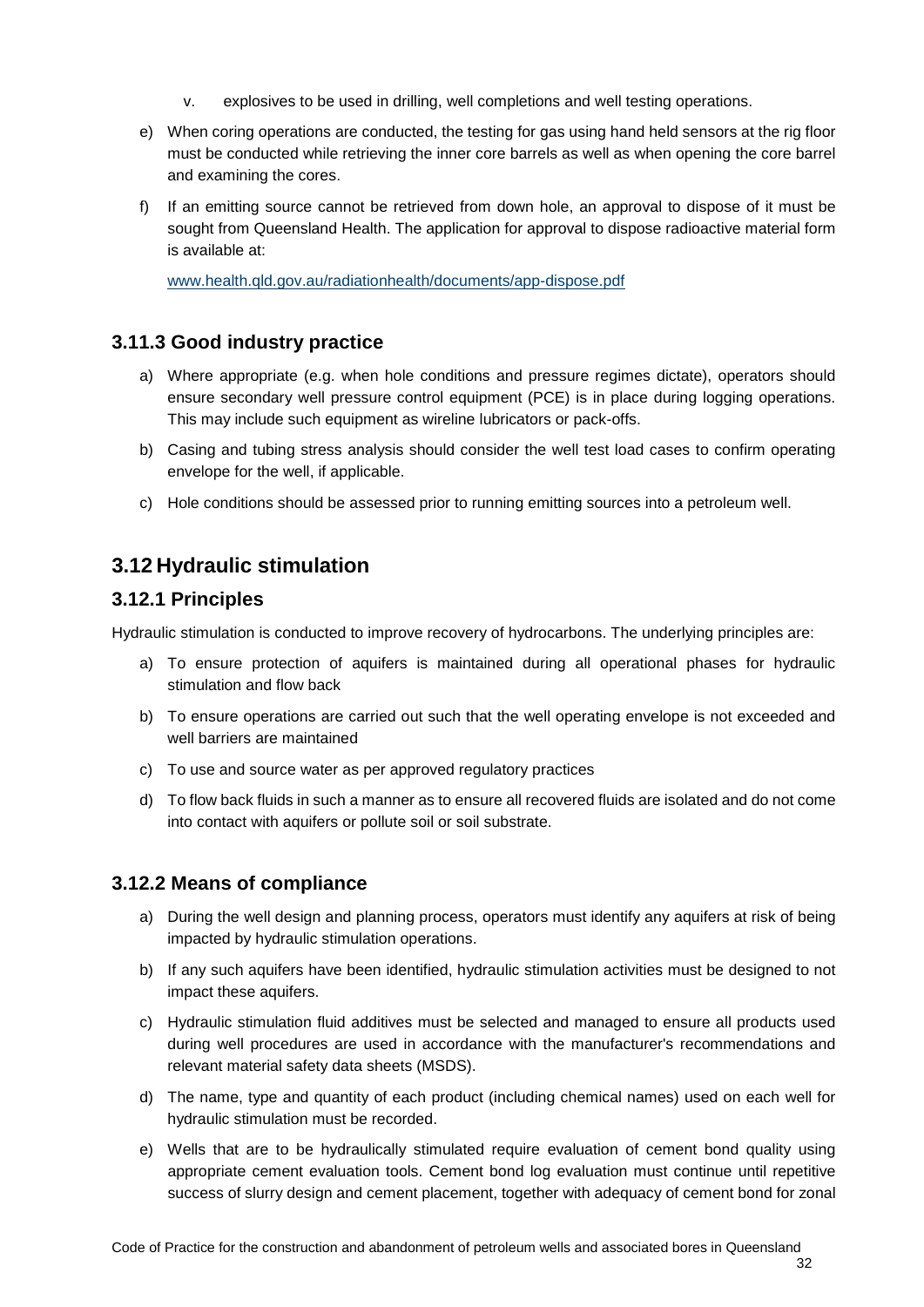v. explosives to be used in drilling, well completions and well testing operations.

e) When coring operations are conducted, the testing for gas using hand held sensors at the rig floor must be conducted while retrieving the inner core barrels as well as when opening the core barrel and examining the cores.

f) If an emitting source cannot be retrieved from down hole, an approval to dispose of it must be sought from Queensland Health. The application for approval to dispose radioactive material form is available at:

www.health.qld.gov.au/radiationhealth/documents/app-dispose.pdf

### 3.11.3 Good industry practice

a) Where appropriate (e.g. when hole conditions and pressure regimes dictate), operators should ensure secondary well pressure control equipment (PCE) is in place during logging operations. This may include such equipment as wireline lubricators or pack-offs.

b) Casing and tubing stress analysis should consider the well test load cases to confirm operating envelope for the well, if applicable.

c) Hole conditions should be assessed prior to running emitting sources into a petroleum well.

## 3.12 Hydraulic stimulation

### 3.12.1 Principles

Hydraulic stimulation is conducted to improve recovery of hydrocarbons. The underlying principles are:

a) To ensure protection of aquifers is maintained during all operational phases for hydraulic stimulation and flow back

b) To ensure operations are carried out such that the well operating envelope is not exceeded and well barriers are maintained

c) To use and source water as per approved regulatory practices

d) To flow back fluids in such a manner as to ensure all recovered fluids are isolated and do not come into contact with aquifers or pollute soil or soil substrate.

### 3.12.2 Means of compliance

a) During the well design and planning process, operators must identify any aquifers at risk of being impacted by hydraulic stimulation operations.

b) If any such aquifers have been identified, hydraulic stimulation activities must be designed to not impact these aquifers.

c) Hydraulic stimulation fluid additives must be selected and managed to ensure all products used during well procedures are used in accordance with the manufacturer's recommendations and relevant material safety data sheets (MSDS).

d) The name, type and quantity of each product (including chemical names) used on each well for hydraulic stimulation must be recorded.

e) Wells that are to be hydraulically stimulated require evaluation of cement bond quality using appropriate cement evaluation tools. Cement bond log evaluation must continue until repetitive success of slurry design and cement placement, together with adequacy of cement bond for zonal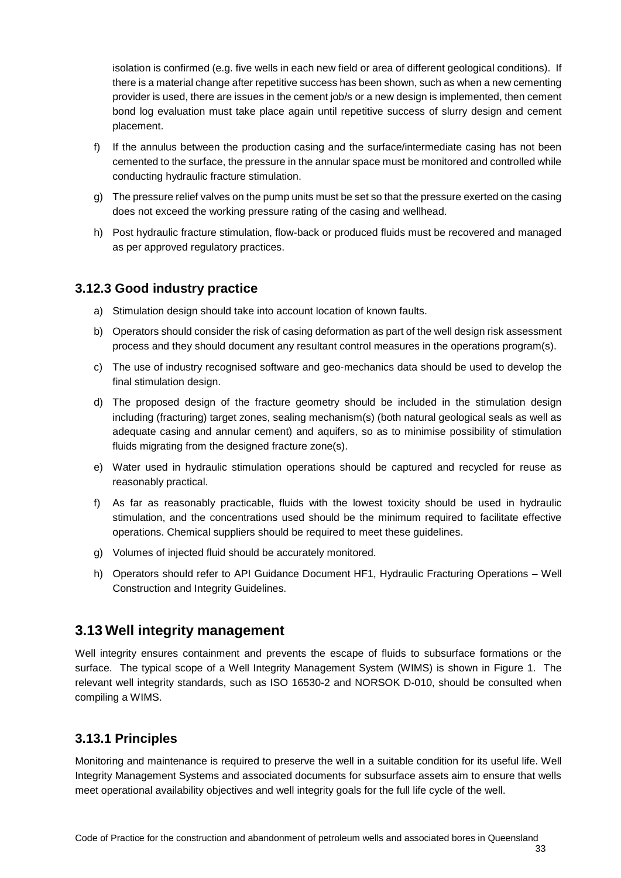isolation is confirmed (e.g. five wells in each new field or area of different geological conditions). If there is a material change after repetitive success has been shown, such as when a new cementing provider is used, there are issues in the cement job/s or a new design is implemented, then cement bond log evaluation must take place again until repetitive success of slurry design and cement placement.

f) If the annulus between the production casing and the surface/intermediate casing has not been cemented to the surface, the pressure in the annular space must be monitored and controlled while conducting hydraulic fracture stimulation.

g) The pressure relief valves on the pump units must be set so that the pressure exerted on the casing does not exceed the working pressure rating of the casing and wellhead.

h) Post hydraulic fracture stimulation, flow-back or produced fluids must be recovered and managed as per approved regulatory practices.

### 3.12.3 Good industry practice

a) Stimulation design should take into account location of known faults.

b) Operators should consider the risk of casing deformation as part of the well design risk assessment process and they should document any resultant control measures in the operations program(s).

c) The use of industry recognised software and geo-mechanics data should be used to develop the final stimulation design.

d) The proposed design of the fracture geometry should be included in the stimulation design including (fracturing) target zones, sealing mechanism(s) (both natural geological seals as well as adequate casing and annular cement) and aquifers, so as to minimise possibility of stimulation fluids migrating from the designed fracture zone(s).

e) Water used in hydraulic stimulation operations should be captured and recycled for reuse as reasonably practical.

f) As far as reasonably practicable, fluids with the lowest toxicity should be used in hydraulic stimulation, and the concentrations used should be the minimum required to facilitate effective operations. Chemical suppliers should be required to meet these guidelines.

g) Volumes of injected fluid should be accurately monitored.

h) Operators should refer to API Guidance Document HF1, Hydraulic Fracturing Operations – Well Construction and Integrity Guidelines.

## 3.13 Well integrity management

Well integrity ensures containment and prevents the escape of fluids to subsurface formations or the surface. The typical scope of a Well Integrity Management System (WIMS) is shown in Figure 1. The relevant well integrity standards, such as ISO 16530-2 and NORSOK D-010, should be consulted when compiling a WIMS.

### 3.13.1 Principles

Monitoring and maintenance is required to preserve the well in a suitable condition for its useful life. Well Integrity Management Systems and associated documents for subsurface assets aim to ensure that wells meet operational availability objectives and well integrity goals for the full life cycle of the well.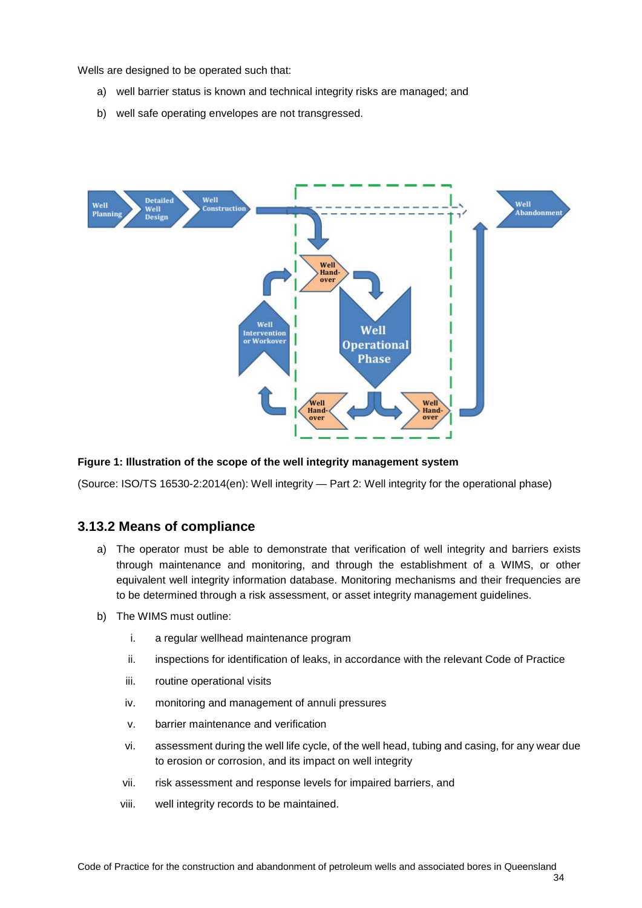Wells are designed to be operated such that:

a) well barrier status is known and technical integrity risks are managed; and

b) well safe operating envelopes are not transgressed.

**Figure 1: Illustration of the scope of the well integrity management system**

(Source: ISO/TS 16530-2:2014(en): Well integrity — Part 2: Well integrity for the operational phase)

### 3.13.2 Means of compliance

a) The operator must be able to demonstrate that verification of well integrity and barriers exists through maintenance and monitoring, and through the establishment of a WIMS, or other equivalent well integrity information database. Monitoring mechanisms and their frequencies are to be determined through a risk assessment, or asset integrity management guidelines.

b) The WIMS must outline:

   i. a regular wellhead maintenance program

   ii. inspections for identification of leaks, in accordance with the relevant Code of Practice

   iii. routine operational visits

   iv. monitoring and management of annuli pressures

   v. barrier maintenance and verification

   vi. assessment during the well life cycle, of the well head, tubing and casing, for any wear due to erosion or corrosion, and its impact on well integrity

   vii. risk assessment and response levels for impaired barriers, and

   viii. well integrity records to be maintained.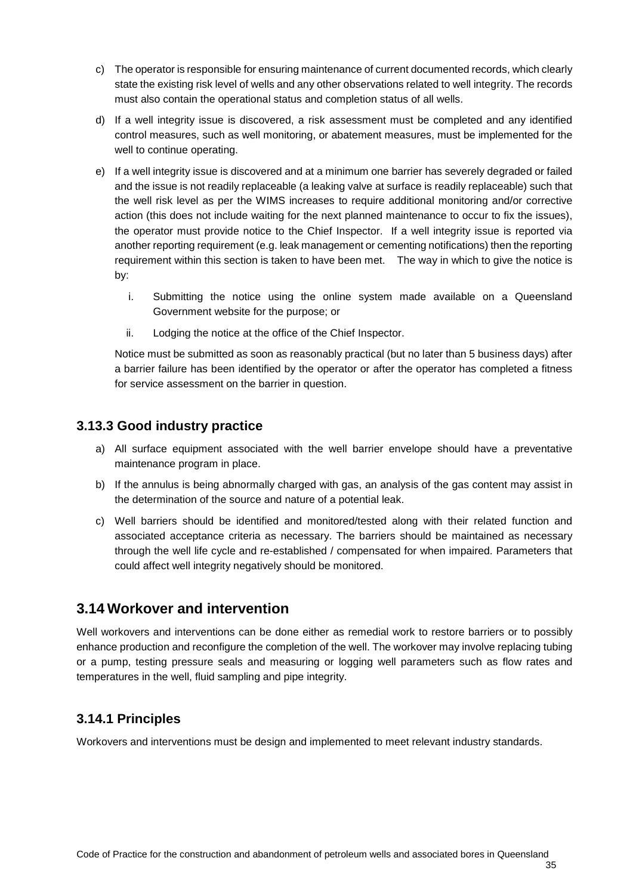c) The operator is responsible for ensuring maintenance of current documented records, which clearly state the existing risk level of wells and any other observations related to well integrity. The records must also contain the operational status and completion status of all wells.

d) If a well integrity issue is discovered, a risk assessment must be completed and any identified control measures, such as well monitoring, or abatement measures, must be implemented for the well to continue operating.

e) If a well integrity issue is discovered and at a minimum one barrier has severely degraded or failed and the issue is not readily replaceable (a leaking valve at surface is readily replaceable) such that the well risk level as per the WIMS increases to require additional monitoring and/or corrective action (this does not include waiting for the next planned maintenance to occur to fix the issues), the operator must provide notice to the Chief Inspector. If a well integrity issue is reported via another reporting requirement (e.g. leak management or cementing notifications) then the reporting requirement within this section is taken to have been met. The way in which to give the notice is by:

   i. Submitting the notice using the online system made available on a Queensland Government website for the purpose; or

   ii. Lodging the notice at the office of the Chief Inspector.

   Notice must be submitted as soon as reasonably practical (but no later than 5 business days) after a barrier failure has been identified by the operator or after the operator has completed a fitness for service assessment on the barrier in question.

### 3.13.3 Good industry practice

a) All surface equipment associated with the well barrier envelope should have a preventative maintenance program in place.

b) If the annulus is being abnormally charged with gas, an analysis of the gas content may assist in the determination of the source and nature of a potential leak.

c) Well barriers should be identified and monitored/tested along with their related function and associated acceptance criteria as necessary. The barriers should be maintained as necessary through the well life cycle and re-established / compensated for when impaired. Parameters that could affect well integrity negatively should be monitored.

## 3.14 Workover and intervention

Well workovers and interventions can be done either as remedial work to restore barriers or to possibly enhance production and reconfigure the completion of the well. The workover may involve replacing tubing or a pump, testing pressure seals and measuring or logging well parameters such as flow rates and temperatures in the well, fluid sampling and pipe integrity.

### 3.14.1 Principles

Workovers and interventions must be design and implemented to meet relevant industry standards.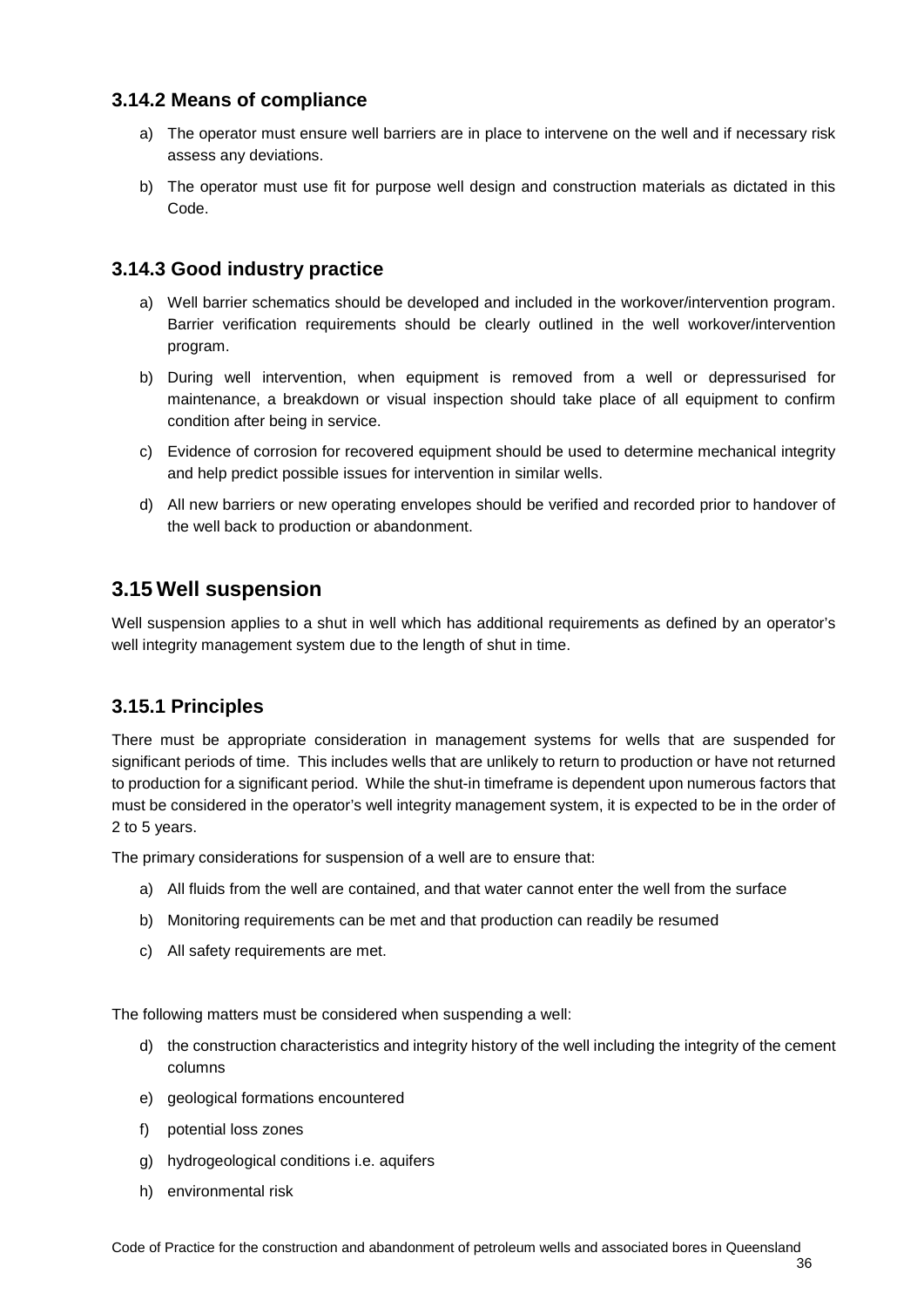### 3.14.2 Means of compliance

a) The operator must ensure well barriers are in place to intervene on the well and if necessary risk assess any deviations.

b) The operator must use fit for purpose well design and construction materials as dictated in this Code.

### 3.14.3 Good industry practice

a) Well barrier schematics should be developed and included in the workover/intervention program. Barrier verification requirements should be clearly outlined in the well workover/intervention program.

b) During well intervention, when equipment is removed from a well or depressurised for maintenance, a breakdown or visual inspection should take place of all equipment to confirm condition after being in service.

c) Evidence of corrosion for recovered equipment should be used to determine mechanical integrity and help predict possible issues for intervention in similar wells.

d) All new barriers or new operating envelopes should be verified and recorded prior to handover of the well back to production or abandonment.

## 3.15 Well suspension

Well suspension applies to a shut in well which has additional requirements as defined by an operator's well integrity management system due to the length of shut in time.

### 3.15.1 Principles

There must be appropriate consideration in management systems for wells that are suspended for significant periods of time. This includes wells that are unlikely to return to production or have not returned to production for a significant period. While the shut-in timeframe is dependent upon numerous factors that must be considered in the operator's well integrity management system, it is expected to be in the order of 2 to 5 years.

The primary considerations for suspension of a well are to ensure that:

a) All fluids from the well are contained, and that water cannot enter the well from the surface

b) Monitoring requirements can be met and that production can readily be resumed

c) All safety requirements are met.

The following matters must be considered when suspending a well:

d) the construction characteristics and integrity history of the well including the integrity of the cement columns

e) geological formations encountered

f) potential loss zones

g) hydrogeological conditions i.e. aquifers

h) environmental risk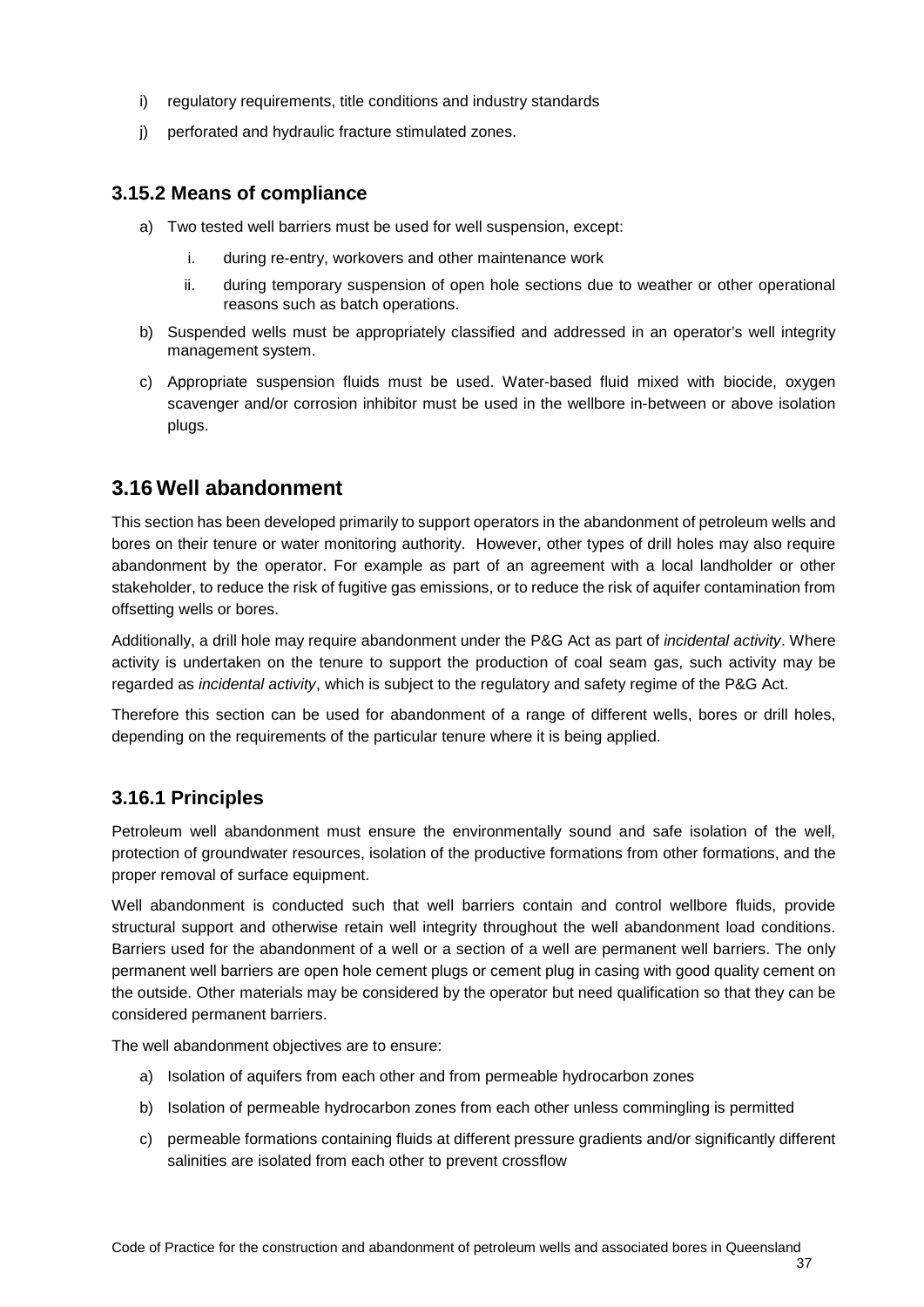i) regulatory requirements, title conditions and industry standards

j) perforated and hydraulic fracture stimulated zones.

### 3.15.2 Means of compliance

a) Two tested well barriers must be used for well suspension, except:

   i. during re-entry, workovers and other maintenance work

   ii. during temporary suspension of open hole sections due to weather or other operational reasons such as batch operations.

b) Suspended wells must be appropriately classified and addressed in an operator's well integrity management system.

c) Appropriate suspension fluids must be used. Water-based fluid mixed with biocide, oxygen scavenger and/or corrosion inhibitor must be used in the wellbore in-between or above isolation plugs.

## 3.16 Well abandonment

This section has been developed primarily to support operators in the abandonment of petroleum wells and bores on their tenure or water monitoring authority. However, other types of drill holes may also require abandonment by the operator. For example as part of an agreement with a local landholder or other stakeholder, to reduce the risk of fugitive gas emissions, or to reduce the risk of aquifer contamination from offsetting wells or bores.

Additionally, a drill hole may require abandonment under the P&G Act as part of *incidental activity*. Where activity is undertaken on the tenure to support the production of coal seam gas, such activity may be regarded as *incidental activity*, which is subject to the regulatory and safety regime of the P&G Act.

Therefore this section can be used for abandonment of a range of different wells, bores or drill holes, depending on the requirements of the particular tenure where it is being applied.

### 3.16.1 Principles

Petroleum well abandonment must ensure the environmentally sound and safe isolation of the well, protection of groundwater resources, isolation of the productive formations from other formations, and the proper removal of surface equipment.

Well abandonment is conducted such that well barriers contain and control wellbore fluids, provide structural support and otherwise retain well integrity throughout the well abandonment load conditions. Barriers used for the abandonment of a well or a section of a well are permanent well barriers. The only permanent well barriers are open hole cement plugs or cement plug in casing with good quality cement on the outside. Other materials may be considered by the operator but need qualification so that they can be considered permanent barriers.

The well abandonment objectives are to ensure:

a) Isolation of aquifers from each other and from permeable hydrocarbon zones

b) Isolation of permeable hydrocarbon zones from each other unless commingling is permitted

c) permeable formations containing fluids at different pressure gradients and/or significantly different salinities are isolated from each other to prevent crossflow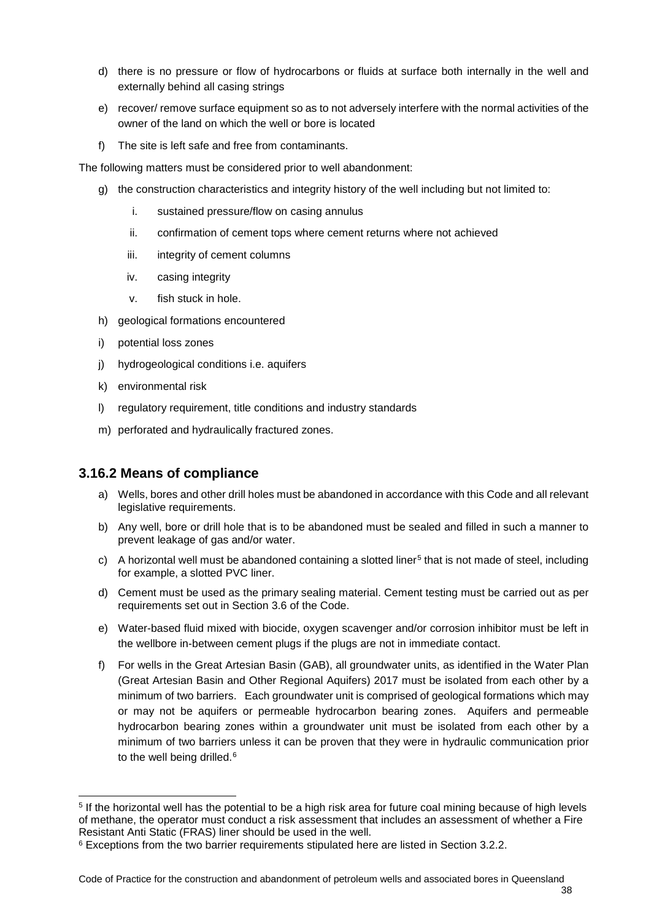d) there is no pressure or flow of hydrocarbons or fluids at surface both internally in the well and externally behind all casing strings

e) recover/ remove surface equipment so as to not adversely interfere with the normal activities of the owner of the land on which the well or bore is located

f) The site is left safe and free from contaminants.

The following matters must be considered prior to well abandonment:

g) the construction characteristics and integrity history of the well including but not limited to:

   i. sustained pressure/flow on casing annulus

   ii. confirmation of cement tops where cement returns where not achieved

   iii. integrity of cement columns

   iv. casing integrity

   v. fish stuck in hole.

h) geological formations encountered

i) potential loss zones

j) hydrogeological conditions i.e. aquifers

k) environmental risk

l) regulatory requirement, title conditions and industry standards

m) perforated and hydraulically fractured zones.

### 3.16.2 Means of compliance

a) Wells, bores and other drill holes must be abandoned in accordance with this Code and all relevant legislative requirements.

b) Any well, bore or drill hole that is to be abandoned must be sealed and filled in such a manner to prevent leakage of gas and/or water.

c) A horizontal well must be abandoned containing a slotted liner[5] that is not made of steel, including for example, a slotted PVC liner.

d) Cement must be used as the primary sealing material. Cement testing must be carried out as per requirements set out in Section 3.6 of the Code.

e) Water-based fluid mixed with biocide, oxygen scavenger and/or corrosion inhibitor must be left in the wellbore in-between cement plugs if the plugs are not in immediate contact.

f) For wells in the Great Artesian Basin (GAB), all groundwater units, as identified in the Water Plan (Great Artesian Basin and Other Regional Aquifers) 2017 must be isolated from each other by a minimum of two barriers. Each groundwater unit is comprised of geological formations which may or may not be aquifers or permeable hydrocarbon bearing zones. Aquifers and permeable hydrocarbon bearing zones within a groundwater unit must be isolated from each other by a minimum of two barriers unless it can be proven that they were in hydraulic communication prior to the well being drilled.[6]

---

[5] If the horizontal well has the potential to be a high risk area for future coal mining because of high levels of methane, the operator must conduct a risk assessment that includes an assessment of whether a Fire Resistant Anti Static (FRAS) liner should be used in the well.

[6] Exceptions from the two barrier requirements stipulated here are listed in Section 3.2.2.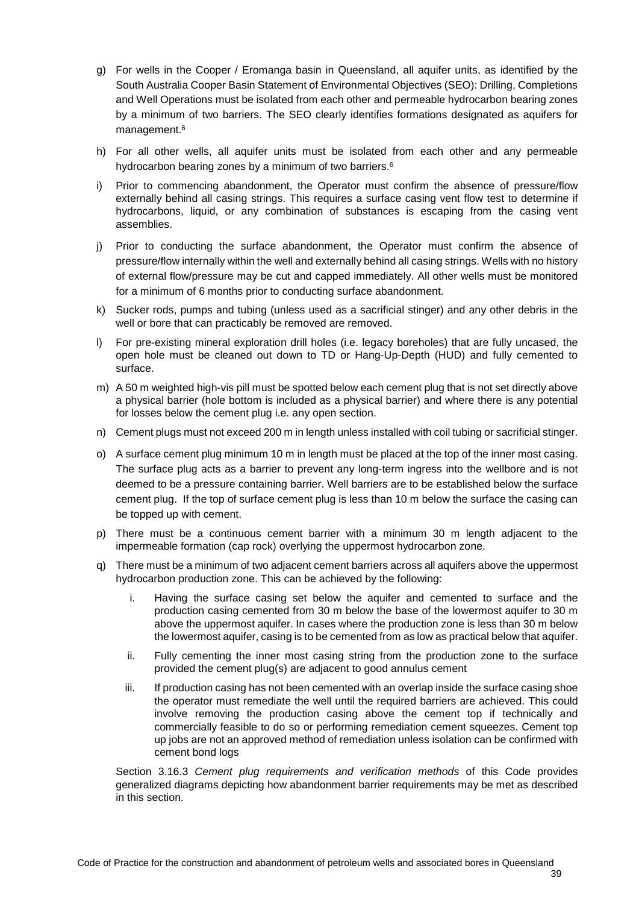g) For wells in the Cooper / Eromanga basin in Queensland, all aquifer units, as identified by the South Australia Cooper Basin Statement of Environmental Objectives (SEO): Drilling, Completions and Well Operations must be isolated from each other and permeable hydrocarbon bearing zones by a minimum of two barriers. The SEO clearly identifies formations designated as aquifers for management.[6]

h) For all other wells, all aquifer units must be isolated from each other and any permeable hydrocarbon bearing zones by a minimum of two barriers.[6]

i) Prior to commencing abandonment, the Operator must confirm the absence of pressure/flow externally behind all casing strings. This requires a surface casing vent flow test to determine if hydrocarbons, liquid, or any combination of substances is escaping from the casing vent assemblies.

j) Prior to conducting the surface abandonment, the Operator must confirm the absence of pressure/flow internally within the well and externally behind all casing strings. Wells with no history of external flow/pressure may be cut and capped immediately. All other wells must be monitored for a minimum of 6 months prior to conducting surface abandonment.

k) Sucker rods, pumps and tubing (unless used as a sacrificial stinger) and any other debris in the well or bore that can practicably be removed are removed.

l) For pre-existing mineral exploration drill holes (i.e. legacy boreholes) that are fully uncased, the open hole must be cleaned out down to TD or Hang-Up-Depth (HUD) and fully cemented to surface.

m) A 50 m weighted high-vis pill must be spotted below each cement plug that is not set directly above a physical barrier (hole bottom is included as a physical barrier) and where there is any potential for losses below the cement plug i.e. any open section.

n) Cement plugs must not exceed 200 m in length unless installed with coil tubing or sacrificial stinger.

o) A surface cement plug minimum 10 m in length must be placed at the top of the inner most casing. The surface plug acts as a barrier to prevent any long-term ingress into the wellbore and is not deemed to be a pressure containing barrier. Well barriers are to be established below the surface cement plug. If the top of surface cement plug is less than 10 m below the surface the casing can be topped up with cement.

p) There must be a continuous cement barrier with a minimum 30 m length adjacent to the impermeable formation (cap rock) overlying the uppermost hydrocarbon zone.

q) There must be a minimum of two adjacent cement barriers across all aquifers above the uppermost hydrocarbon production zone. This can be achieved by the following:

   i. Having the surface casing set below the aquifer and cemented to surface and the production casing cemented from 30 m below the base of the lowermost aquifer to 30 m above the uppermost aquifer. In cases where the production zone is less than 30 m below the lowermost aquifer, casing is to be cemented from as low as practical below that aquifer.

   ii. Fully cementing the inner most casing string from the production zone to the surface provided the cement plug(s) are adjacent to good annulus cement

   iii. If production casing has not been cemented with an overlap inside the surface casing shoe the operator must remediate the well until the required barriers are achieved. This could involve removing the production casing above the cement top if technically and commercially feasible to do so or performing remediation cement squeezes. Cement top up jobs are not an approved method of remediation unless isolation can be confirmed with cement bond logs

   Section 3.16.3 *Cement plug requirements and verification methods* of this Code provides generalized diagrams depicting how abandonment barrier requirements may be met as described in this section.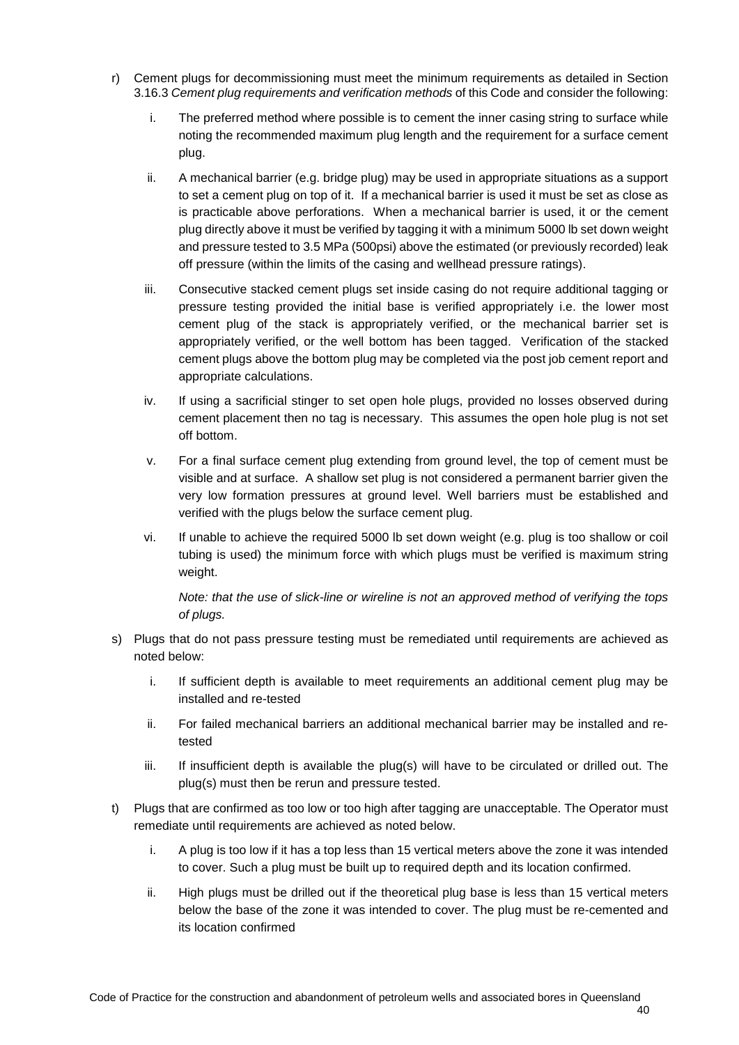r) Cement plugs for decommissioning must meet the minimum requirements as detailed in Section 3.16.3 *Cement plug requirements and verification methods* of this Code and consider the following:

   i. The preferred method where possible is to cement the inner casing string to surface while noting the recommended maximum plug length and the requirement for a surface cement plug.

   ii. A mechanical barrier (e.g. bridge plug) may be used in appropriate situations as a support to set a cement plug on top of it. If a mechanical barrier is used it must be set as close as is practicable above perforations. When a mechanical barrier is used, it or the cement plug directly above it must be verified by tagging it with a minimum 5000 lb set down weight and pressure tested to 3.5 MPa (500psi) above the estimated (or previously recorded) leak off pressure (within the limits of the casing and wellhead pressure ratings).

   iii. Consecutive stacked cement plugs set inside casing do not require additional tagging or pressure testing provided the initial base is verified appropriately i.e. the lower most cement plug of the stack is appropriately verified, or the mechanical barrier set is appropriately verified, or the well bottom has been tagged. Verification of the stacked cement plugs above the bottom plug may be completed via the post job cement report and appropriate calculations.

   iv. If using a sacrificial stinger to set open hole plugs, provided no losses observed during cement placement then no tag is necessary. This assumes the open hole plug is not set off bottom.

   v. For a final surface cement plug extending from ground level, the top of cement must be visible and at surface. A shallow set plug is not considered a permanent barrier given the very low formation pressures at ground level. Well barriers must be established and verified with the plugs below the surface cement plug.

   vi. If unable to achieve the required 5000 lb set down weight (e.g. plug is too shallow or coil tubing is used) the minimum force with which plugs must be verified is maximum string weight.

   *Note: that the use of slick-line or wireline is not an approved method of verifying the tops of plugs.*

s) Plugs that do not pass pressure testing must be remediated until requirements are achieved as noted below:

   i. If sufficient depth is available to meet requirements an additional cement plug may be installed and re-tested

   ii. For failed mechanical barriers an additional mechanical barrier may be installed and re-tested

   iii. If insufficient depth is available the plug(s) will have to be circulated or drilled out. The plug(s) must then be rerun and pressure tested.

t) Plugs that are confirmed as too low or too high after tagging are unacceptable. The Operator must remediate until requirements are achieved as noted below.

   i. A plug is too low if it has a top less than 15 vertical meters above the zone it was intended to cover. Such a plug must be built up to required depth and its location confirmed.

   ii. High plugs must be drilled out if the theoretical plug base is less than 15 vertical meters below the base of the zone it was intended to cover. The plug must be re-cemented and its location confirmed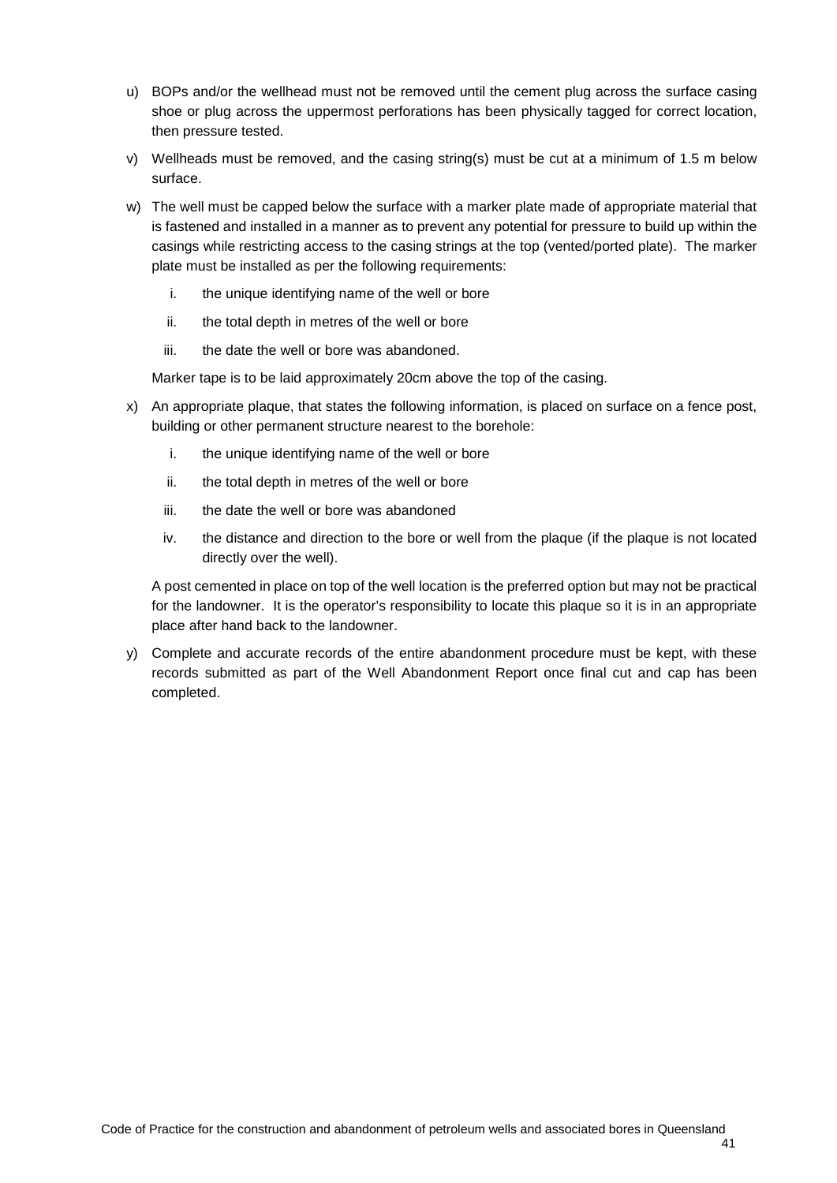u) BOPs and/or the wellhead must not be removed until the cement plug across the surface casing shoe or plug across the uppermost perforations has been physically tagged for correct location, then pressure tested.

v) Wellheads must be removed, and the casing string(s) must be cut at a minimum of 1.5 m below surface.

w) The well must be capped below the surface with a marker plate made of appropriate material that is fastened and installed in a manner as to prevent any potential for pressure to build up within the casings while restricting access to the casing strings at the top (vented/ported plate). The marker plate must be installed as per the following requirements:

   i. the unique identifying name of the well or bore

   ii. the total depth in metres of the well or bore

   iii. the date the well or bore was abandoned.

   Marker tape is to be laid approximately 20cm above the top of the casing.

x) An appropriate plaque, that states the following information, is placed on surface on a fence post, building or other permanent structure nearest to the borehole:

   i. the unique identifying name of the well or bore

   ii. the total depth in metres of the well or bore

   iii. the date the well or bore was abandoned

   iv. the distance and direction to the bore or well from the plaque (if the plaque is not located directly over the well).

   A post cemented in place on top of the well location is the preferred option but may not be practical for the landowner. It is the operator's responsibility to locate this plaque so it is in an appropriate place after hand back to the landowner.

y) Complete and accurate records of the entire abandonment procedure must be kept, with these records submitted as part of the Well Abandonment Report once final cut and cap has been completed.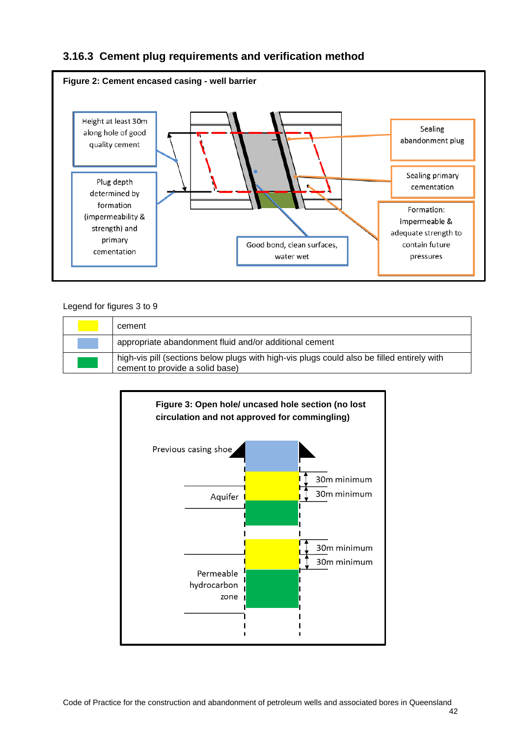### 3.16.3 Cement plug requirements and verification method

**Figure 2: Cement encased casing - well barrier**

Height at least 30m along hole of good quality cement

Plug depth determined by formation (impermeability & strength) and primary cementation

Good bond, clean surfaces, water wet

Sealing abandonment plug

Sealing primary cementation

Formation: impermeable & adequate strength to contain future pressures

Legend for figures 3 to 9

| | |
|---|---|
| (yellow) | cement |
| (light blue) | appropriate abandonment fluid and/or additional cement |
| (green) | high-vis pill (sections below plugs with high-vis plugs could also be filled entirely with cement to provide a solid base) |

**Figure 3: Open hole/ uncased hole section (no lost circulation and not approved for commingling)**

Previous casing shoe

Aquifer

30m minimum

30m minimum

Permeable hydrocarbon zone

30m minimum

30m minimum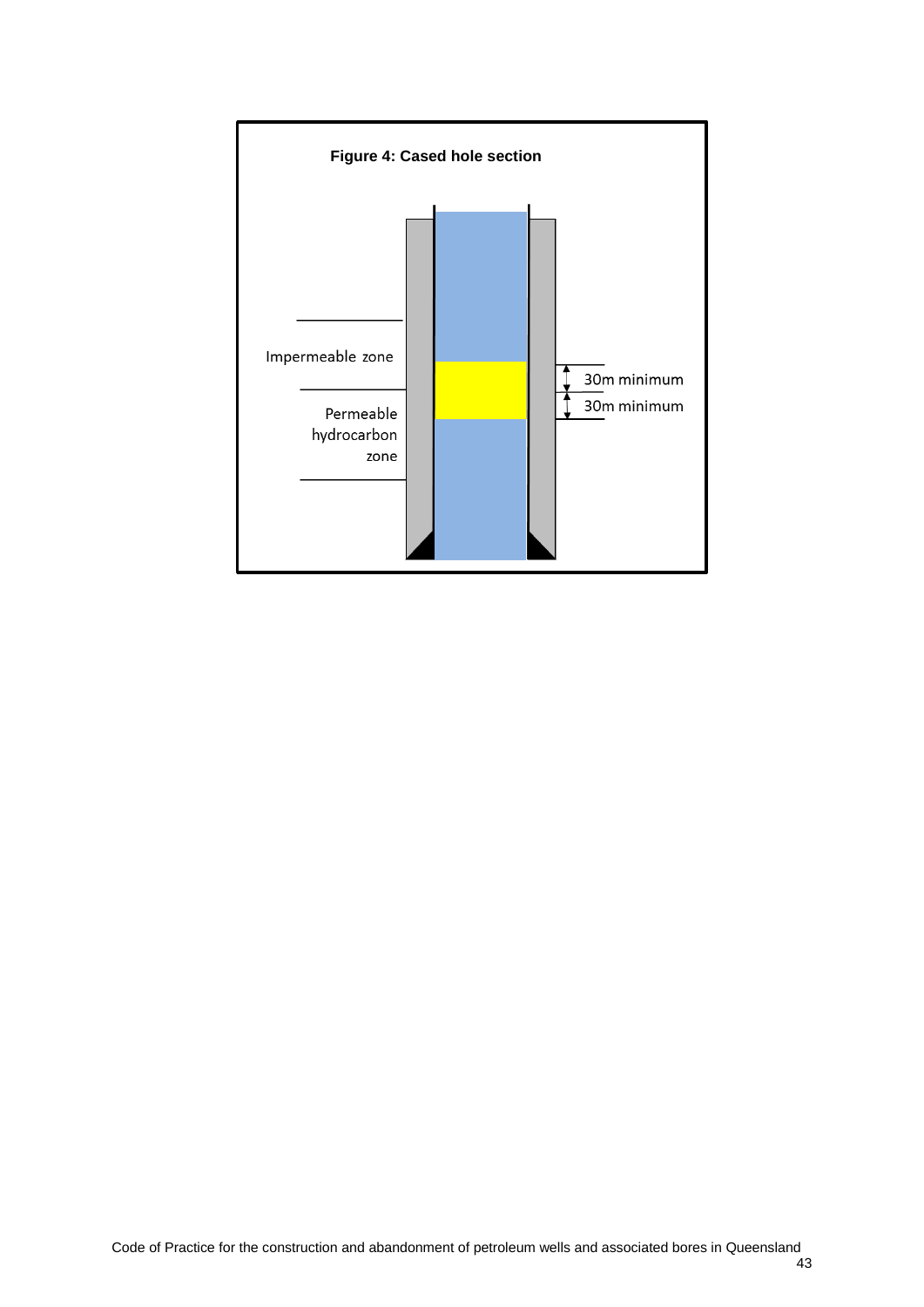**Figure 4: Cased hole section**

Impermeable zone

Permeable hydrocarbon zone

30m minimum

30m minimum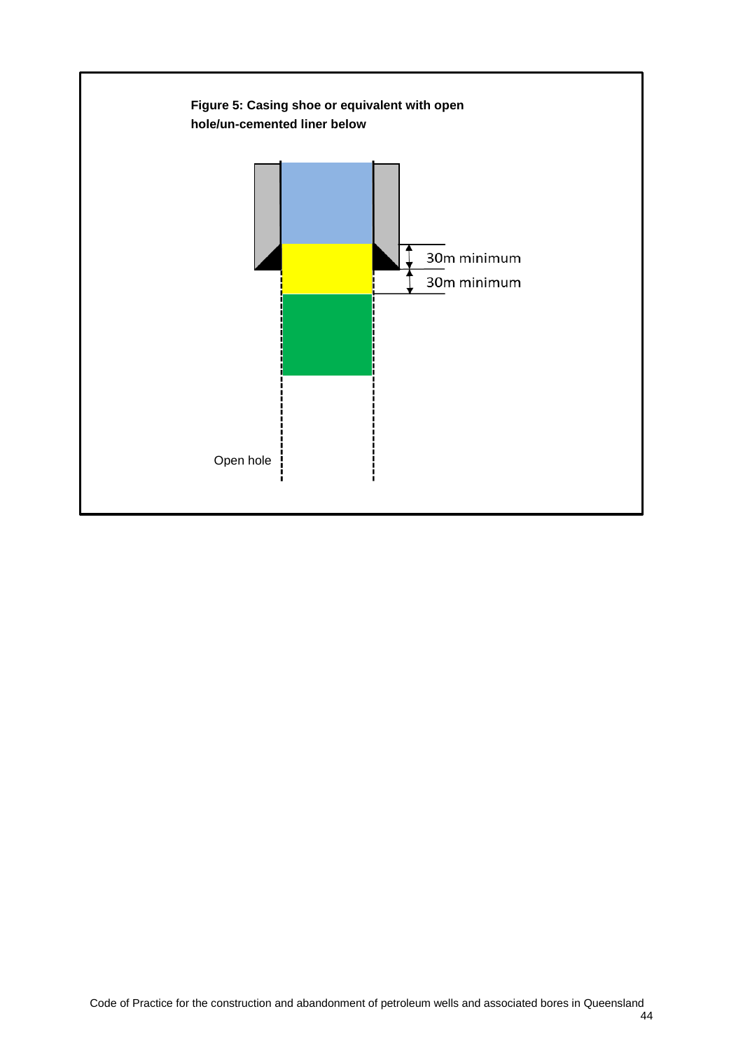**Figure 5: Casing shoe or equivalent with open hole/un-cemented liner below**

30m minimum

30m minimum

Open hole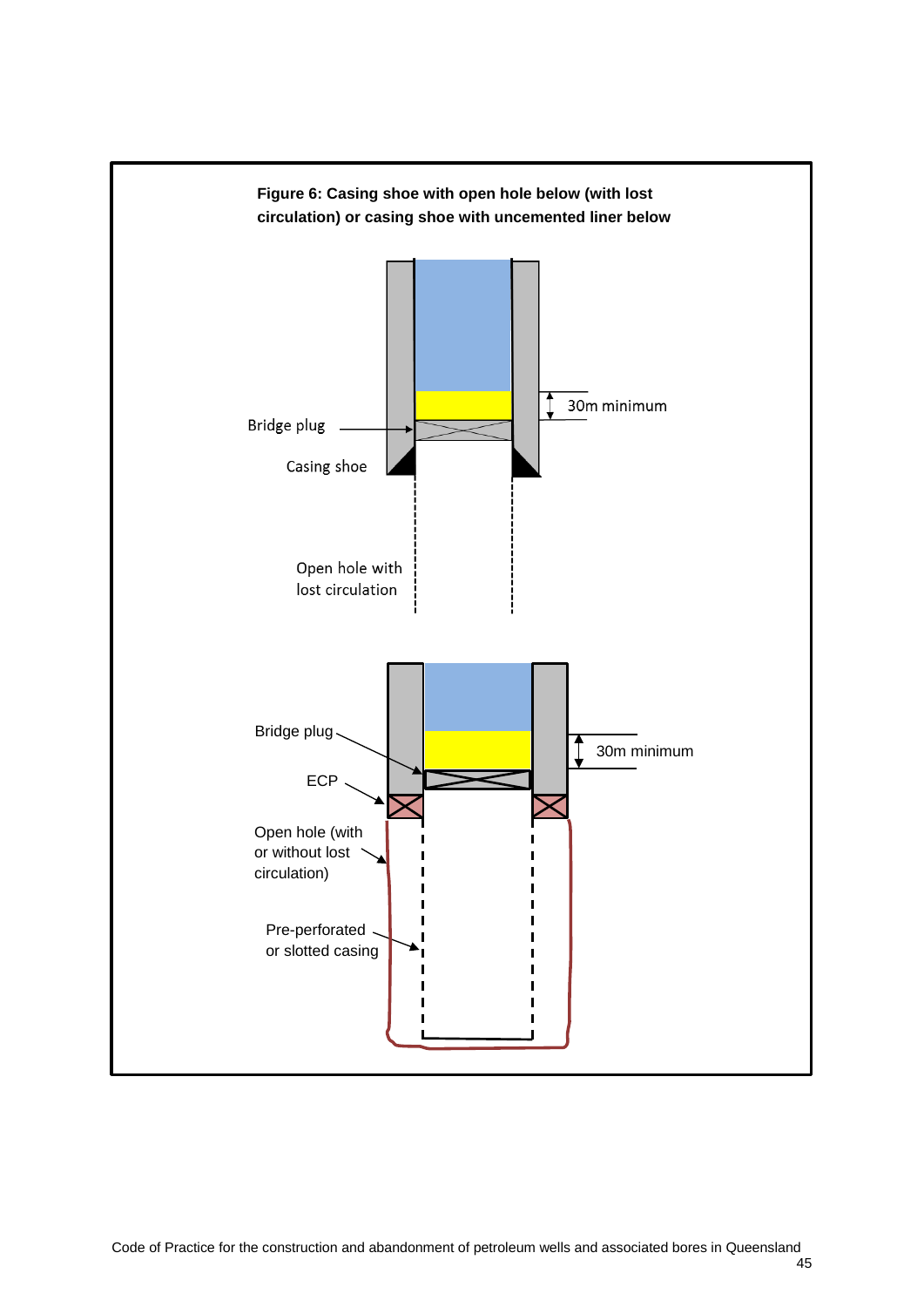**Figure 6: Casing shoe with open hole below (with lost circulation) or casing shoe with uncemented liner below**

Bridge plug

Casing shoe

30m minimum

Open hole with lost circulation

Bridge plug

ECP

30m minimum

Open hole (with or without lost circulation)

Pre-perforated or slotted casing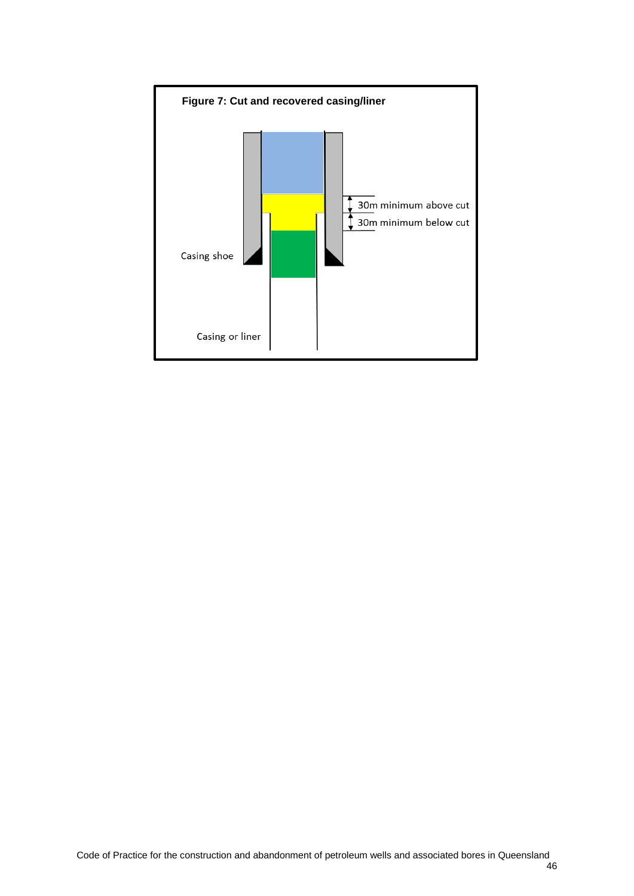**Figure 7: Cut and recovered casing/liner**

30m minimum above cut

30m minimum below cut

Casing shoe

Casing or liner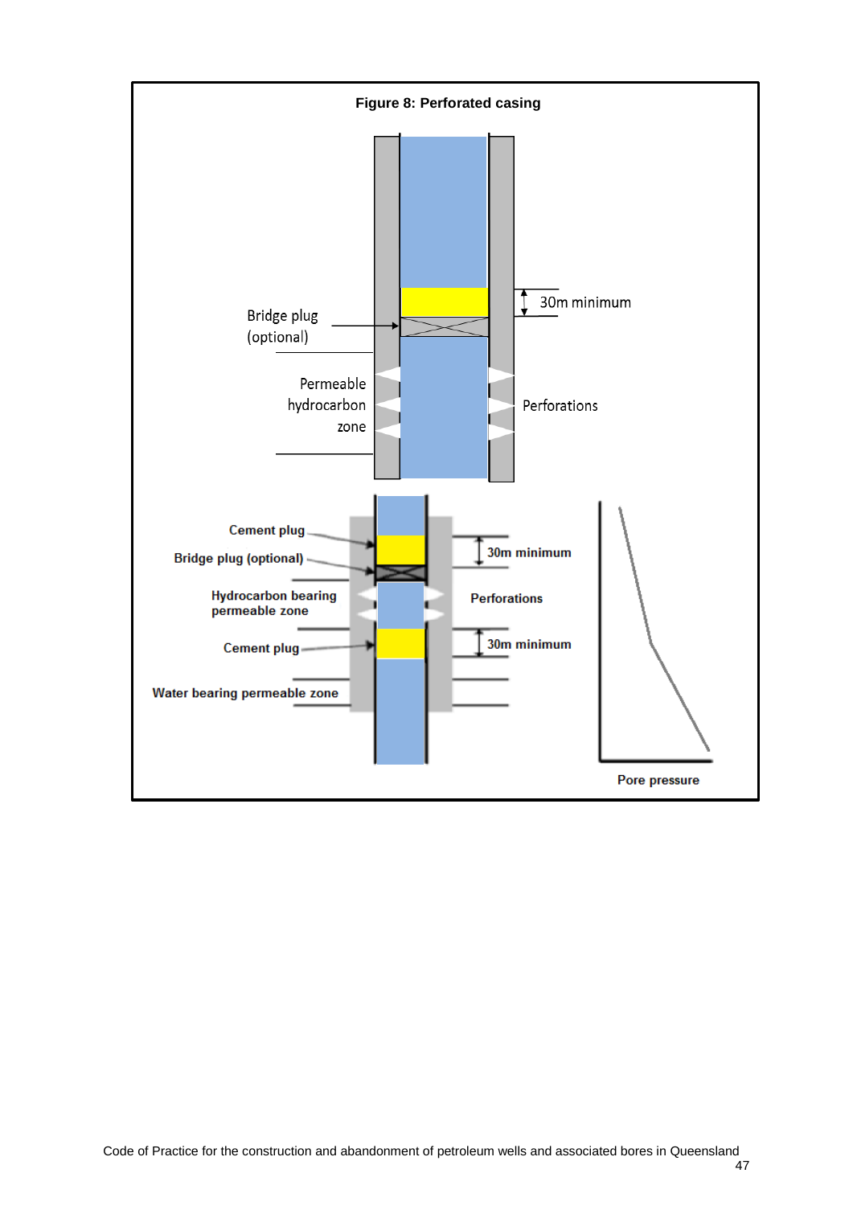**Figure 8: Perforated casing**

Bridge plug (optional)

30m minimum

Permeable hydrocarbon zone

Perforations

Cement plug

Bridge plug (optional)

30m minimum

Hydrocarbon bearing permeable zone

Perforations

Cement plug

30m minimum

Water bearing permeable zone

Pore pressure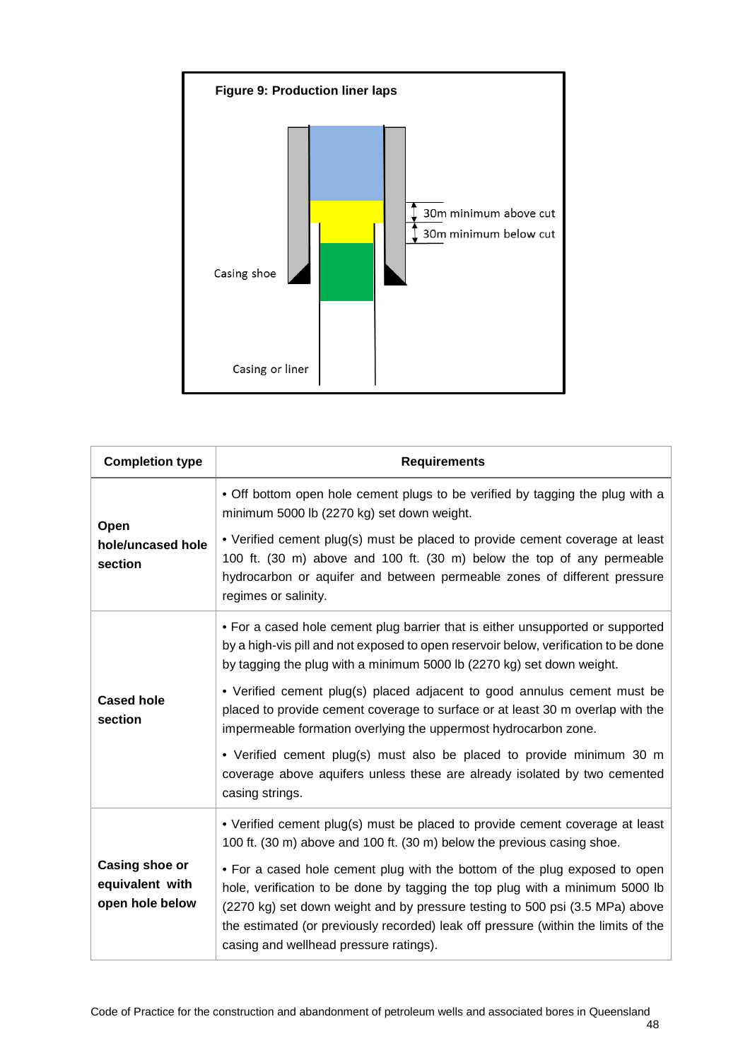**Figure 9: Production liner laps**

30m minimum above cut

30m minimum below cut

Casing shoe

Casing or liner

| Completion type | Requirements |
|---|---|
| **Open hole/uncased hole section** | • Off bottom open hole cement plugs to be verified by tagging the plug with a minimum 5000 lb (2270 kg) set down weight.<br>• Verified cement plug(s) must be placed to provide cement coverage at least 100 ft. (30 m) above and 100 ft. (30 m) below the top of any permeable hydrocarbon or aquifer and between permeable zones of different pressure regimes or salinity. |
| **Cased hole section** | • For a cased hole cement plug barrier that is either unsupported or supported by a high-vis pill and not exposed to open reservoir below, verification to be done by tagging the plug with a minimum 5000 lb (2270 kg) set down weight.<br>• Verified cement plug(s) placed adjacent to good annulus cement must be placed to provide cement coverage to surface or at least 30 m overlap with the impermeable formation overlying the uppermost hydrocarbon zone.<br>• Verified cement plug(s) must also be placed to provide minimum 30 m coverage above aquifers unless these are already isolated by two cemented casing strings. |
| **Casing shoe or equivalent with open hole below** | • Verified cement plug(s) must be placed to provide cement coverage at least 100 ft. (30 m) above and 100 ft. (30 m) below the previous casing shoe.<br>• For a cased hole cement plug with the bottom of the plug exposed to open hole, verification to be done by tagging the top plug with a minimum 5000 lb (2270 kg) set down weight and by pressure testing to 500 psi (3.5 MPa) above the estimated (or previously recorded) leak off pressure (within the limits of the casing and wellhead pressure ratings). |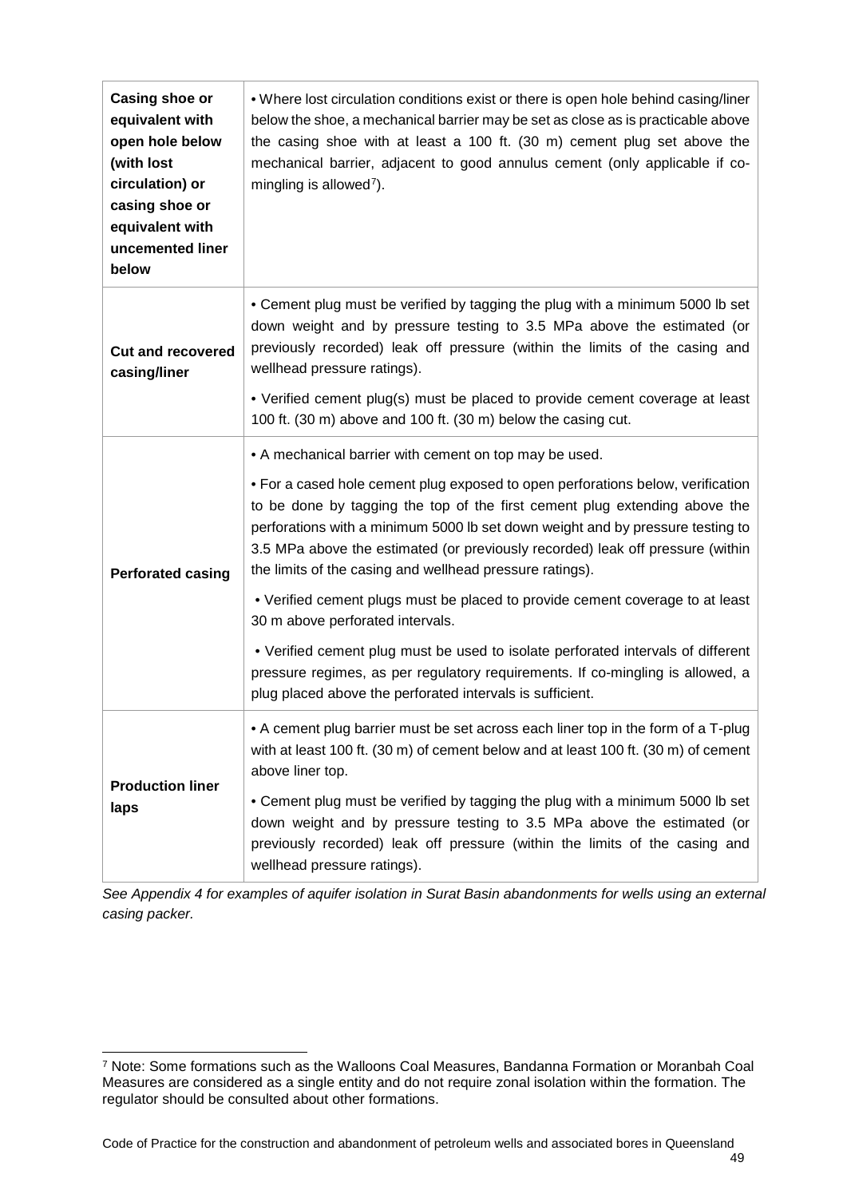| | |
|---|---|
| **Casing shoe or equivalent with open hole below (with lost circulation) or casing shoe or equivalent with uncemented liner below** | • Where lost circulation conditions exist or there is open hole behind casing/liner below the shoe, a mechanical barrier may be set as close as is practicable above the casing shoe with at least a 100 ft. (30 m) cement plug set above the mechanical barrier, adjacent to good annulus cement (only applicable if co-mingling is allowed[7]). |
| **Cut and recovered casing/liner** | • Cement plug must be verified by tagging the plug with a minimum 5000 lb set down weight and by pressure testing to 3.5 MPa above the estimated (or previously recorded) leak off pressure (within the limits of the casing and wellhead pressure ratings).<br><br>• Verified cement plug(s) must be placed to provide cement coverage at least 100 ft. (30 m) above and 100 ft. (30 m) below the casing cut. |
| **Perforated casing** | • A mechanical barrier with cement on top may be used.<br><br>• For a cased hole cement plug exposed to open perforations below, verification to be done by tagging the top of the first cement plug extending above the perforations with a minimum 5000 lb set down weight and by pressure testing to 3.5 MPa above the estimated (or previously recorded) leak off pressure (within the limits of the casing and wellhead pressure ratings).<br><br>• Verified cement plugs must be placed to provide cement coverage to at least 30 m above perforated intervals.<br><br>• Verified cement plug must be used to isolate perforated intervals of different pressure regimes, as per regulatory requirements. If co-mingling is allowed, a plug placed above the perforated intervals is sufficient. |
| **Production liner laps** | • A cement plug barrier must be set across each liner top in the form of a T-plug with at least 100 ft. (30 m) of cement below and at least 100 ft. (30 m) of cement above liner top.<br><br>• Cement plug must be verified by tagging the plug with a minimum 5000 lb set down weight and by pressure testing to 3.5 MPa above the estimated (or previously recorded) leak off pressure (within the limits of the casing and wellhead pressure ratings). |

*See Appendix 4 for examples of aquifer isolation in Surat Basin abandonments for wells using an external casing packer.*

[7] Note: Some formations such as the Walloons Coal Measures, Bandanna Formation or Moranbah Coal Measures are considered as a single entity and do not require zonal isolation within the formation. The regulator should be consulted about other formations.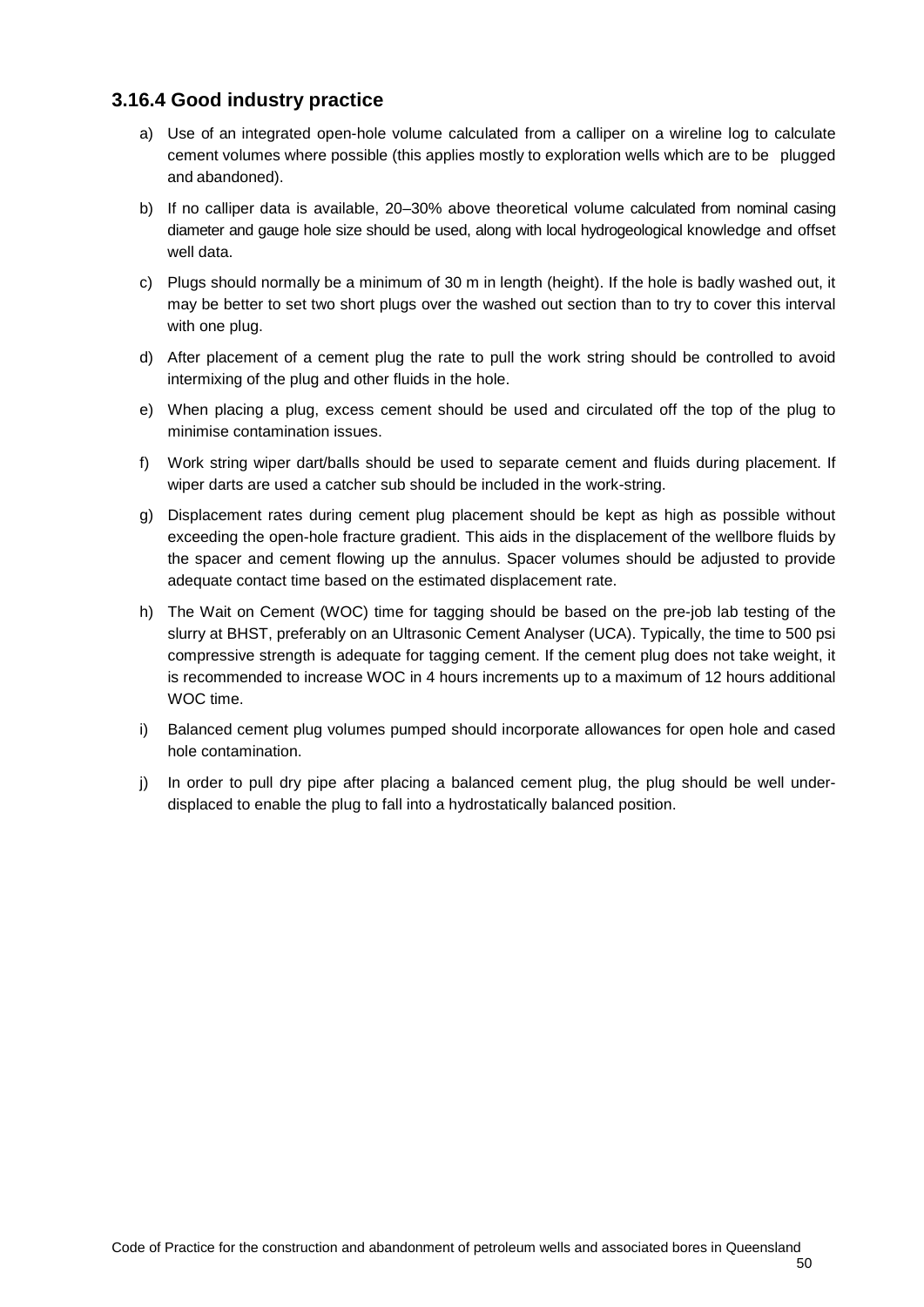### 3.16.4 Good industry practice

a) Use of an integrated open-hole volume calculated from a calliper on a wireline log to calculate cement volumes where possible (this applies mostly to exploration wells which are to be plugged and abandoned).

b) If no calliper data is available, 20–30% above theoretical volume calculated from nominal casing diameter and gauge hole size should be used, along with local hydrogeological knowledge and offset well data.

c) Plugs should normally be a minimum of 30 m in length (height). If the hole is badly washed out, it may be better to set two short plugs over the washed out section than to try to cover this interval with one plug.

d) After placement of a cement plug the rate to pull the work string should be controlled to avoid intermixing of the plug and other fluids in the hole.

e) When placing a plug, excess cement should be used and circulated off the top of the plug to minimise contamination issues.

f) Work string wiper dart/balls should be used to separate cement and fluids during placement. If wiper darts are used a catcher sub should be included in the work-string.

g) Displacement rates during cement plug placement should be kept as high as possible without exceeding the open-hole fracture gradient. This aids in the displacement of the wellbore fluids by the spacer and cement flowing up the annulus. Spacer volumes should be adjusted to provide adequate contact time based on the estimated displacement rate.

h) The Wait on Cement (WOC) time for tagging should be based on the pre-job lab testing of the slurry at BHST, preferably on an Ultrasonic Cement Analyser (UCA). Typically, the time to 500 psi compressive strength is adequate for tagging cement. If the cement plug does not take weight, it is recommended to increase WOC in 4 hours increments up to a maximum of 12 hours additional WOC time.

i) Balanced cement plug volumes pumped should incorporate allowances for open hole and cased hole contamination.

j) In order to pull dry pipe after placing a balanced cement plug, the plug should be well under-displaced to enable the plug to fall into a hydrostatically balanced position.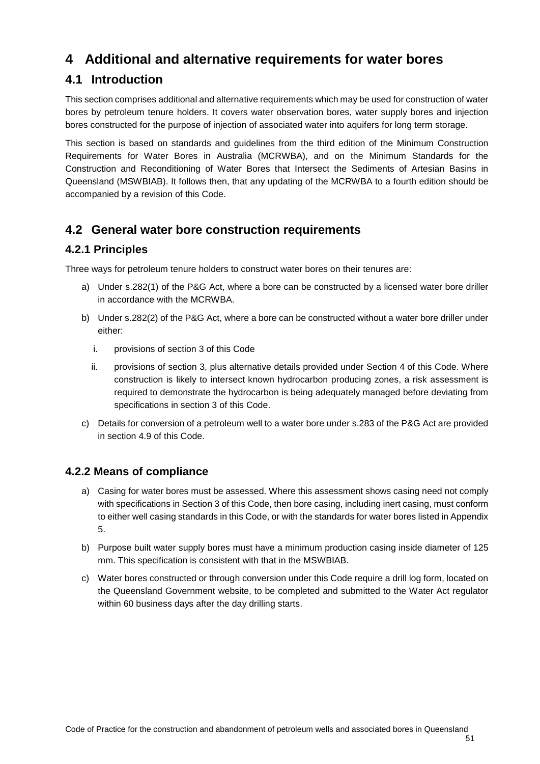# 4 Additional and alternative requirements for water bores

## 4.1 Introduction

This section comprises additional and alternative requirements which may be used for construction of water bores by petroleum tenure holders. It covers water observation bores, water supply bores and injection bores constructed for the purpose of injection of associated water into aquifers for long term storage.

This section is based on standards and guidelines from the third edition of the Minimum Construction Requirements for Water Bores in Australia (MCRWBA), and on the Minimum Standards for the Construction and Reconditioning of Water Bores that Intersect the Sediments of Artesian Basins in Queensland (MSWBIAB). It follows then, that any updating of the MCRWBA to a fourth edition should be accompanied by a revision of this Code.

## 4.2 General water bore construction requirements

### 4.2.1 Principles

Three ways for petroleum tenure holders to construct water bores on their tenures are:

a) Under s.282(1) of the P&G Act, where a bore can be constructed by a licensed water bore driller in accordance with the MCRWBA.

b) Under s.282(2) of the P&G Act, where a bore can be constructed without a water bore driller under either:

   i. provisions of section 3 of this Code

   ii. provisions of section 3, plus alternative details provided under Section 4 of this Code. Where construction is likely to intersect known hydrocarbon producing zones, a risk assessment is required to demonstrate the hydrocarbon is being adequately managed before deviating from specifications in section 3 of this Code.

c) Details for conversion of a petroleum well to a water bore under s.283 of the P&G Act are provided in section 4.9 of this Code.

### 4.2.2 Means of compliance

a) Casing for water bores must be assessed. Where this assessment shows casing need not comply with specifications in Section 3 of this Code, then bore casing, including inert casing, must conform to either well casing standards in this Code, or with the standards for water bores listed in Appendix 5.

b) Purpose built water supply bores must have a minimum production casing inside diameter of 125 mm. This specification is consistent with that in the MSWBIAB.

c) Water bores constructed or through conversion under this Code require a drill log form, located on the Queensland Government website, to be completed and submitted to the Water Act regulator within 60 business days after the day drilling starts.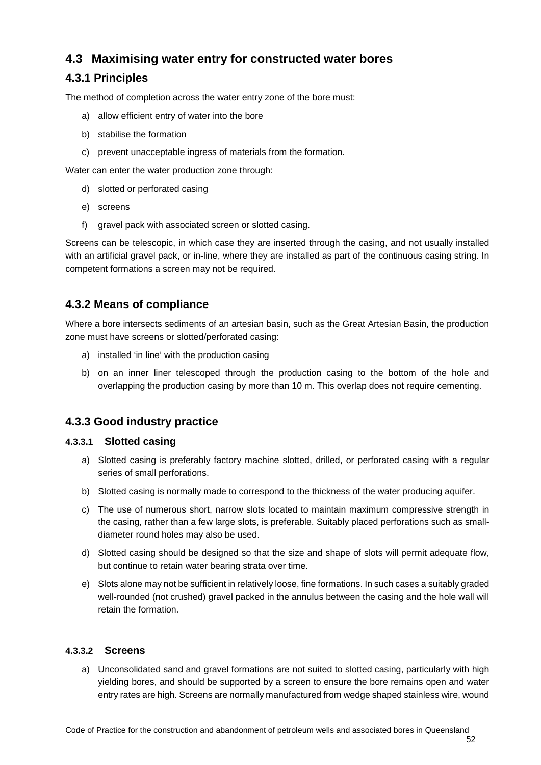## 4.3 Maximising water entry for constructed water bores

### 4.3.1 Principles

The method of completion across the water entry zone of the bore must:

a) allow efficient entry of water into the bore

b) stabilise the formation

c) prevent unacceptable ingress of materials from the formation.

Water can enter the water production zone through:

d) slotted or perforated casing

e) screens

f) gravel pack with associated screen or slotted casing.

Screens can be telescopic, in which case they are inserted through the casing, and not usually installed with an artificial gravel pack, or in-line, where they are installed as part of the continuous casing string. In competent formations a screen may not be required.

### 4.3.2 Means of compliance

Where a bore intersects sediments of an artesian basin, such as the Great Artesian Basin, the production zone must have screens or slotted/perforated casing:

a) installed 'in line' with the production casing

b) on an inner liner telescoped through the production casing to the bottom of the hole and overlapping the production casing by more than 10 m. This overlap does not require cementing.

### 4.3.3 Good industry practice

#### 4.3.3.1 Slotted casing

a) Slotted casing is preferably factory machine slotted, drilled, or perforated casing with a regular series of small perforations.

b) Slotted casing is normally made to correspond to the thickness of the water producing aquifer.

c) The use of numerous short, narrow slots located to maintain maximum compressive strength in the casing, rather than a few large slots, is preferable. Suitably placed perforations such as small-diameter round holes may also be used.

d) Slotted casing should be designed so that the size and shape of slots will permit adequate flow, but continue to retain water bearing strata over time.

e) Slots alone may not be sufficient in relatively loose, fine formations. In such cases a suitably graded well-rounded (not crushed) gravel packed in the annulus between the casing and the hole wall will retain the formation.

#### 4.3.3.2 Screens

a) Unconsolidated sand and gravel formations are not suited to slotted casing, particularly with high yielding bores, and should be supported by a screen to ensure the bore remains open and water entry rates are high. Screens are normally manufactured from wedge shaped stainless wire, wound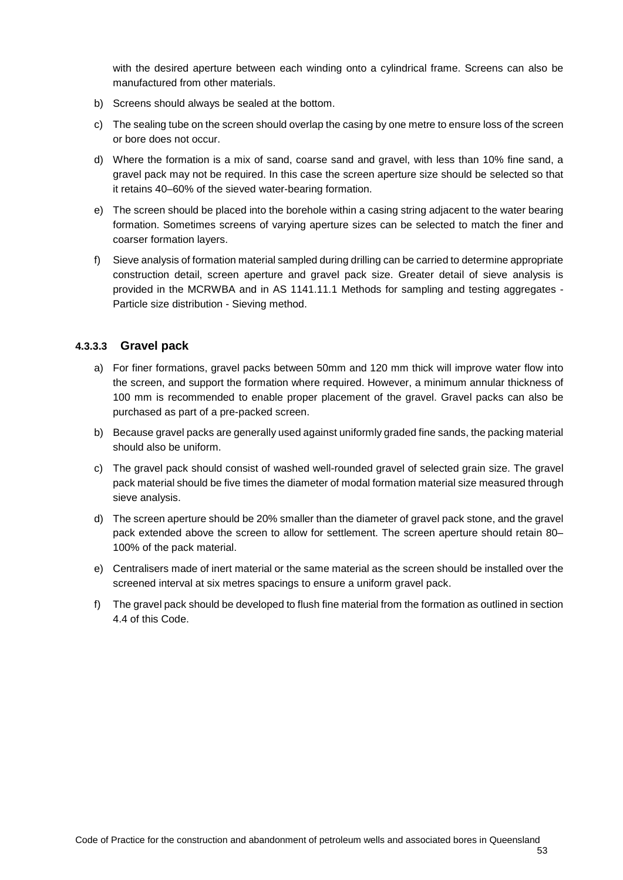with the desired aperture between each winding onto a cylindrical frame. Screens can also be manufactured from other materials.

b) Screens should always be sealed at the bottom.

c) The sealing tube on the screen should overlap the casing by one metre to ensure loss of the screen or bore does not occur.

d) Where the formation is a mix of sand, coarse sand and gravel, with less than 10% fine sand, a gravel pack may not be required. In this case the screen aperture size should be selected so that it retains 40–60% of the sieved water-bearing formation.

e) The screen should be placed into the borehole within a casing string adjacent to the water bearing formation. Sometimes screens of varying aperture sizes can be selected to match the finer and coarser formation layers.

f) Sieve analysis of formation material sampled during drilling can be carried to determine appropriate construction detail, screen aperture and gravel pack size. Greater detail of sieve analysis is provided in the MCRWBA and in AS 1141.11.1 Methods for sampling and testing aggregates - Particle size distribution - Sieving method.

#### 4.3.3.3 Gravel pack

a) For finer formations, gravel packs between 50mm and 120 mm thick will improve water flow into the screen, and support the formation where required. However, a minimum annular thickness of 100 mm is recommended to enable proper placement of the gravel. Gravel packs can also be purchased as part of a pre-packed screen.

b) Because gravel packs are generally used against uniformly graded fine sands, the packing material should also be uniform.

c) The gravel pack should consist of washed well-rounded gravel of selected grain size. The gravel pack material should be five times the diameter of modal formation material size measured through sieve analysis.

d) The screen aperture should be 20% smaller than the diameter of gravel pack stone, and the gravel pack extended above the screen to allow for settlement. The screen aperture should retain 80–100% of the pack material.

e) Centralisers made of inert material or the same material as the screen should be installed over the screened interval at six metres spacings to ensure a uniform gravel pack.

f) The gravel pack should be developed to flush fine material from the formation as outlined in section 4.4 of this Code.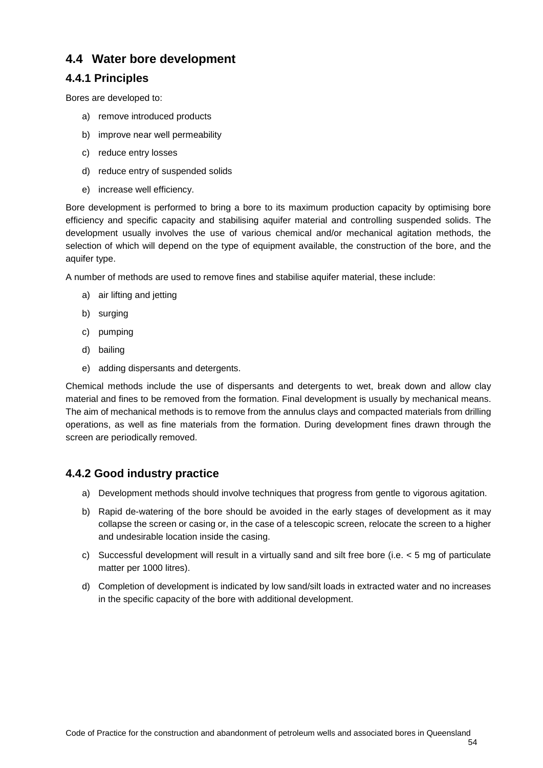## 4.4 Water bore development

### 4.4.1 Principles

Bores are developed to:

a) remove introduced products
b) improve near well permeability
c) reduce entry losses
d) reduce entry of suspended solids
e) increase well efficiency.

Bore development is performed to bring a bore to its maximum production capacity by optimising bore efficiency and specific capacity and stabilising aquifer material and controlling suspended solids. The development usually involves the use of various chemical and/or mechanical agitation methods, the selection of which will depend on the type of equipment available, the construction of the bore, and the aquifer type.

A number of methods are used to remove fines and stabilise aquifer material, these include:

a) air lifting and jetting
b) surging
c) pumping
d) bailing
e) adding dispersants and detergents.

Chemical methods include the use of dispersants and detergents to wet, break down and allow clay material and fines to be removed from the formation. Final development is usually by mechanical means. The aim of mechanical methods is to remove from the annulus clays and compacted materials from drilling operations, as well as fine materials from the formation. During development fines drawn through the screen are periodically removed.

### 4.4.2 Good industry practice

a) Development methods should involve techniques that progress from gentle to vigorous agitation.
b) Rapid de-watering of the bore should be avoided in the early stages of development as it may collapse the screen or casing or, in the case of a telescopic screen, relocate the screen to a higher and undesirable location inside the casing.
c) Successful development will result in a virtually sand and silt free bore (i.e. < 5 mg of particulate matter per 1000 litres).
d) Completion of development is indicated by low sand/silt loads in extracted water and no increases in the specific capacity of the bore with additional development.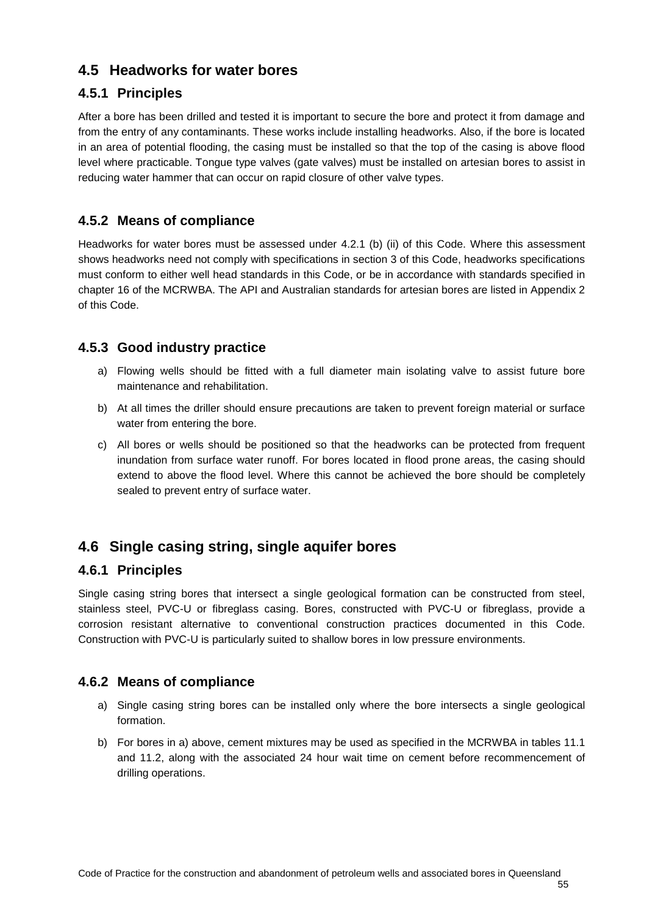## 4.5 Headworks for water bores

### 4.5.1 Principles

After a bore has been drilled and tested it is important to secure the bore and protect it from damage and from the entry of any contaminants. These works include installing headworks. Also, if the bore is located in an area of potential flooding, the casing must be installed so that the top of the casing is above flood level where practicable. Tongue type valves (gate valves) must be installed on artesian bores to assist in reducing water hammer that can occur on rapid closure of other valve types.

### 4.5.2 Means of compliance

Headworks for water bores must be assessed under 4.2.1 (b) (ii) of this Code. Where this assessment shows headworks need not comply with specifications in section 3 of this Code, headworks specifications must conform to either well head standards in this Code, or be in accordance with standards specified in chapter 16 of the MCRWBA. The API and Australian standards for artesian bores are listed in Appendix 2 of this Code.

### 4.5.3 Good industry practice

a) Flowing wells should be fitted with a full diameter main isolating valve to assist future bore maintenance and rehabilitation.

b) At all times the driller should ensure precautions are taken to prevent foreign material or surface water from entering the bore.

c) All bores or wells should be positioned so that the headworks can be protected from frequent inundation from surface water runoff. For bores located in flood prone areas, the casing should extend to above the flood level. Where this cannot be achieved the bore should be completely sealed to prevent entry of surface water.

## 4.6 Single casing string, single aquifer bores

### 4.6.1 Principles

Single casing string bores that intersect a single geological formation can be constructed from steel, stainless steel, PVC-U or fibreglass casing. Bores, constructed with PVC-U or fibreglass, provide a corrosion resistant alternative to conventional construction practices documented in this Code. Construction with PVC-U is particularly suited to shallow bores in low pressure environments.

### 4.6.2 Means of compliance

a) Single casing string bores can be installed only where the bore intersects a single geological formation.

b) For bores in a) above, cement mixtures may be used as specified in the MCRWBA in tables 11.1 and 11.2, along with the associated 24 hour wait time on cement before recommencement of drilling operations.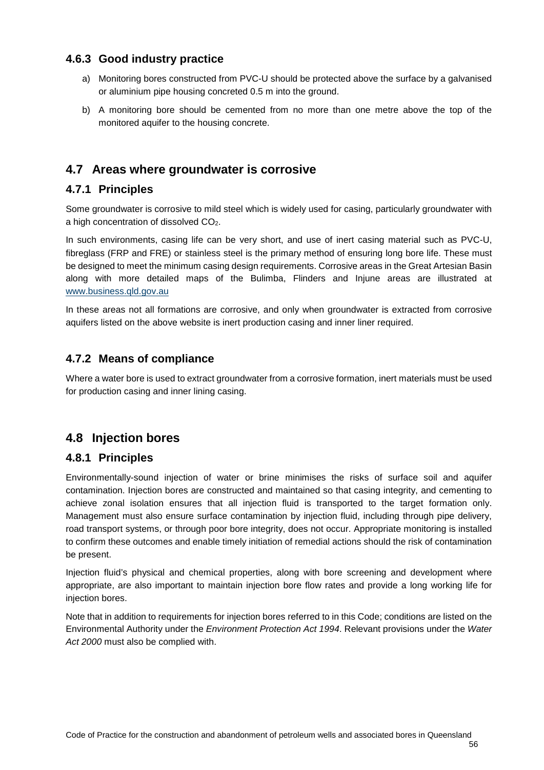### 4.6.3 Good industry practice

a) Monitoring bores constructed from PVC-U should be protected above the surface by a galvanised or aluminium pipe housing concreted 0.5 m into the ground.

b) A monitoring bore should be cemented from no more than one metre above the top of the monitored aquifer to the housing concrete.

## 4.7 Areas where groundwater is corrosive

### 4.7.1 Principles

Some groundwater is corrosive to mild steel which is widely used for casing, particularly groundwater with a high concentration of dissolved $CO_2$.

In such environments, casing life can be very short, and use of inert casing material such as PVC-U, fibreglass (FRP and FRE) or stainless steel is the primary method of ensuring long bore life. These must be designed to meet the minimum casing design requirements. Corrosive areas in the Great Artesian Basin along with more detailed maps of the Bulimba, Flinders and Injune areas are illustrated at www.business.qld.gov.au

In these areas not all formations are corrosive, and only when groundwater is extracted from corrosive aquifers listed on the above website is inert production casing and inner liner required.

### 4.7.2 Means of compliance

Where a water bore is used to extract groundwater from a corrosive formation, inert materials must be used for production casing and inner lining casing.

## 4.8 Injection bores

### 4.8.1 Principles

Environmentally-sound injection of water or brine minimises the risks of surface soil and aquifer contamination. Injection bores are constructed and maintained so that casing integrity, and cementing to achieve zonal isolation ensures that all injection fluid is transported to the target formation only. Management must also ensure surface contamination by injection fluid, including through pipe delivery, road transport systems, or through poor bore integrity, does not occur. Appropriate monitoring is installed to confirm these outcomes and enable timely initiation of remedial actions should the risk of contamination be present.

Injection fluid's physical and chemical properties, along with bore screening and development where appropriate, are also important to maintain injection bore flow rates and provide a long working life for injection bores.

Note that in addition to requirements for injection bores referred to in this Code; conditions are listed on the Environmental Authority under the *Environment Protection Act 1994*. Relevant provisions under the *Water Act 2000* must also be complied with.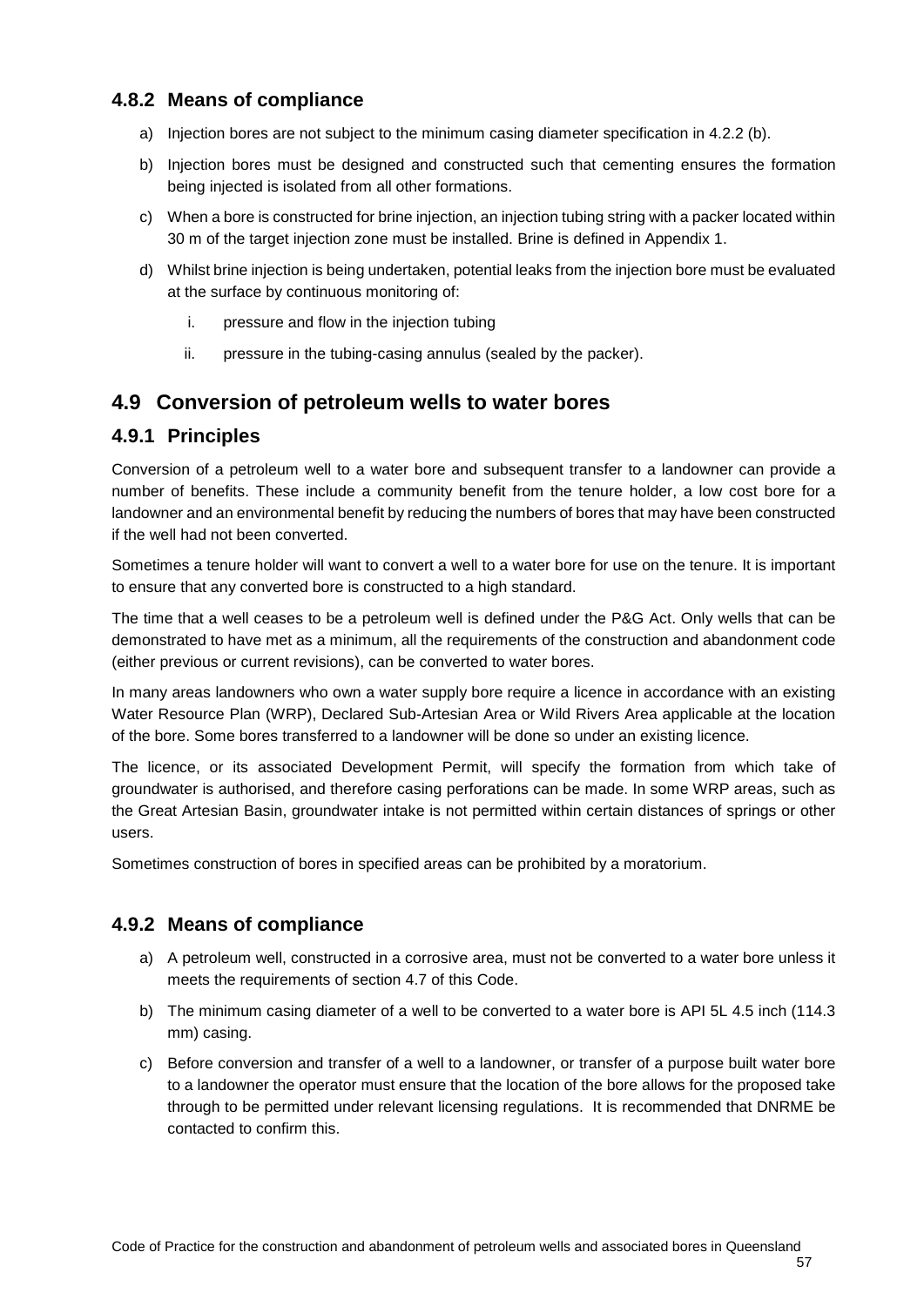### 4.8.2 Means of compliance

a) Injection bores are not subject to the minimum casing diameter specification in 4.2.2 (b).

b) Injection bores must be designed and constructed such that cementing ensures the formation being injected is isolated from all other formations.

c) When a bore is constructed for brine injection, an injection tubing string with a packer located within 30 m of the target injection zone must be installed. Brine is defined in Appendix 1.

d) Whilst brine injection is being undertaken, potential leaks from the injection bore must be evaluated at the surface by continuous monitoring of:

   i. pressure and flow in the injection tubing

   ii. pressure in the tubing-casing annulus (sealed by the packer).

## 4.9 Conversion of petroleum wells to water bores

### 4.9.1 Principles

Conversion of a petroleum well to a water bore and subsequent transfer to a landowner can provide a number of benefits. These include a community benefit from the tenure holder, a low cost bore for a landowner and an environmental benefit by reducing the numbers of bores that may have been constructed if the well had not been converted.

Sometimes a tenure holder will want to convert a well to a water bore for use on the tenure. It is important to ensure that any converted bore is constructed to a high standard.

The time that a well ceases to be a petroleum well is defined under the P&G Act. Only wells that can be demonstrated to have met as a minimum, all the requirements of the construction and abandonment code (either previous or current revisions), can be converted to water bores.

In many areas landowners who own a water supply bore require a licence in accordance with an existing Water Resource Plan (WRP), Declared Sub-Artesian Area or Wild Rivers Area applicable at the location of the bore. Some bores transferred to a landowner will be done so under an existing licence.

The licence, or its associated Development Permit, will specify the formation from which take of groundwater is authorised, and therefore casing perforations can be made. In some WRP areas, such as the Great Artesian Basin, groundwater intake is not permitted within certain distances of springs or other users.

Sometimes construction of bores in specified areas can be prohibited by a moratorium.

### 4.9.2 Means of compliance

a) A petroleum well, constructed in a corrosive area, must not be converted to a water bore unless it meets the requirements of section 4.7 of this Code.

b) The minimum casing diameter of a well to be converted to a water bore is API 5L 4.5 inch (114.3 mm) casing.

c) Before conversion and transfer of a well to a landowner, or transfer of a purpose built water bore to a landowner the operator must ensure that the location of the bore allows for the proposed take through to be permitted under relevant licensing regulations. It is recommended that DNRME be contacted to confirm this.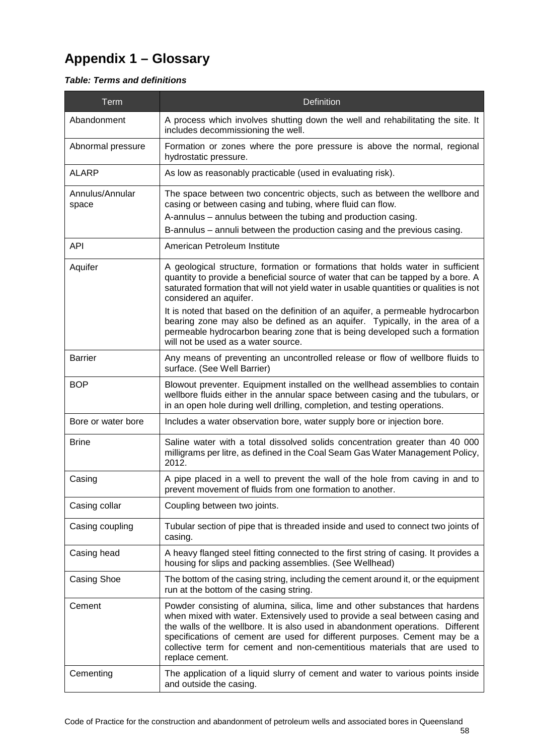# Appendix 1 – Glossary

***Table: Terms and definitions***

| Term | Definition |
|---|---|
| Abandonment | A process which involves shutting down the well and rehabilitating the site. It includes decommissioning the well. |
| Abnormal pressure | Formation or zones where the pore pressure is above the normal, regional hydrostatic pressure. |
| ALARP | As low as reasonably practicable (used in evaluating risk). |
| Annulus/Annular space | The space between two concentric objects, such as between the wellbore and casing or between casing and tubing, where fluid can flow.<br>A-annulus – annulus between the tubing and production casing.<br>B-annulus – annuli between the production casing and the previous casing. |
| API | American Petroleum Institute |
| Aquifer | A geological structure, formation or formations that holds water in sufficient quantity to provide a beneficial source of water that can be tapped by a bore. A saturated formation that will not yield water in usable quantities or qualities is not considered an aquifer.<br>It is noted that based on the definition of an aquifer, a permeable hydrocarbon bearing zone may also be defined as an aquifer. Typically, in the area of a permeable hydrocarbon bearing zone that is being developed such a formation will not be used as a water source. |
| Barrier | Any means of preventing an uncontrolled release or flow of wellbore fluids to surface. (See Well Barrier) |
| BOP | Blowout preventer. Equipment installed on the wellhead assemblies to contain wellbore fluids either in the annular space between casing and the tubulars, or in an open hole during well drilling, completion, and testing operations. |
| Bore or water bore | Includes a water observation bore, water supply bore or injection bore. |
| Brine | Saline water with a total dissolved solids concentration greater than 40 000 milligrams per litre, as defined in the Coal Seam Gas Water Management Policy, 2012. |
| Casing | A pipe placed in a well to prevent the wall of the hole from caving in and to prevent movement of fluids from one formation to another. |
| Casing collar | Coupling between two joints. |
| Casing coupling | Tubular section of pipe that is threaded inside and used to connect two joints of casing. |
| Casing head | A heavy flanged steel fitting connected to the first string of casing. It provides a housing for slips and packing assemblies. (See Wellhead) |
| Casing Shoe | The bottom of the casing string, including the cement around it, or the equipment run at the bottom of the casing string. |
| Cement | Powder consisting of alumina, silica, lime and other substances that hardens when mixed with water. Extensively used to provide a seal between casing and the walls of the wellbore. It is also used in abandonment operations. Different specifications of cement are used for different purposes. Cement may be a collective term for cement and non-cementitious materials that are used to replace cement. |
| Cementing | The application of a liquid slurry of cement and water to various points inside and outside the casing. |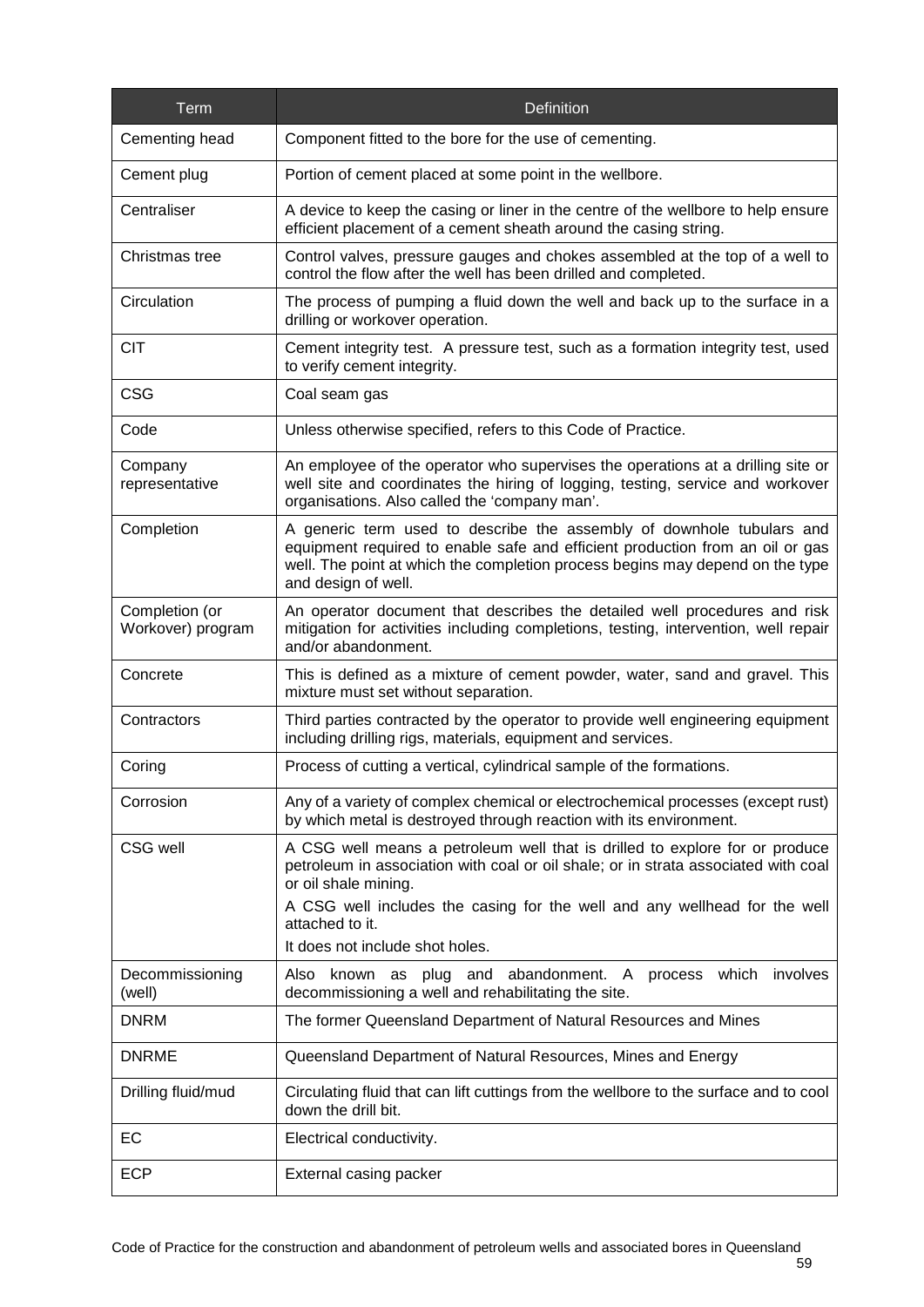| Term | Definition |
| --- | --- |
| Cementing head | Component fitted to the bore for the use of cementing. |
| Cement plug | Portion of cement placed at some point in the wellbore. |
| Centraliser | A device to keep the casing or liner in the centre of the wellbore to help ensure efficient placement of a cement sheath around the casing string. |
| Christmas tree | Control valves, pressure gauges and chokes assembled at the top of a well to control the flow after the well has been drilled and completed. |
| Circulation | The process of pumping a fluid down the well and back up to the surface in a drilling or workover operation. |
| CIT | Cement integrity test. A pressure test, such as a formation integrity test, used to verify cement integrity. |
| CSG | Coal seam gas |
| Code | Unless otherwise specified, refers to this Code of Practice. |
| Company representative | An employee of the operator who supervises the operations at a drilling site or well site and coordinates the hiring of logging, testing, service and workover organisations. Also called the 'company man'. |
| Completion | A generic term used to describe the assembly of downhole tubulars and equipment required to enable safe and efficient production from an oil or gas well. The point at which the completion process begins may depend on the type and design of well. |
| Completion (or Workover) program | An operator document that describes the detailed well procedures and risk mitigation for activities including completions, testing, intervention, well repair and/or abandonment. |
| Concrete | This is defined as a mixture of cement powder, water, sand and gravel. This mixture must set without separation. |
| Contractors | Third parties contracted by the operator to provide well engineering equipment including drilling rigs, materials, equipment and services. |
| Coring | Process of cutting a vertical, cylindrical sample of the formations. |
| Corrosion | Any of a variety of complex chemical or electrochemical processes (except rust) by which metal is destroyed through reaction with its environment. |
| CSG well | A CSG well means a petroleum well that is drilled to explore for or produce petroleum in association with coal or oil shale; or in strata associated with coal or oil shale mining.<br>A CSG well includes the casing for the well and any wellhead for the well attached to it.<br>It does not include shot holes. |
| Decommissioning (well) | Also known as plug and abandonment. A process which involves decommissioning a well and rehabilitating the site. |
| DNRM | The former Queensland Department of Natural Resources and Mines |
| DNRME | Queensland Department of Natural Resources, Mines and Energy |
| Drilling fluid/mud | Circulating fluid that can lift cuttings from the wellbore to the surface and to cool down the drill bit. |
| EC | Electrical conductivity. |
| ECP | External casing packer |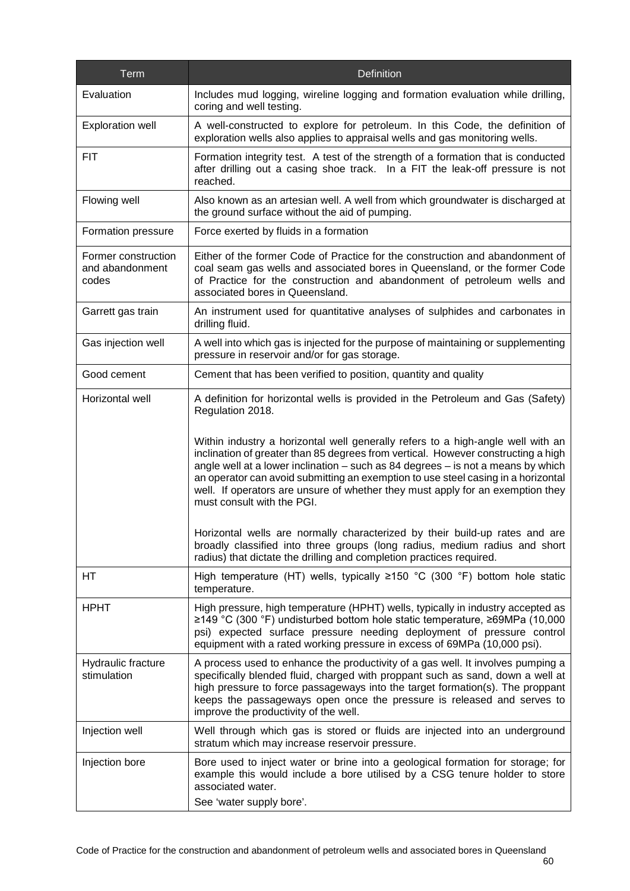| Term | Definition |
|---|---|
| Evaluation | Includes mud logging, wireline logging and formation evaluation while drilling, coring and well testing. |
| Exploration well | A well-constructed to explore for petroleum. In this Code, the definition of exploration wells also applies to appraisal wells and gas monitoring wells. |
| FIT | Formation integrity test. A test of the strength of a formation that is conducted after drilling out a casing shoe track. In a FIT the leak-off pressure is not reached. |
| Flowing well | Also known as an artesian well. A well from which groundwater is discharged at the ground surface without the aid of pumping. |
| Formation pressure | Force exerted by fluids in a formation |
| Former construction and abandonment codes | Either of the former Code of Practice for the construction and abandonment of coal seam gas wells and associated bores in Queensland, or the former Code of Practice for the construction and abandonment of petroleum wells and associated bores in Queensland. |
| Garrett gas train | An instrument used for quantitative analyses of sulphides and carbonates in drilling fluid. |
| Gas injection well | A well into which gas is injected for the purpose of maintaining or supplementing pressure in reservoir and/or for gas storage. |
| Good cement | Cement that has been verified to position, quantity and quality |
| Horizontal well | A definition for horizontal wells is provided in the Petroleum and Gas (Safety) Regulation 2018.<br><br>Within industry a horizontal well generally refers to a high-angle well with an inclination of greater than 85 degrees from vertical. However constructing a high angle well at a lower inclination – such as 84 degrees – is not a means by which an operator can avoid submitting an exemption to use steel casing in a horizontal well. If operators are unsure of whether they must apply for an exemption they must consult with the PGI.<br><br>Horizontal wells are normally characterized by their build-up rates and are broadly classified into three groups (long radius, medium radius and short radius) that dictate the drilling and completion practices required. |
| HT | High temperature (HT) wells, typically ≥150 °C (300 °F) bottom hole static temperature. |
| HPHT | High pressure, high temperature (HPHT) wells, typically in industry accepted as ≥149 °C (300 °F) undisturbed bottom hole static temperature, ≥69MPa (10,000 psi) expected surface pressure needing deployment of pressure control equipment with a rated working pressure in excess of 69MPa (10,000 psi). |
| Hydraulic fracture stimulation | A process used to enhance the productivity of a gas well. It involves pumping a specifically blended fluid, charged with proppant such as sand, down a well at high pressure to force passageways into the target formation(s). The proppant keeps the passageways open once the pressure is released and serves to improve the productivity of the well. |
| Injection well | Well through which gas is stored or fluids are injected into an underground stratum which may increase reservoir pressure. |
| Injection bore | Bore used to inject water or brine into a geological formation for storage; for example this would include a bore utilised by a CSG tenure holder to store associated water.<br>See 'water supply bore'. |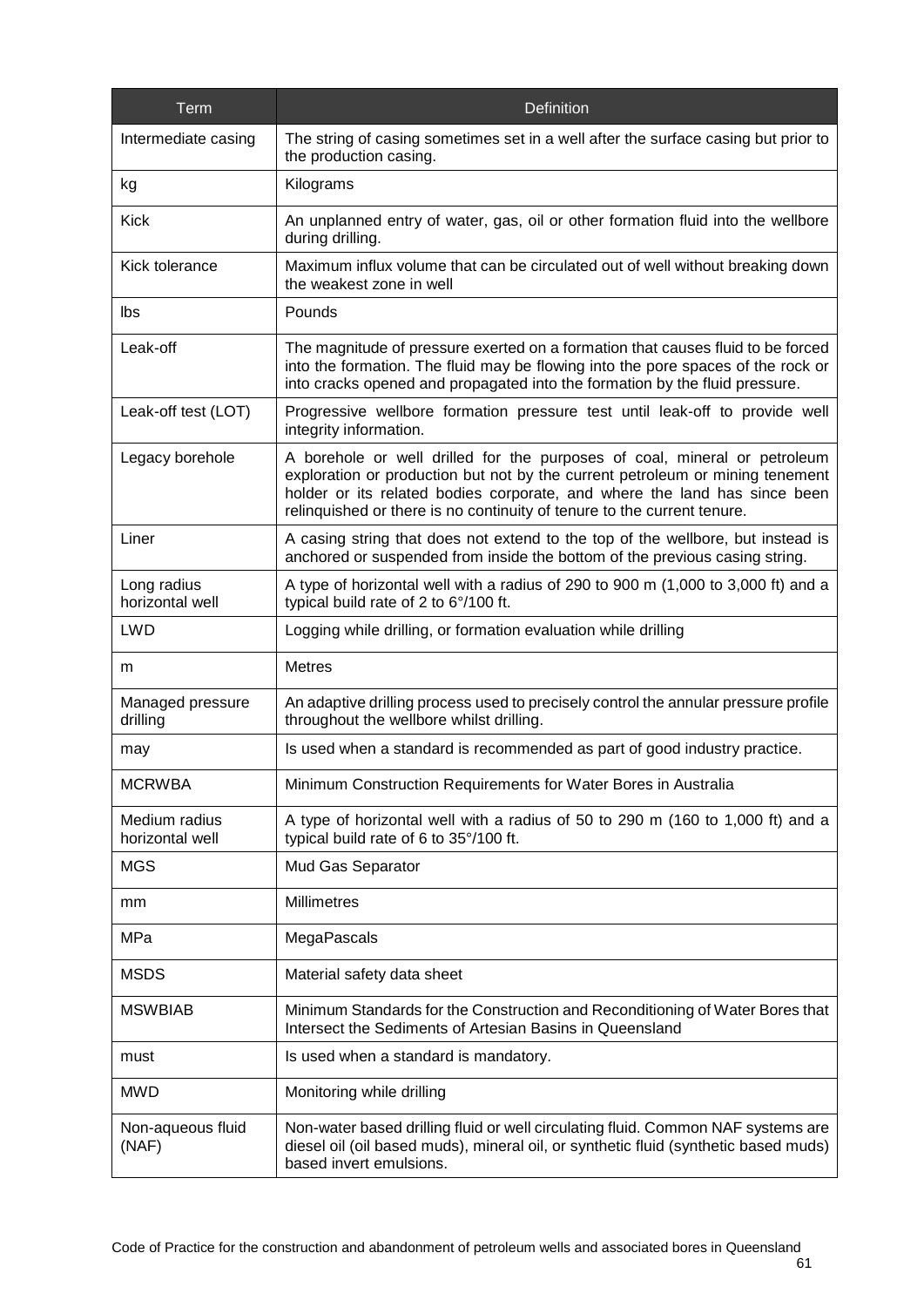| Term | Definition |
|---|---|
| Intermediate casing | The string of casing sometimes set in a well after the surface casing but prior to the production casing. |
| kg | Kilograms |
| Kick | An unplanned entry of water, gas, oil or other formation fluid into the wellbore during drilling. |
| Kick tolerance | Maximum influx volume that can be circulated out of well without breaking down the weakest zone in well |
| lbs | Pounds |
| Leak-off | The magnitude of pressure exerted on a formation that causes fluid to be forced into the formation. The fluid may be flowing into the pore spaces of the rock or into cracks opened and propagated into the formation by the fluid pressure. |
| Leak-off test (LOT) | Progressive wellbore formation pressure test until leak-off to provide well integrity information. |
| Legacy borehole | A borehole or well drilled for the purposes of coal, mineral or petroleum exploration or production but not by the current petroleum or mining tenement holder or its related bodies corporate, and where the land has since been relinquished or there is no continuity of tenure to the current tenure. |
| Liner | A casing string that does not extend to the top of the wellbore, but instead is anchored or suspended from inside the bottom of the previous casing string. |
| Long radius horizontal well | A type of horizontal well with a radius of 290 to 900 m (1,000 to 3,000 ft) and a typical build rate of 2 to 6°/100 ft. |
| LWD | Logging while drilling, or formation evaluation while drilling |
| m | Metres |
| Managed pressure drilling | An adaptive drilling process used to precisely control the annular pressure profile throughout the wellbore whilst drilling. |
| may | Is used when a standard is recommended as part of good industry practice. |
| MCRWBA | Minimum Construction Requirements for Water Bores in Australia |
| Medium radius horizontal well | A type of horizontal well with a radius of 50 to 290 m (160 to 1,000 ft) and a typical build rate of 6 to 35°/100 ft. |
| MGS | Mud Gas Separator |
| mm | Millimetres |
| MPa | MegaPascals |
| MSDS | Material safety data sheet |
| MSWBIAB | Minimum Standards for the Construction and Reconditioning of Water Bores that Intersect the Sediments of Artesian Basins in Queensland |
| must | Is used when a standard is mandatory. |
| MWD | Monitoring while drilling |
| Non-aqueous fluid (NAF) | Non-water based drilling fluid or well circulating fluid. Common NAF systems are diesel oil (oil based muds), mineral oil, or synthetic fluid (synthetic based muds) based invert emulsions. |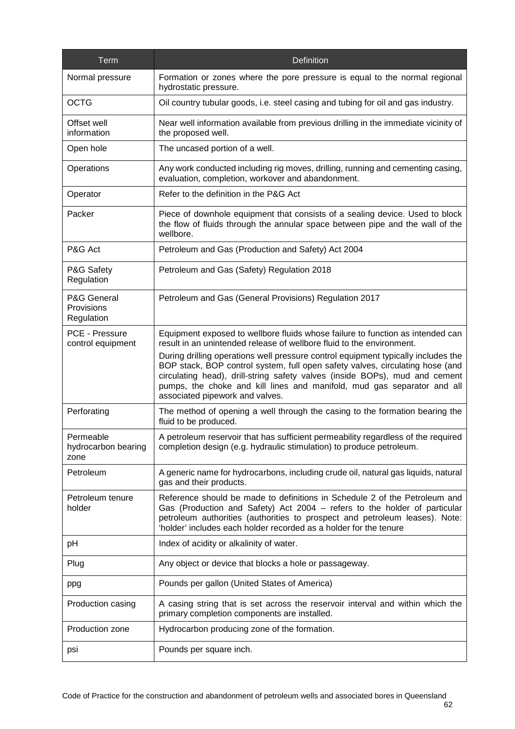| Term | Definition |
|---|---|
| Normal pressure | Formation or zones where the pore pressure is equal to the normal regional hydrostatic pressure. |
| OCTG | Oil country tubular goods, i.e. steel casing and tubing for oil and gas industry. |
| Offset well information | Near well information available from previous drilling in the immediate vicinity of the proposed well. |
| Open hole | The uncased portion of a well. |
| Operations | Any work conducted including rig moves, drilling, running and cementing casing, evaluation, completion, workover and abandonment. |
| Operator | Refer to the definition in the P&G Act |
| Packer | Piece of downhole equipment that consists of a sealing device. Used to block the flow of fluids through the annular space between pipe and the wall of the wellbore. |
| P&G Act | Petroleum and Gas (Production and Safety) Act 2004 |
| P&G Safety Regulation | Petroleum and Gas (Safety) Regulation 2018 |
| P&G General Provisions Regulation | Petroleum and Gas (General Provisions) Regulation 2017 |
| PCE - Pressure control equipment | Equipment exposed to wellbore fluids whose failure to function as intended can result in an unintended release of wellbore fluid to the environment. During drilling operations well pressure control equipment typically includes the BOP stack, BOP control system, full open safety valves, circulating hose (and circulating head), drill-string safety valves (inside BOPs), mud and cement pumps, the choke and kill lines and manifold, mud gas separator and all associated pipework and valves. |
| Perforating | The method of opening a well through the casing to the formation bearing the fluid to be produced. |
| Permeable hydrocarbon bearing zone | A petroleum reservoir that has sufficient permeability regardless of the required completion design (e.g. hydraulic stimulation) to produce petroleum. |
| Petroleum | A generic name for hydrocarbons, including crude oil, natural gas liquids, natural gas and their products. |
| Petroleum tenure holder | Reference should be made to definitions in Schedule 2 of the Petroleum and Gas (Production and Safety) Act 2004 – refers to the holder of particular petroleum authorities (authorities to prospect and petroleum leases). Note: 'holder' includes each holder recorded as a holder for the tenure |
| pH | Index of acidity or alkalinity of water. |
| Plug | Any object or device that blocks a hole or passageway. |
| ppg | Pounds per gallon (United States of America) |
| Production casing | A casing string that is set across the reservoir interval and within which the primary completion components are installed. |
| Production zone | Hydrocarbon producing zone of the formation. |
| psi | Pounds per square inch. |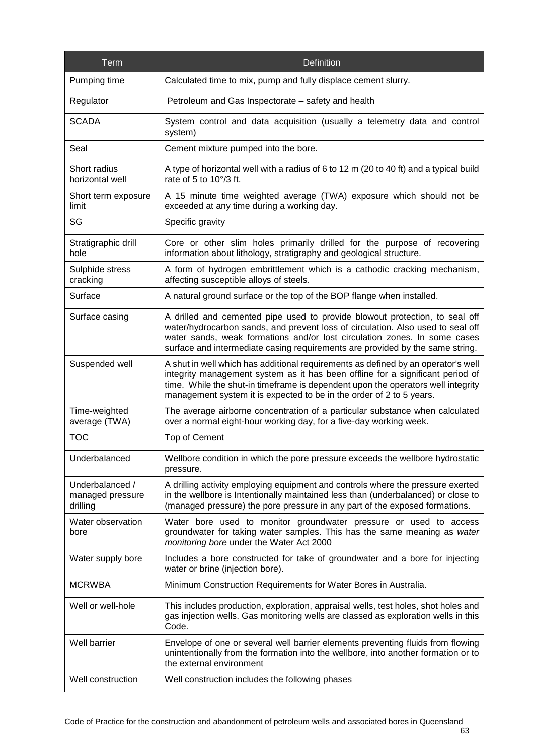| Term | Definition |
|---|---|
| Pumping time | Calculated time to mix, pump and fully displace cement slurry. |
| Regulator | Petroleum and Gas Inspectorate – safety and health |
| SCADA | System control and data acquisition (usually a telemetry data and control system) |
| Seal | Cement mixture pumped into the bore. |
| Short radius horizontal well | A type of horizontal well with a radius of 6 to 12 m (20 to 40 ft) and a typical build rate of 5 to 10°/3 ft. |
| Short term exposure limit | A 15 minute time weighted average (TWA) exposure which should not be exceeded at any time during a working day. |
| SG | Specific gravity |
| Stratigraphic drill hole | Core or other slim holes primarily drilled for the purpose of recovering information about lithology, stratigraphy and geological structure. |
| Sulphide stress cracking | A form of hydrogen embrittlement which is a cathodic cracking mechanism, affecting susceptible alloys of steels. |
| Surface | A natural ground surface or the top of the BOP flange when installed. |
| Surface casing | A drilled and cemented pipe used to provide blowout protection, to seal off water/hydrocarbon sands, and prevent loss of circulation. Also used to seal off water sands, weak formations and/or lost circulation zones. In some cases surface and intermediate casing requirements are provided by the same string. |
| Suspended well | A shut in well which has additional requirements as defined by an operator's well integrity management system as it has been offline for a significant period of time. While the shut-in timeframe is dependent upon the operators well integrity management system it is expected to be in the order of 2 to 5 years. |
| Time-weighted average (TWA) | The average airborne concentration of a particular substance when calculated over a normal eight-hour working day, for a five-day working week. |
| TOC | Top of Cement |
| Underbalanced | Wellbore condition in which the pore pressure exceeds the wellbore hydrostatic pressure. |
| Underbalanced / managed pressure drilling | A drilling activity employing equipment and controls where the pressure exerted in the wellbore is Intentionally maintained less than (underbalanced) or close to (managed pressure) the pore pressure in any part of the exposed formations. |
| Water observation bore | Water bore used to monitor groundwater pressure or used to access groundwater for taking water samples. This has the same meaning as *water monitoring bore* under the Water Act 2000 |
| Water supply bore | Includes a bore constructed for take of groundwater and a bore for injecting water or brine (injection bore). |
| MCRWBA | Minimum Construction Requirements for Water Bores in Australia. |
| Well or well-hole | This includes production, exploration, appraisal wells, test holes, shot holes and gas injection wells. Gas monitoring wells are classed as exploration wells in this Code. |
| Well barrier | Envelope of one or several well barrier elements preventing fluids from flowing unintentionally from the formation into the wellbore, into another formation or to the external environment |
| Well construction | Well construction includes the following phases |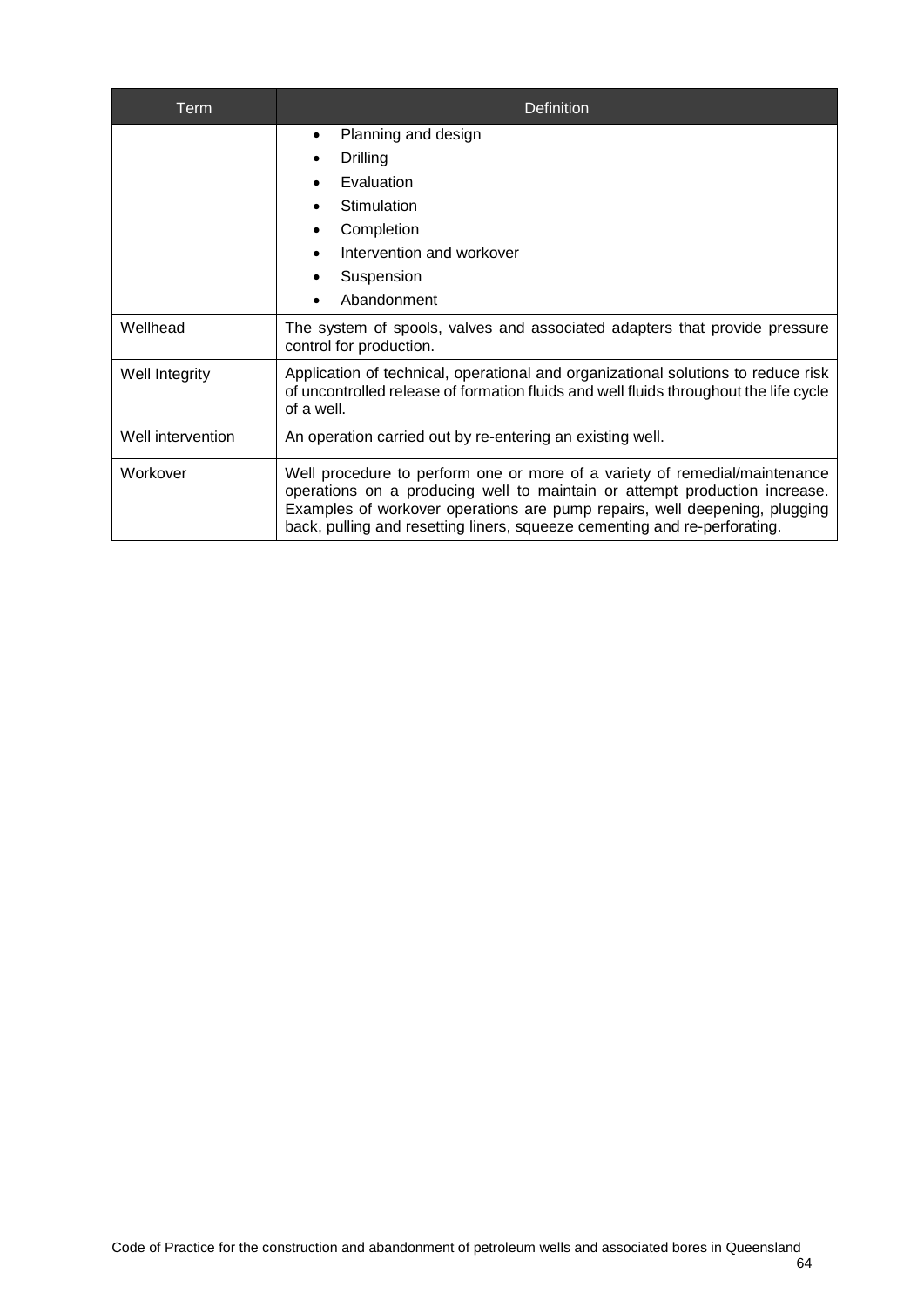| Term | Definition |
|---|---|
| | • Planning and design<br>• Drilling<br>• Evaluation<br>• Stimulation<br>• Completion<br>• Intervention and workover<br>• Suspension<br>• Abandonment |
| Wellhead | The system of spools, valves and associated adapters that provide pressure control for production. |
| Well Integrity | Application of technical, operational and organizational solutions to reduce risk of uncontrolled release of formation fluids and well fluids throughout the life cycle of a well. |
| Well intervention | An operation carried out by re-entering an existing well. |
| Workover | Well procedure to perform one or more of a variety of remedial/maintenance operations on a producing well to maintain or attempt production increase. Examples of workover operations are pump repairs, well deepening, plugging back, pulling and resetting liners, squeeze cementing and re-perforating. |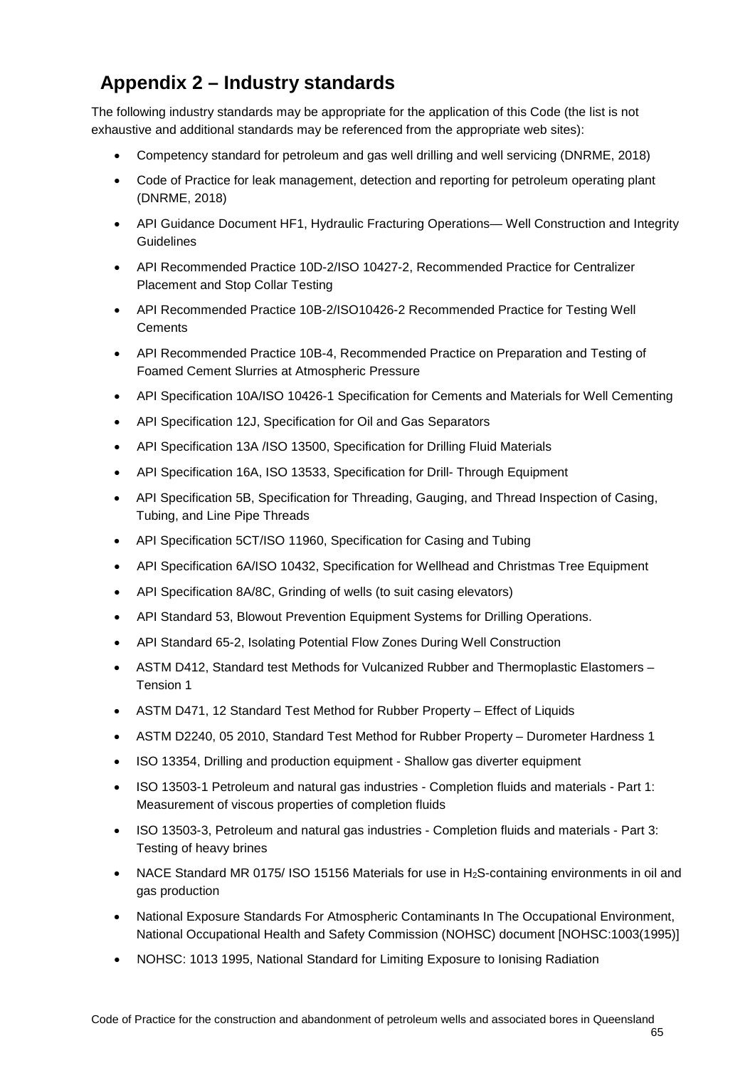# Appendix 2 – Industry standards

The following industry standards may be appropriate for the application of this Code (the list is not exhaustive and additional standards may be referenced from the appropriate web sites):

- Competency standard for petroleum and gas well drilling and well servicing (DNRME, 2018)
- Code of Practice for leak management, detection and reporting for petroleum operating plant (DNRME, 2018)
- API Guidance Document HF1, Hydraulic Fracturing Operations— Well Construction and Integrity Guidelines
- API Recommended Practice 10D-2/ISO 10427-2, Recommended Practice for Centralizer Placement and Stop Collar Testing
- API Recommended Practice 10B-2/ISO10426-2 Recommended Practice for Testing Well Cements
- API Recommended Practice 10B-4, Recommended Practice on Preparation and Testing of Foamed Cement Slurries at Atmospheric Pressure
- API Specification 10A/ISO 10426-1 Specification for Cements and Materials for Well Cementing
- API Specification 12J, Specification for Oil and Gas Separators
- API Specification 13A /ISO 13500, Specification for Drilling Fluid Materials
- API Specification 16A, ISO 13533, Specification for Drill- Through Equipment
- API Specification 5B, Specification for Threading, Gauging, and Thread Inspection of Casing, Tubing, and Line Pipe Threads
- API Specification 5CT/ISO 11960, Specification for Casing and Tubing
- API Specification 6A/ISO 10432, Specification for Wellhead and Christmas Tree Equipment
- API Specification 8A/8C, Grinding of wells (to suit casing elevators)
- API Standard 53, Blowout Prevention Equipment Systems for Drilling Operations.
- API Standard 65-2, Isolating Potential Flow Zones During Well Construction
- ASTM D412, Standard test Methods for Vulcanized Rubber and Thermoplastic Elastomers – Tension 1
- ASTM D471, 12 Standard Test Method for Rubber Property – Effect of Liquids
- ASTM D2240, 05 2010, Standard Test Method for Rubber Property – Durometer Hardness 1
- ISO 13354, Drilling and production equipment - Shallow gas diverter equipment
- ISO 13503-1 Petroleum and natural gas industries - Completion fluids and materials - Part 1: Measurement of viscous properties of completion fluids
- ISO 13503-3, Petroleum and natural gas industries - Completion fluids and materials - Part 3: Testing of heavy brines
- NACE Standard MR 0175/ ISO 15156 Materials for use in $H_2S$-containing environments in oil and gas production
- National Exposure Standards For Atmospheric Contaminants In The Occupational Environment, National Occupational Health and Safety Commission (NOHSC) document [NOHSC:1003(1995)]
- NOHSC: 1013 1995, National Standard for Limiting Exposure to Ionising Radiation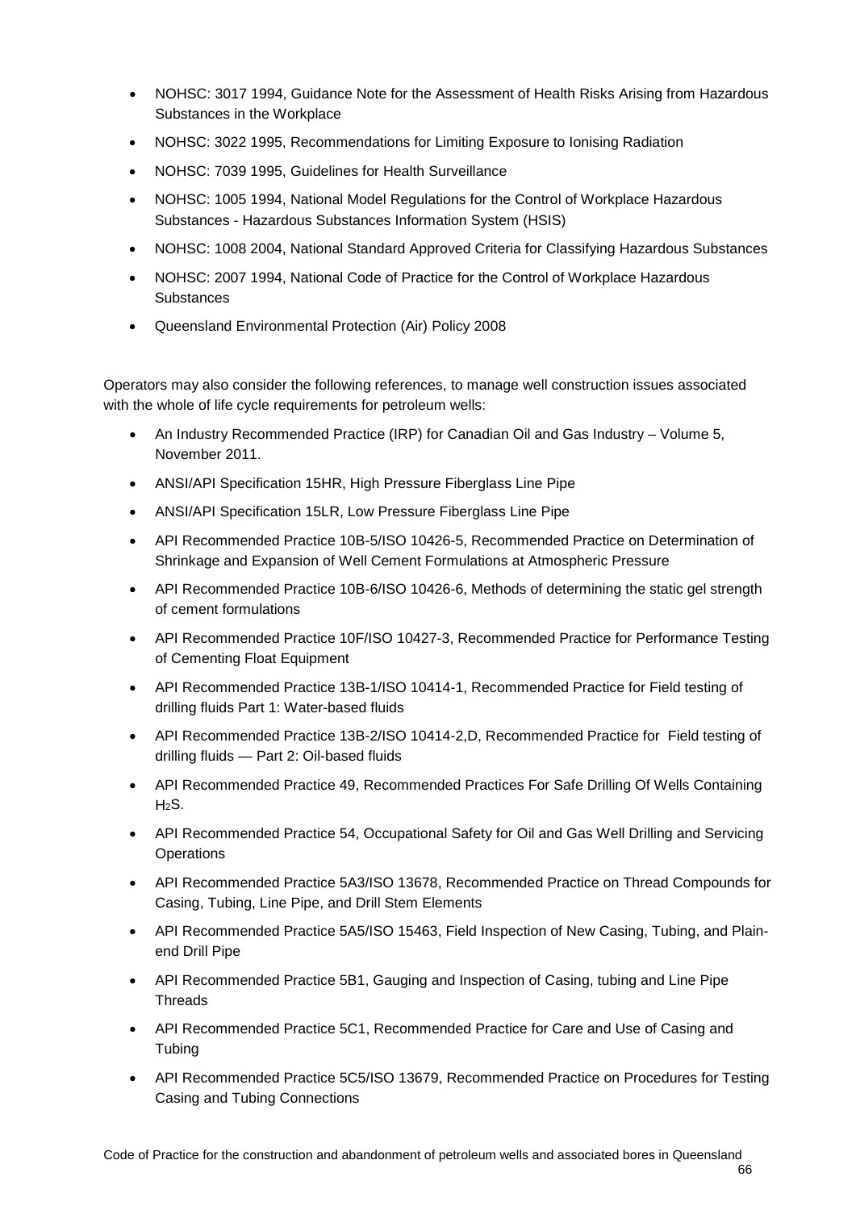- NOHSC: 3017 1994, Guidance Note for the Assessment of Health Risks Arising from Hazardous Substances in the Workplace
- NOHSC: 3022 1995, Recommendations for Limiting Exposure to Ionising Radiation
- NOHSC: 7039 1995, Guidelines for Health Surveillance
- NOHSC: 1005 1994, National Model Regulations for the Control of Workplace Hazardous Substances - Hazardous Substances Information System (HSIS)
- NOHSC: 1008 2004, National Standard Approved Criteria for Classifying Hazardous Substances
- NOHSC: 2007 1994, National Code of Practice for the Control of Workplace Hazardous Substances
- Queensland Environmental Protection (Air) Policy 2008

Operators may also consider the following references, to manage well construction issues associated with the whole of life cycle requirements for petroleum wells:

- An Industry Recommended Practice (IRP) for Canadian Oil and Gas Industry – Volume 5, November 2011.
- ANSI/API Specification 15HR, High Pressure Fiberglass Line Pipe
- ANSI/API Specification 15LR, Low Pressure Fiberglass Line Pipe
- API Recommended Practice 10B-5/ISO 10426-5, Recommended Practice on Determination of Shrinkage and Expansion of Well Cement Formulations at Atmospheric Pressure
- API Recommended Practice 10B-6/ISO 10426-6, Methods of determining the static gel strength of cement formulations
- API Recommended Practice 10F/ISO 10427-3, Recommended Practice for Performance Testing of Cementing Float Equipment
- API Recommended Practice 13B-1/ISO 10414-1, Recommended Practice for Field testing of drilling fluids Part 1: Water-based fluids
- API Recommended Practice 13B-2/ISO 10414-2,D, Recommended Practice for Field testing of drilling fluids — Part 2: Oil-based fluids
- API Recommended Practice 49, Recommended Practices For Safe Drilling Of Wells Containing $H_2S$.
- API Recommended Practice 54, Occupational Safety for Oil and Gas Well Drilling and Servicing Operations
- API Recommended Practice 5A3/ISO 13678, Recommended Practice on Thread Compounds for Casing, Tubing, Line Pipe, and Drill Stem Elements
- API Recommended Practice 5A5/ISO 15463, Field Inspection of New Casing, Tubing, and Plain-end Drill Pipe
- API Recommended Practice 5B1, Gauging and Inspection of Casing, tubing and Line Pipe Threads
- API Recommended Practice 5C1, Recommended Practice for Care and Use of Casing and Tubing
- API Recommended Practice 5C5/ISO 13679, Recommended Practice on Procedures for Testing Casing and Tubing Connections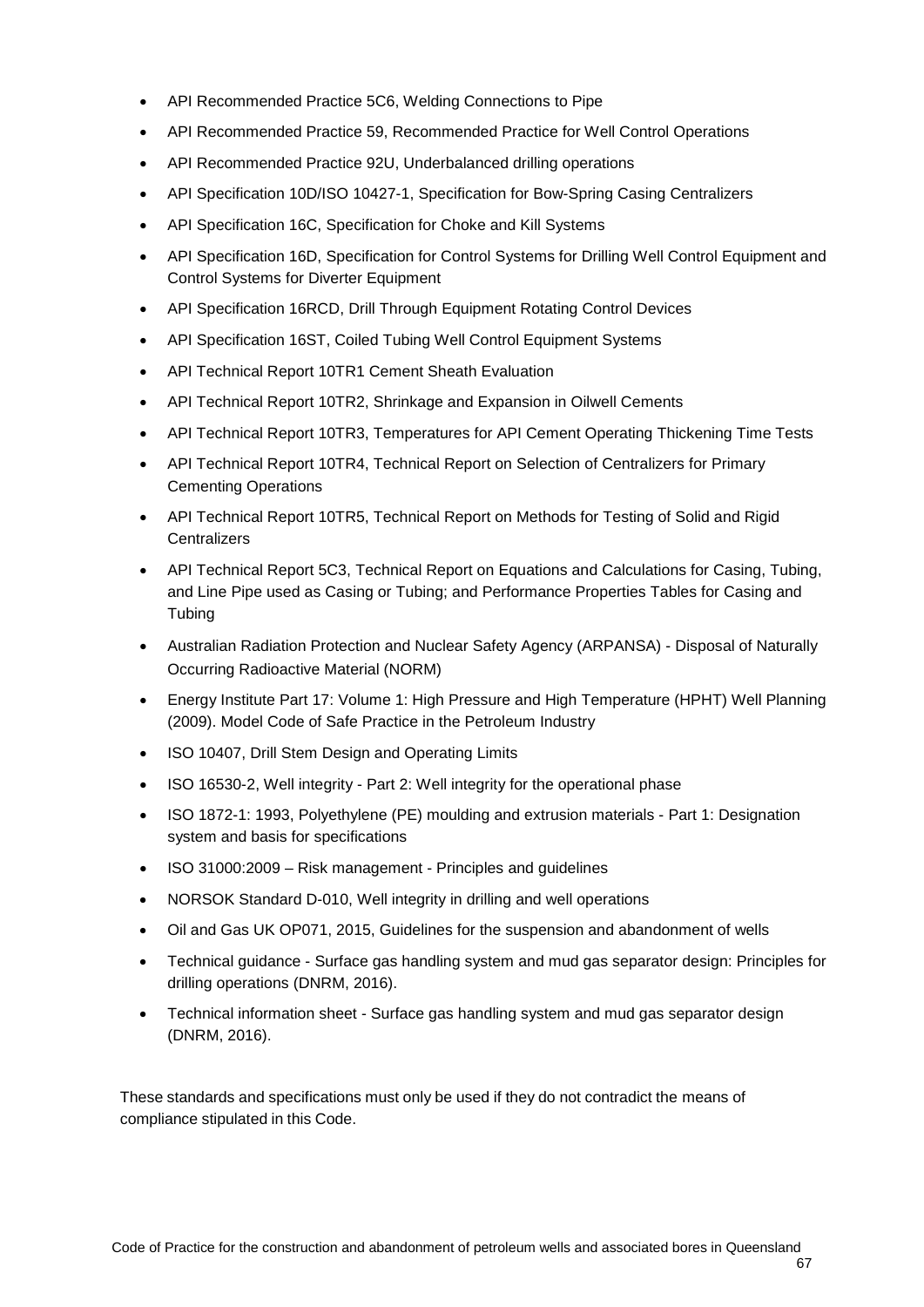- API Recommended Practice 5C6, Welding Connections to Pipe
- API Recommended Practice 59, Recommended Practice for Well Control Operations
- API Recommended Practice 92U, Underbalanced drilling operations
- API Specification 10D/ISO 10427-1, Specification for Bow-Spring Casing Centralizers
- API Specification 16C, Specification for Choke and Kill Systems
- API Specification 16D, Specification for Control Systems for Drilling Well Control Equipment and Control Systems for Diverter Equipment
- API Specification 16RCD, Drill Through Equipment Rotating Control Devices
- API Specification 16ST, Coiled Tubing Well Control Equipment Systems
- API Technical Report 10TR1 Cement Sheath Evaluation
- API Technical Report 10TR2, Shrinkage and Expansion in Oilwell Cements
- API Technical Report 10TR3, Temperatures for API Cement Operating Thickening Time Tests
- API Technical Report 10TR4, Technical Report on Selection of Centralizers for Primary Cementing Operations
- API Technical Report 10TR5, Technical Report on Methods for Testing of Solid and Rigid Centralizers
- API Technical Report 5C3, Technical Report on Equations and Calculations for Casing, Tubing, and Line Pipe used as Casing or Tubing; and Performance Properties Tables for Casing and Tubing
- Australian Radiation Protection and Nuclear Safety Agency (ARPANSA) - Disposal of Naturally Occurring Radioactive Material (NORM)
- Energy Institute Part 17: Volume 1: High Pressure and High Temperature (HPHT) Well Planning (2009). Model Code of Safe Practice in the Petroleum Industry
- ISO 10407, Drill Stem Design and Operating Limits
- ISO 16530-2, Well integrity - Part 2: Well integrity for the operational phase
- ISO 1872-1: 1993, Polyethylene (PE) moulding and extrusion materials - Part 1: Designation system and basis for specifications
- ISO 31000:2009 – Risk management - Principles and guidelines
- NORSOK Standard D-010, Well integrity in drilling and well operations
- Oil and Gas UK OP071, 2015, Guidelines for the suspension and abandonment of wells
- Technical guidance - Surface gas handling system and mud gas separator design: Principles for drilling operations (DNRM, 2016).
- Technical information sheet - Surface gas handling system and mud gas separator design (DNRM, 2016).

These standards and specifications must only be used if they do not contradict the means of compliance stipulated in this Code.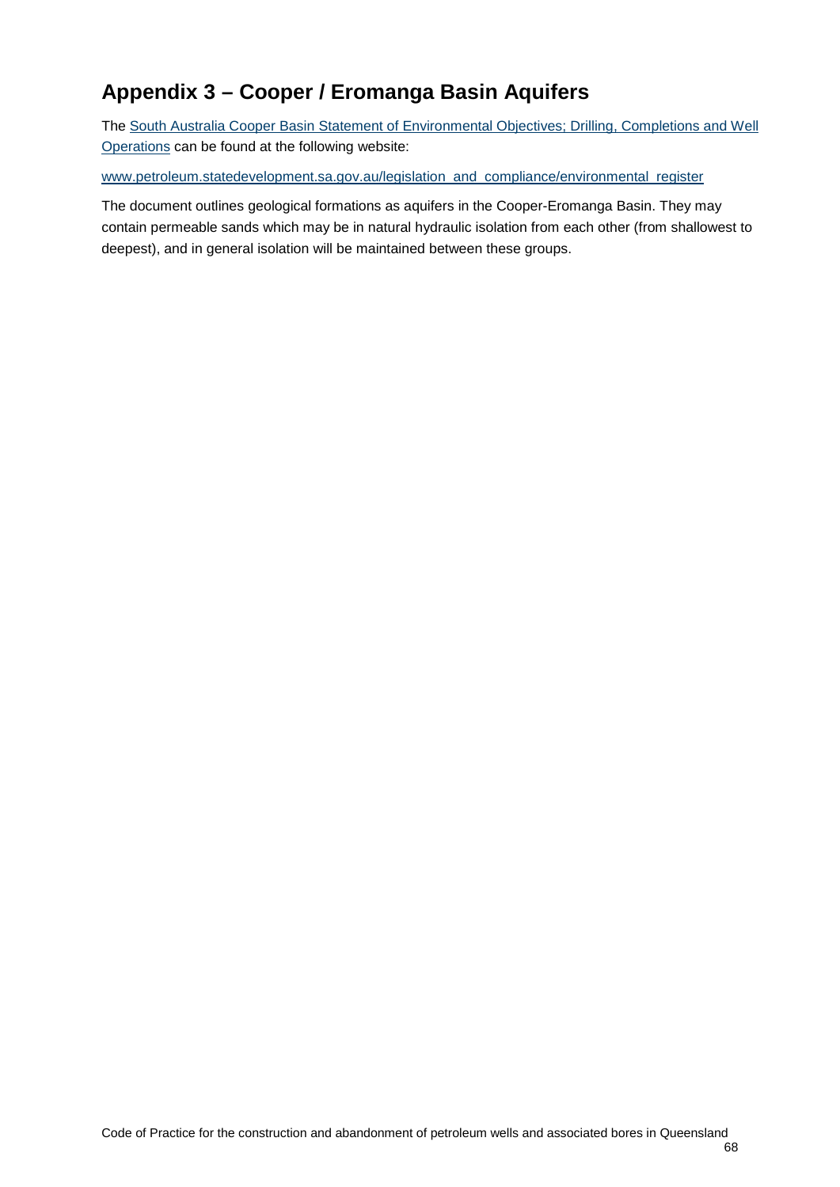## Appendix 3 – Cooper / Eromanga Basin Aquifers

The South Australia Cooper Basin Statement of Environmental Objectives; Drilling, Completions and Well Operations can be found at the following website:

www.petroleum.statedevelopment.sa.gov.au/legislation_and_compliance/environmental_register

The document outlines geological formations as aquifers in the Cooper-Eromanga Basin. They may contain permeable sands which may be in natural hydraulic isolation from each other (from shallowest to deepest), and in general isolation will be maintained between these groups.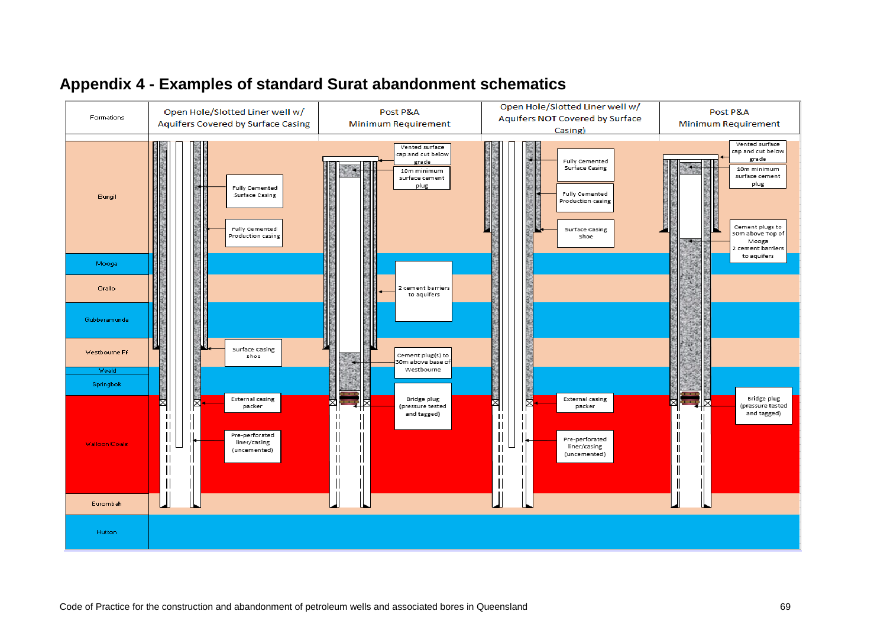## Appendix 4 - Examples of standard Surat abandonment schematics

| Formations | Open Hole/Slotted Liner well w/ Aquifers Covered by Surface Casing | Post P&A Minimum Requirement | Open Hole/Slotted Liner well w/ Aquifers NOT Covered by Surface Casing) | Post P&A Minimum Requirement |
|---|---|---|---|---|
| Bungil | Fully Cemented Surface Casing; Fully Cemented Production casing | Vented surface cap and cut below grade; 10m minimum surface cement plug | Fully Cemented Surface Casing; Fully Cemented Production casing; Surface Casing Shoe | Vented surface cap and cut below grade; 10m minimum surface cement plug; Cement plugs to 30m above Top of Mooga 2 cement barriers to aquifers |
| Mooga | | 2 cement barriers to aquifers | | |
| Orallo | | | | |
| Gubberamunda | | | | |
| Westbourne Fr | Surface Casing Shoe | Cement plug(s) to 30m above base of Westbourne | | |
| Weald | | | | |
| Springbok | | | | |
| Walloon Coals | External casing packer; Pre-perforated liner/casing (uncemented) | Bridge plug (pressure tested and tagged) | External casing packer; Pre-perforated liner/casing (uncemented) | Bridge plug (pressure tested and tagged) |
| Eurombah | | | | |
| Hutton | | | | |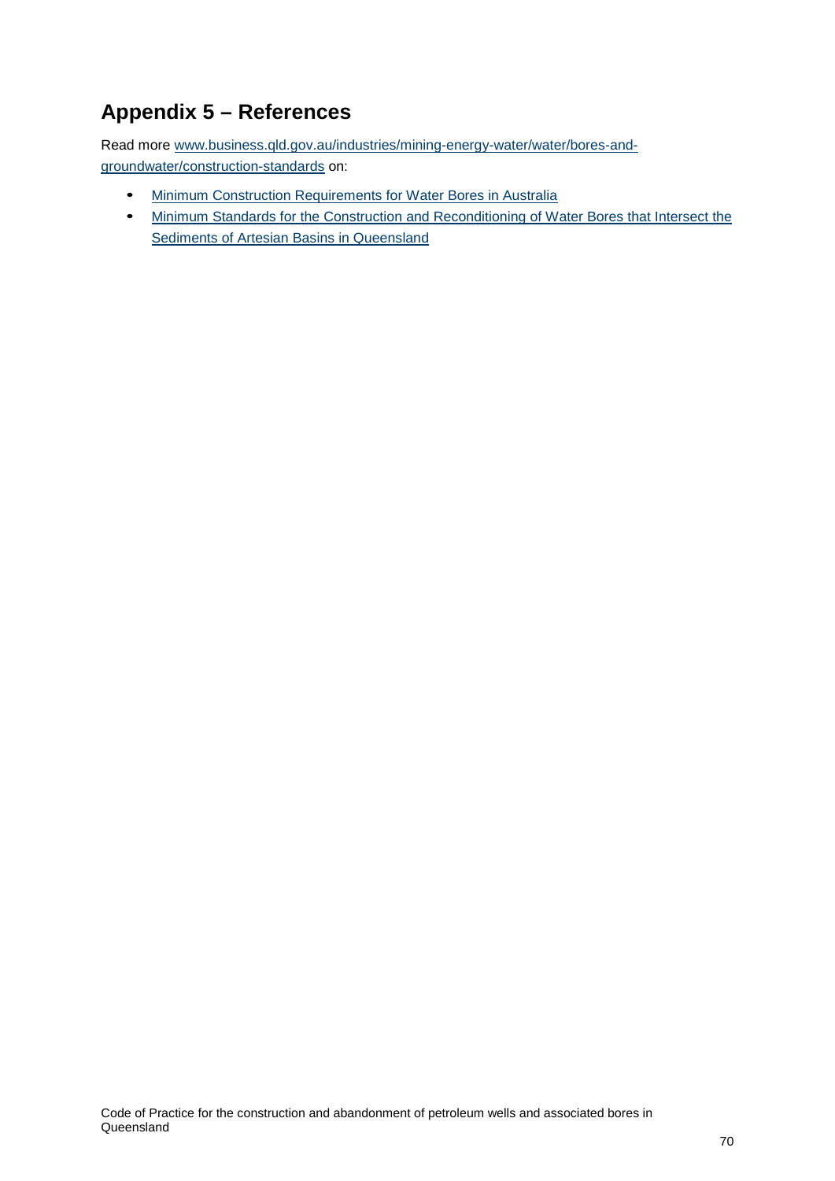## Appendix 5 – References

Read more [www.business.qld.gov.au/industries/mining-energy-water/water/bores-and-groundwater/construction-standards](www.business.qld.gov.au/industries/mining-energy-water/water/bores-and-groundwater/construction-standards) on:

- Minimum Construction Requirements for Water Bores in Australia
- Minimum Standards for the Construction and Reconditioning of Water Bores that Intersect the Sediments of Artesian Basins in Queensland